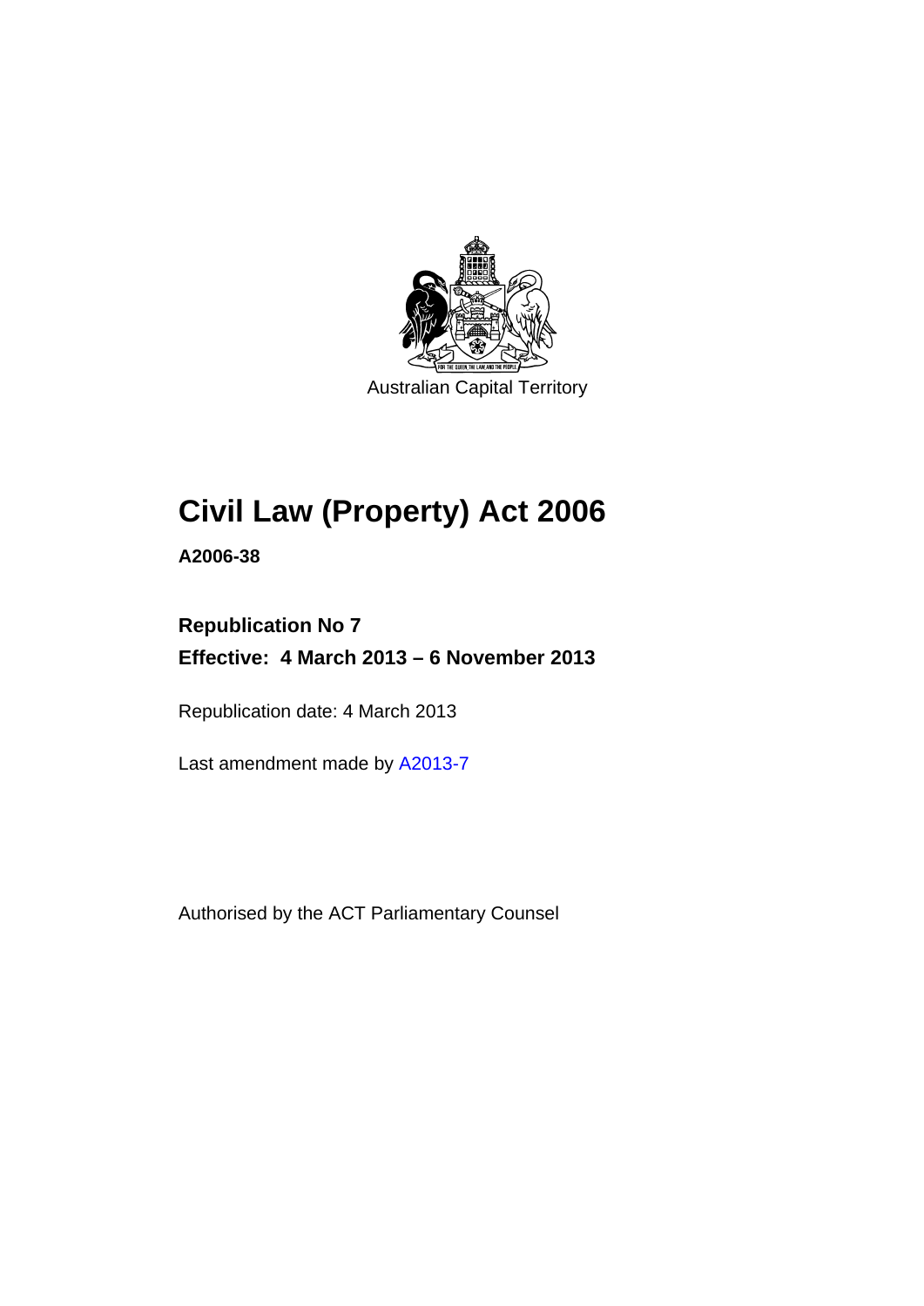Australian Capital Territory

# Civil Law (Property) Act 2006

**A2006-38**

**Republication No 7**

**Effective: 4 March 2013 – 6 November 2013**

Republication date: 4 March 2013

Last amendment made by A2013-7

Authorised by the ACT Parliamentary Counsel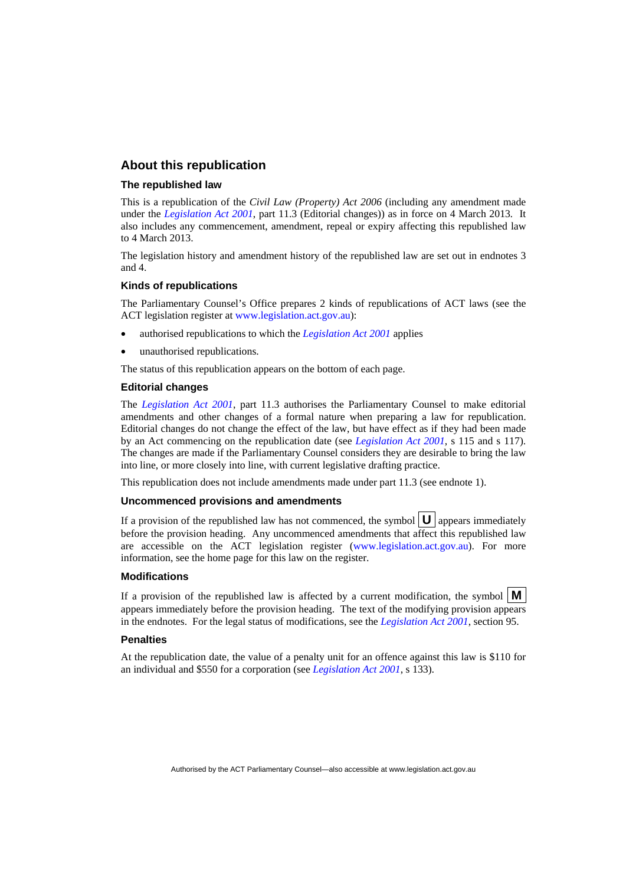## About this republication

### The republished law

This is a republication of the *Civil Law (Property) Act 2006* (including any amendment made under the *Legislation Act 2001*, part 11.3 (Editorial changes)) as in force on 4 March 2013. It also includes any commencement, amendment, repeal or expiry affecting this republished law to 4 March 2013.

The legislation history and amendment history of the republished law are set out in endnotes 3 and 4.

### Kinds of republications

The Parliamentary Counsel's Office prepares 2 kinds of republications of ACT laws (see the ACT legislation register at www.legislation.act.gov.au):

- authorised republications to which the *Legislation Act 2001* applies
- unauthorised republications.

The status of this republication appears on the bottom of each page.

### Editorial changes

The *Legislation Act 2001*, part 11.3 authorises the Parliamentary Counsel to make editorial amendments and other changes of a formal nature when preparing a law for republication. Editorial changes do not change the effect of the law, but have effect as if they had been made by an Act commencing on the republication date (see *Legislation Act 2001*, s 115 and s 117). The changes are made if the Parliamentary Counsel considers they are desirable to bring the law into line, or more closely into line, with current legislative drafting practice.

This republication does not include amendments made under part 11.3 (see endnote 1).

### Uncommenced provisions and amendments

If a provision of the republished law has not commenced, the symbol **U** appears immediately before the provision heading. Any uncommenced amendments that affect this republished law are accessible on the ACT legislation register (www.legislation.act.gov.au). For more information, see the home page for this law on the register.

### Modifications

If a provision of the republished law is affected by a current modification, the symbol **M** appears immediately before the provision heading. The text of the modifying provision appears in the endnotes. For the legal status of modifications, see the *Legislation Act 2001*, section 95.

### Penalties

At the republication date, the value of a penalty unit for an offence against this law is $110 for an individual and $550 for a corporation (see *Legislation Act 2001*, s 133).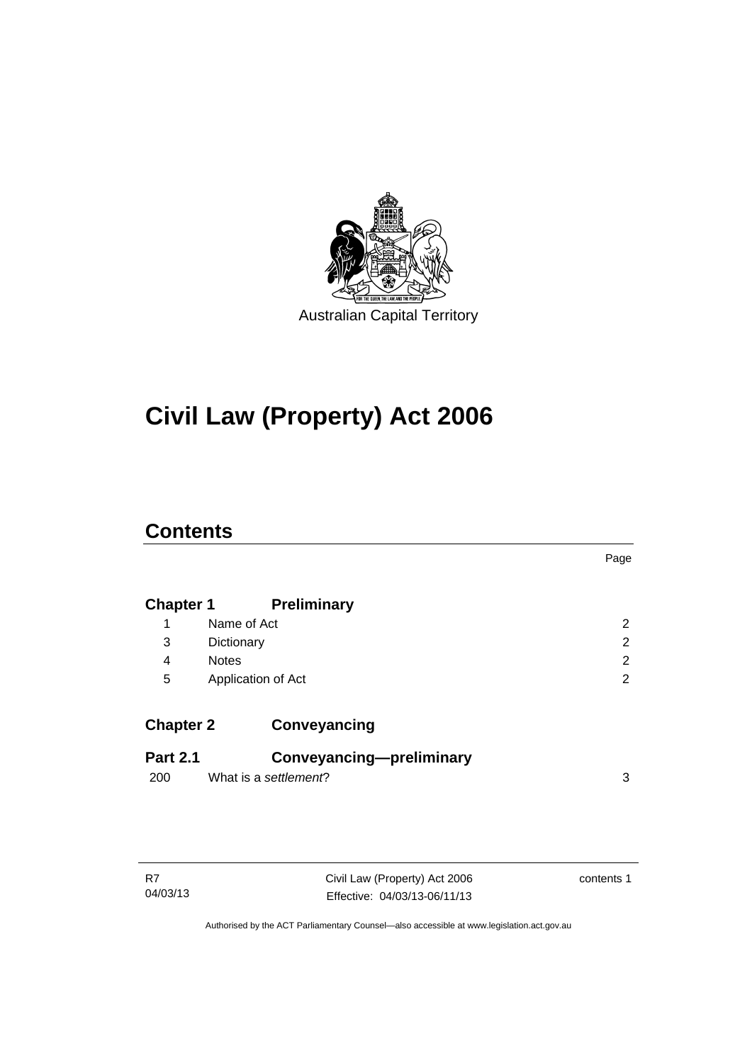Australian Capital Territory

# Civil Law (Property) Act 2006

## Contents

| | | Page |
|---|---|---|
| **Chapter 1** | **Preliminary** | |
| 1 | Name of Act | 2 |
| 3 | Dictionary | 2 |
| 4 | Notes | 2 |
| 5 | Application of Act | 2 |
| **Chapter 2** | **Conveyancing** | |
| **Part 2.1** | **Conveyancing—preliminary** | |
| 200 | What is a *settlement*? | 3 |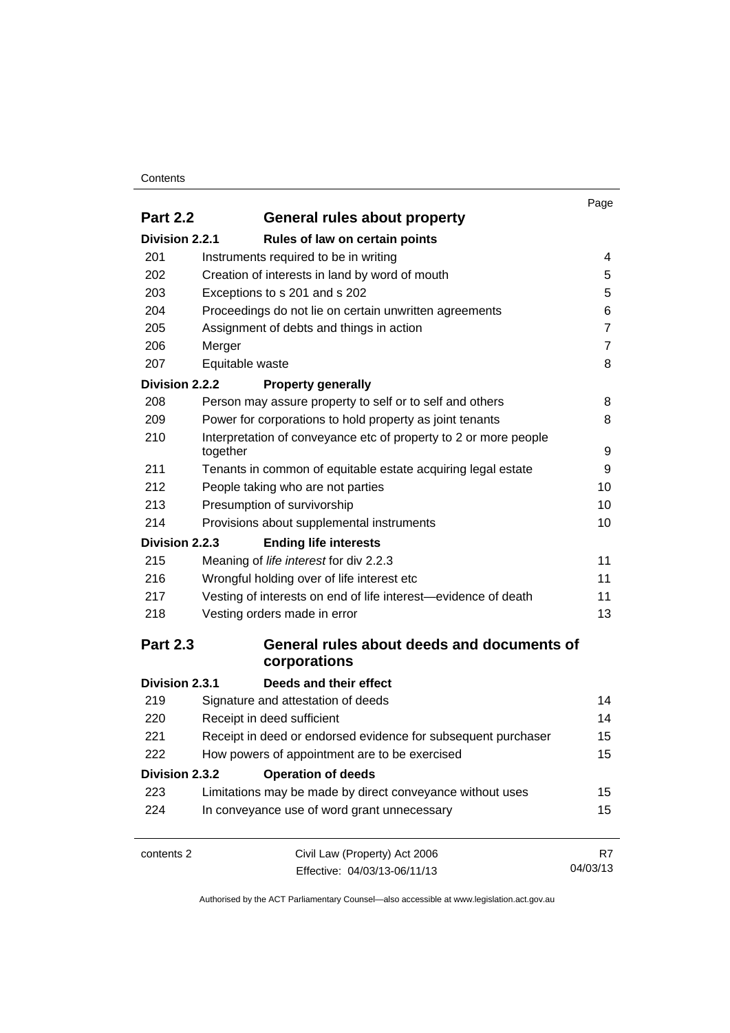| | | Page |
|---|---|---|
| **Part 2.2** | **General rules about property** | |
| **Division 2.2.1** | **Rules of law on certain points** | |
| 201 | Instruments required to be in writing | 4 |
| 202 | Creation of interests in land by word of mouth | 5 |
| 203 | Exceptions to s 201 and s 202 | 5 |
| 204 | Proceedings do not lie on certain unwritten agreements | 6 |
| 205 | Assignment of debts and things in action | 7 |
| 206 | Merger | 7 |
| 207 | Equitable waste | 8 |
| **Division 2.2.2** | **Property generally** | |
| 208 | Person may assure property to self or to self and others | 8 |
| 209 | Power for corporations to hold property as joint tenants | 8 |
| 210 | Interpretation of conveyance etc of property to 2 or more people together | 9 |
| 211 | Tenants in common of equitable estate acquiring legal estate | 9 |
| 212 | People taking who are not parties | 10 |
| 213 | Presumption of survivorship | 10 |
| 214 | Provisions about supplemental instruments | 10 |
| **Division 2.2.3** | **Ending life interests** | |
| 215 | Meaning of *life interest* for div 2.2.3 | 11 |
| 216 | Wrongful holding over of life interest etc | 11 |
| 217 | Vesting of interests on end of life interest—evidence of death | 11 |
| 218 | Vesting orders made in error | 13 |
| **Part 2.3** | **General rules about deeds and documents of corporations** | |
| **Division 2.3.1** | **Deeds and their effect** | |
| 219 | Signature and attestation of deeds | 14 |
| 220 | Receipt in deed sufficient | 14 |
| 221 | Receipt in deed or endorsed evidence for subsequent purchaser | 15 |
| 222 | How powers of appointment are to be exercised | 15 |
| **Division 2.3.2** | **Operation of deeds** | |
| 223 | Limitations may be made by direct conveyance without uses | 15 |
| 224 | In conveyance use of word grant unnecessary | 15 |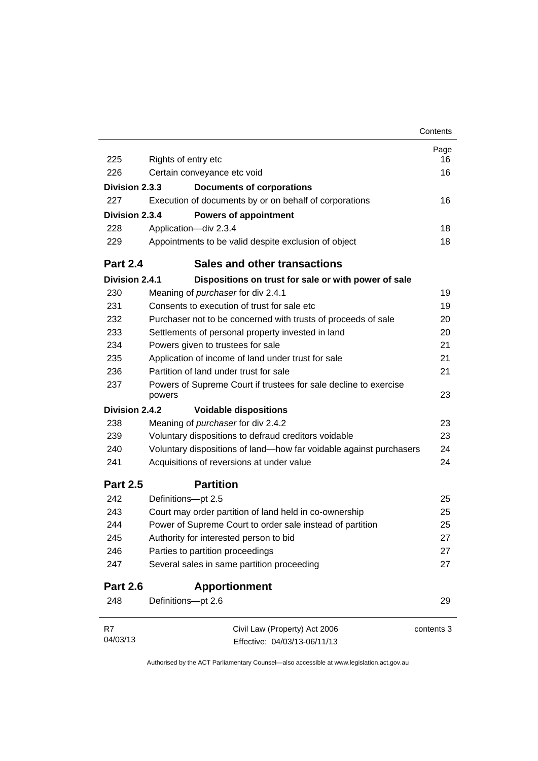| | | Page |
|---|---|---|
| 225 | Rights of entry etc | 16 |
| 226 | Certain conveyance etc void | 16 |
| **Division 2.3.3** | **Documents of corporations** | |
| 227 | Execution of documents by or on behalf of corporations | 16 |
| **Division 2.3.4** | **Powers of appointment** | |
| 228 | Application—div 2.3.4 | 18 |
| 229 | Appointments to be valid despite exclusion of object | 18 |
| **Part 2.4** | **Sales and other transactions** | |
| **Division 2.4.1** | **Dispositions on trust for sale or with power of sale** | |
| 230 | Meaning of *purchaser* for div 2.4.1 | 19 |
| 231 | Consents to execution of trust for sale etc | 19 |
| 232 | Purchaser not to be concerned with trusts of proceeds of sale | 20 |
| 233 | Settlements of personal property invested in land | 20 |
| 234 | Powers given to trustees for sale | 21 |
| 235 | Application of income of land under trust for sale | 21 |
| 236 | Partition of land under trust for sale | 21 |
| 237 | Powers of Supreme Court if trustees for sale decline to exercise powers | 23 |
| **Division 2.4.2** | **Voidable dispositions** | |
| 238 | Meaning of *purchaser* for div 2.4.2 | 23 |
| 239 | Voluntary dispositions to defraud creditors voidable | 23 |
| 240 | Voluntary dispositions of land—how far voidable against purchasers | 24 |
| 241 | Acquisitions of reversions at under value | 24 |
| **Part 2.5** | **Partition** | |
| 242 | Definitions—pt 2.5 | 25 |
| 243 | Court may order partition of land held in co-ownership | 25 |
| 244 | Power of Supreme Court to order sale instead of partition | 25 |
| 245 | Authority for interested person to bid | 27 |
| 246 | Parties to partition proceedings | 27 |
| 247 | Several sales in same partition proceeding | 27 |
| **Part 2.6** | **Apportionment** | |
| 248 | Definitions—pt 2.6 | 29 |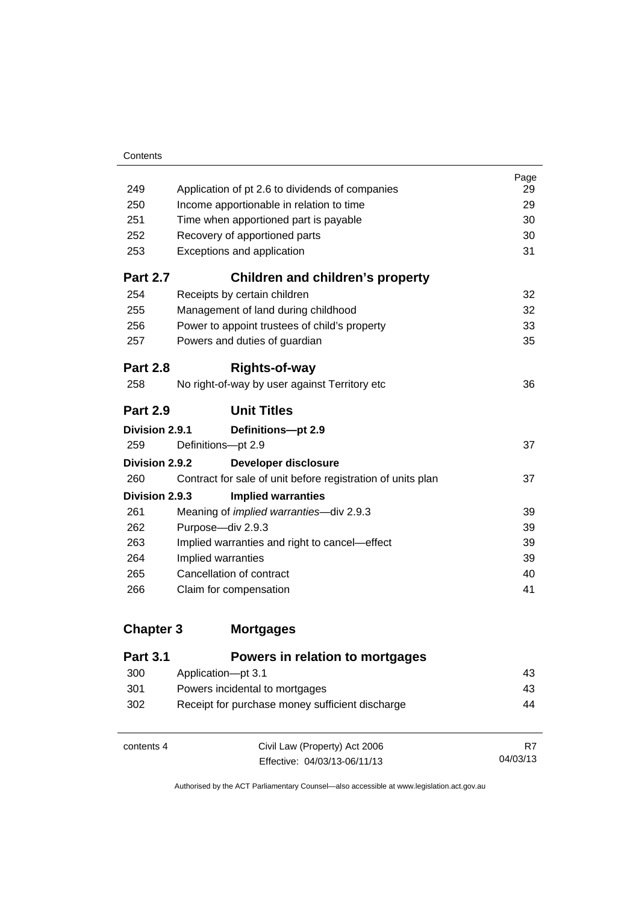| | | Page |
|---|---|---|
| 249 | Application of pt 2.6 to dividends of companies | 29 |
| 250 | Income apportionable in relation to time | 29 |
| 251 | Time when apportioned part is payable | 30 |
| 252 | Recovery of apportioned parts | 30 |
| 253 | Exceptions and application | 31 |

## Part 2.7 Children and children's property

| | | |
|---|---|---|
| 254 | Receipts by certain children | 32 |
| 255 | Management of land during childhood | 32 |
| 256 | Power to appoint trustees of child's property | 33 |
| 257 | Powers and duties of guardian | 35 |

## Part 2.8 Rights-of-way

| | | |
|---|---|---|
| 258 | No right-of-way by user against Territory etc | 36 |

## Part 2.9 Unit Titles

### Division 2.9.1 Definitions—pt 2.9

| | | |
|---|---|---|
| 259 | Definitions—pt 2.9 | 37 |

### Division 2.9.2 Developer disclosure

| | | |
|---|---|---|
| 260 | Contract for sale of unit before registration of units plan | 37 |

### Division 2.9.3 Implied warranties

| | | |
|---|---|---|
| 261 | Meaning of *implied warranties*—div 2.9.3 | 39 |
| 262 | Purpose—div 2.9.3 | 39 |
| 263 | Implied warranties and right to cancel—effect | 39 |
| 264 | Implied warranties | 39 |
| 265 | Cancellation of contract | 40 |
| 266 | Claim for compensation | 41 |

# Chapter 3 Mortgages

## Part 3.1 Powers in relation to mortgages

| | | |
|---|---|---|
| 300 | Application—pt 3.1 | 43 |
| 301 | Powers incidental to mortgages | 43 |
| 302 | Receipt for purchase money sufficient discharge | 44 |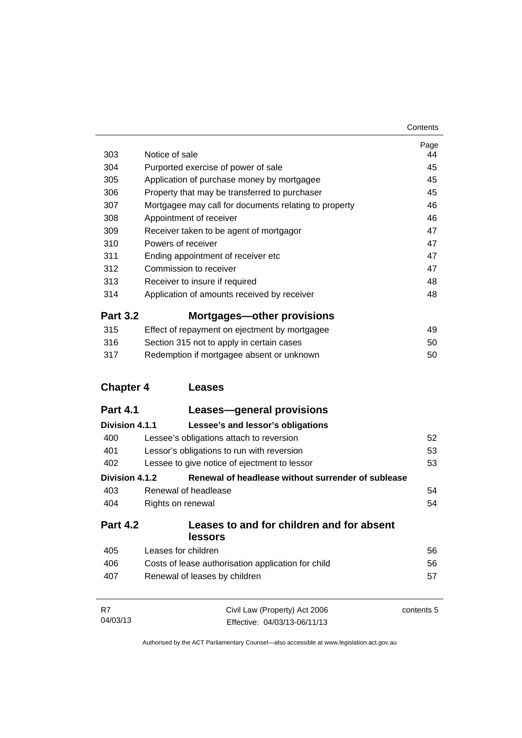| | | Page |
|---|---|---|
| 303 | Notice of sale | 44 |
| 304 | Purported exercise of power of sale | 45 |
| 305 | Application of purchase money by mortgagee | 45 |
| 306 | Property that may be transferred to purchaser | 45 |
| 307 | Mortgagee may call for documents relating to property | 46 |
| 308 | Appointment of receiver | 46 |
| 309 | Receiver taken to be agent of mortgagor | 47 |
| 310 | Powers of receiver | 47 |
| 311 | Ending appointment of receiver etc | 47 |
| 312 | Commission to receiver | 47 |
| 313 | Receiver to insure if required | 48 |
| 314 | Application of amounts received by receiver | 48 |

## Part 3.2 Mortgages—other provisions

| | | |
|---|---|---|
| 315 | Effect of repayment on ejectment by mortgagee | 49 |
| 316 | Section 315 not to apply in certain cases | 50 |
| 317 | Redemption if mortgagee absent or unknown | 50 |

# Chapter 4 Leases

## Part 4.1 Leases—general provisions

### Division 4.1.1 Lessee's and lessor's obligations

| | | |
|---|---|---|
| 400 | Lessee's obligations attach to reversion | 52 |
| 401 | Lessor's obligations to run with reversion | 53 |
| 402 | Lessee to give notice of ejectment to lessor | 53 |

### Division 4.1.2 Renewal of headlease without surrender of sublease

| | | |
|---|---|---|
| 403 | Renewal of headlease | 54 |
| 404 | Rights on renewal | 54 |

## Part 4.2 Leases to and for children and for absent lessors

| | | |
|---|---|---|
| 405 | Leases for children | 56 |
| 406 | Costs of lease authorisation application for child | 56 |
| 407 | Renewal of leases by children | 57 |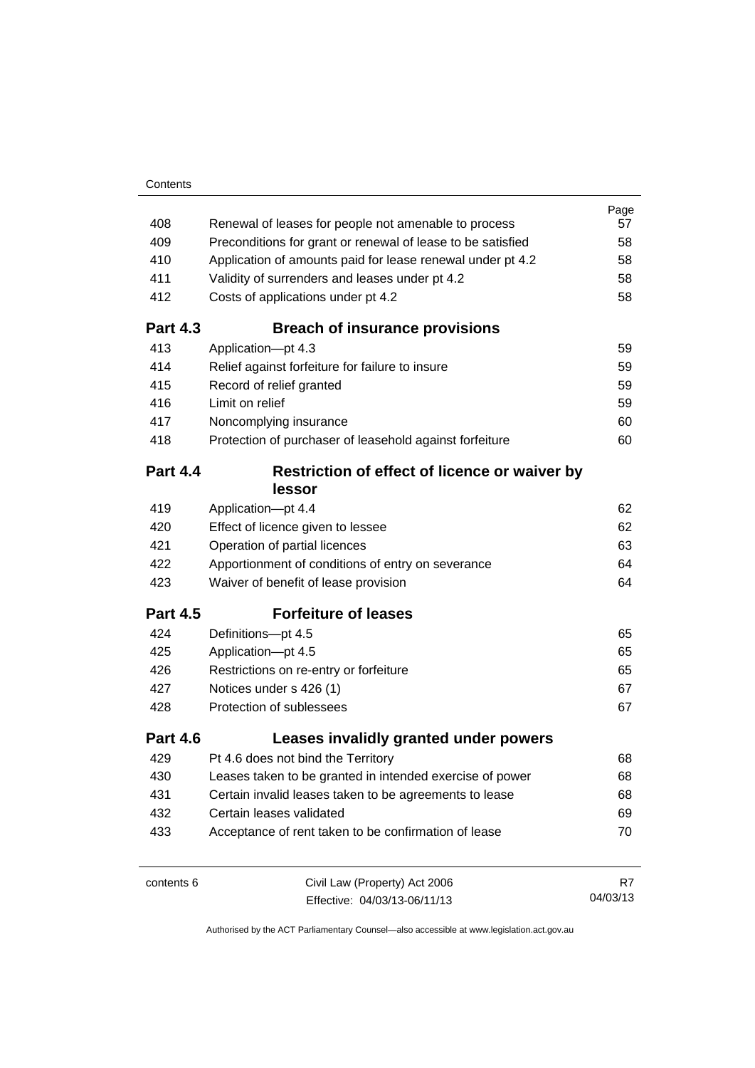| | | Page |
|---|---|---|
| 408 | Renewal of leases for people not amenable to process | 57 |
| 409 | Preconditions for grant or renewal of lease to be satisfied | 58 |
| 410 | Application of amounts paid for lease renewal under pt 4.2 | 58 |
| 411 | Validity of surrenders and leases under pt 4.2 | 58 |
| 412 | Costs of applications under pt 4.2 | 58 |
| **Part 4.3** | **Breach of insurance provisions** | |
| 413 | Application—pt 4.3 | 59 |
| 414 | Relief against forfeiture for failure to insure | 59 |
| 415 | Record of relief granted | 59 |
| 416 | Limit on relief | 59 |
| 417 | Noncomplying insurance | 60 |
| 418 | Protection of purchaser of leasehold against forfeiture | 60 |
| **Part 4.4** | **Restriction of effect of licence or waiver by lessor** | |
| 419 | Application—pt 4.4 | 62 |
| 420 | Effect of licence given to lessee | 62 |
| 421 | Operation of partial licences | 63 |
| 422 | Apportionment of conditions of entry on severance | 64 |
| 423 | Waiver of benefit of lease provision | 64 |
| **Part 4.5** | **Forfeiture of leases** | |
| 424 | Definitions—pt 4.5 | 65 |
| 425 | Application—pt 4.5 | 65 |
| 426 | Restrictions on re-entry or forfeiture | 65 |
| 427 | Notices under s 426 (1) | 67 |
| 428 | Protection of sublessees | 67 |
| **Part 4.6** | **Leases invalidly granted under powers** | |
| 429 | Pt 4.6 does not bind the Territory | 68 |
| 430 | Leases taken to be granted in intended exercise of power | 68 |
| 431 | Certain invalid leases taken to be agreements to lease | 68 |
| 432 | Certain leases validated | 69 |
| 433 | Acceptance of rent taken to be confirmation of lease | 70 |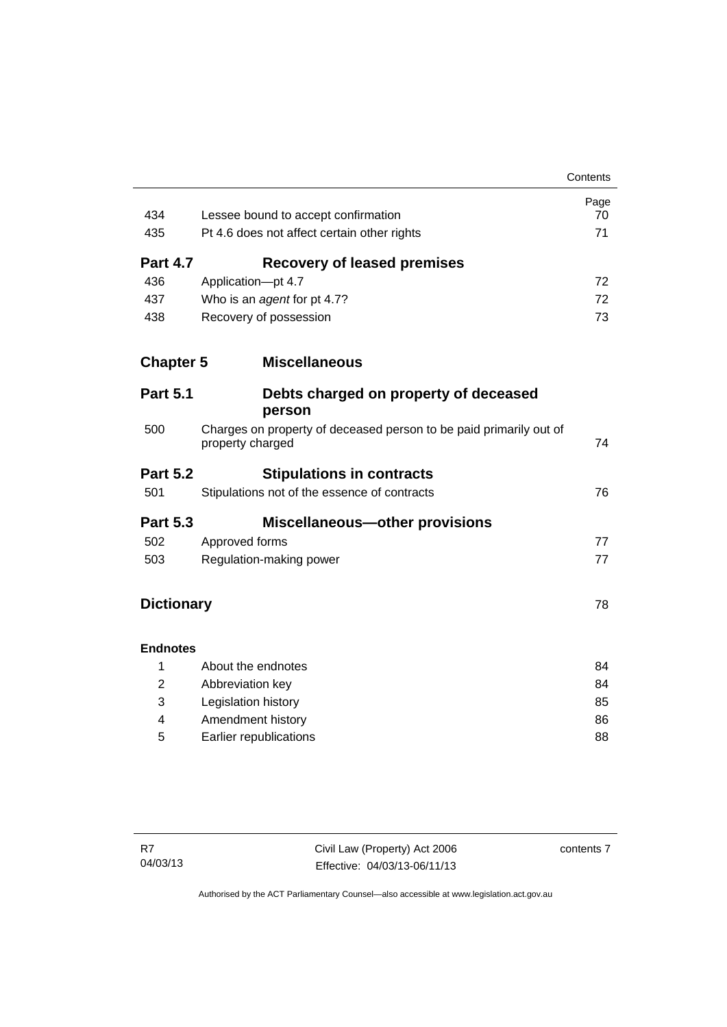| | | Page |
|---|---|---|
| 434 | Lessee bound to accept confirmation | 70 |
| 435 | Pt 4.6 does not affect certain other rights | 71 |
| **Part 4.7** | **Recovery of leased premises** | |
| 436 | Application—pt 4.7 | 72 |
| 437 | Who is an *agent* for pt 4.7? | 72 |
| 438 | Recovery of possession | 73 |
| **Chapter 5** | **Miscellaneous** | |
| **Part 5.1** | **Debts charged on property of deceased person** | |
| 500 | Charges on property of deceased person to be paid primarily out of property charged | 74 |
| **Part 5.2** | **Stipulations in contracts** | |
| 501 | Stipulations not of the essence of contracts | 76 |
| **Part 5.3** | **Miscellaneous—other provisions** | |
| 502 | Approved forms | 77 |
| 503 | Regulation-making power | 77 |
| **Dictionary** | | 78 |
| **Endnotes** | | |
| 1 | About the endnotes | 84 |
| 2 | Abbreviation key | 84 |
| 3 | Legislation history | 85 |
| 4 | Amendment history | 86 |
| 5 | Earlier republications | 88 |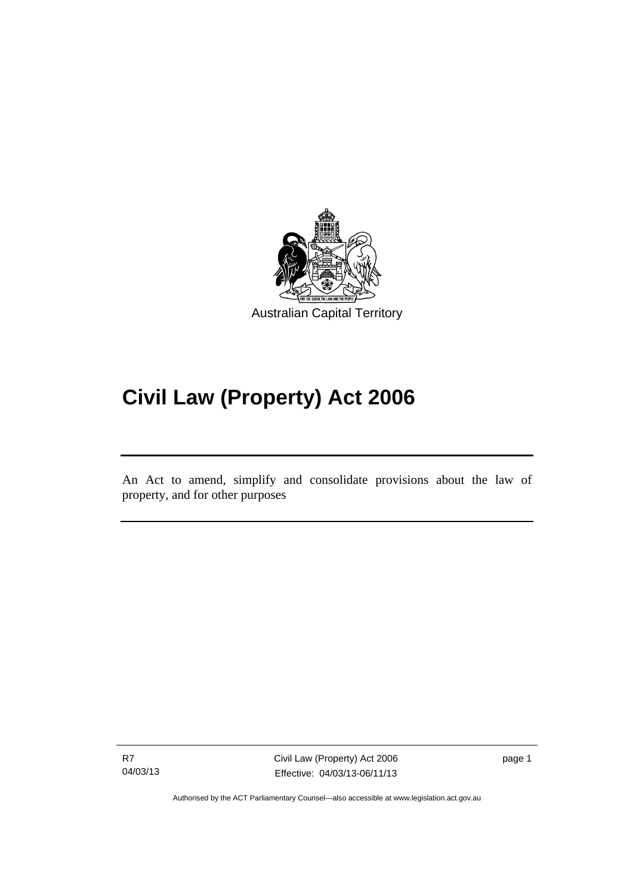Australian Capital Territory

# Civil Law (Property) Act 2006

An Act to amend, simplify and consolidate provisions about the law of property, and for other purposes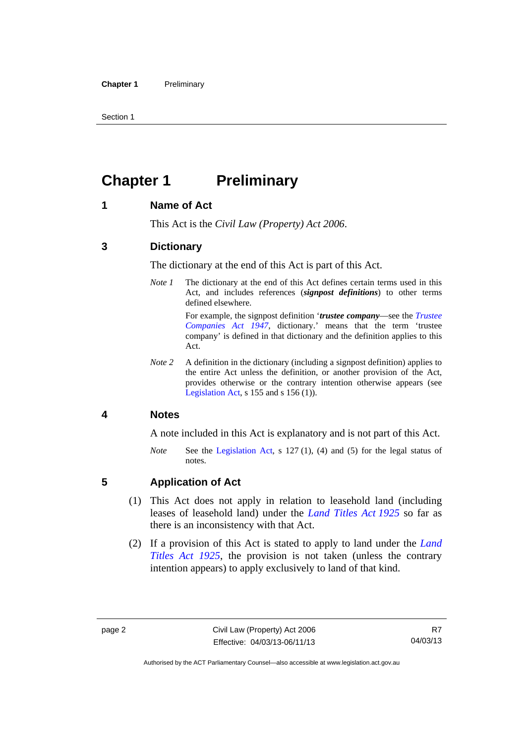# Chapter 1 Preliminary

## 1 Name of Act

This Act is the *Civil Law (Property) Act 2006*.

## 3 Dictionary

The dictionary at the end of this Act is part of this Act.

*Note 1* The dictionary at the end of this Act defines certain terms used in this Act, and includes references (***signpost definitions***) to other terms defined elsewhere.

For example, the signpost definition '***trustee company***—see the *Trustee Companies Act 1947*, dictionary.' means that the term 'trustee company' is defined in that dictionary and the definition applies to this Act.

*Note 2* A definition in the dictionary (including a signpost definition) applies to the entire Act unless the definition, or another provision of the Act, provides otherwise or the contrary intention otherwise appears (see Legislation Act, s 155 and s 156 (1)).

## 4 Notes

A note included in this Act is explanatory and is not part of this Act.

*Note* See the Legislation Act, s 127 (1), (4) and (5) for the legal status of notes.

## 5 Application of Act

(1) This Act does not apply in relation to leasehold land (including leases of leasehold land) under the *Land Titles Act 1925* so far as there is an inconsistency with that Act.

(2) If a provision of this Act is stated to apply to land under the *Land Titles Act 1925*, the provision is not taken (unless the contrary intention appears) to apply exclusively to land of that kind.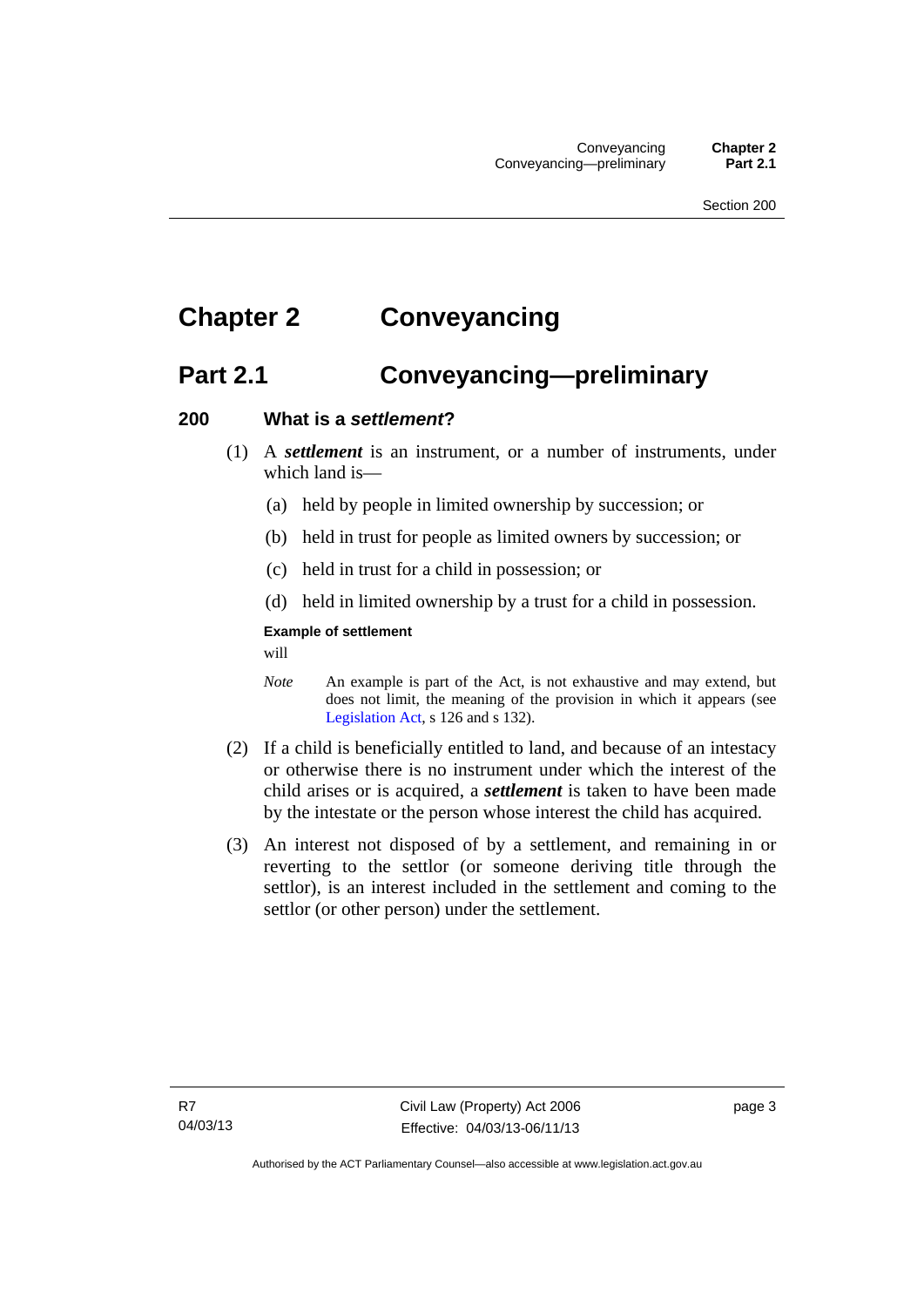# Chapter 2 Conveyancing

## Part 2.1 Conveyancing—preliminary

### 200 What is a *settlement*?

(1) A ***settlement*** is an instrument, or a number of instruments, under which land is—

(a) held by people in limited ownership by succession; or

(b) held in trust for people as limited owners by succession; or

(c) held in trust for a child in possession; or

(d) held in limited ownership by a trust for a child in possession.

**Example of settlement**

will

*Note* An example is part of the Act, is not exhaustive and may extend, but does not limit, the meaning of the provision in which it appears (see Legislation Act, s 126 and s 132).

(2) If a child is beneficially entitled to land, and because of an intestacy or otherwise there is no instrument under which the interest of the child arises or is acquired, a ***settlement*** is taken to have been made by the intestate or the person whose interest the child has acquired.

(3) An interest not disposed of by a settlement, and remaining in or reverting to the settlor (or someone deriving title through the settlor), is an interest included in the settlement and coming to the settlor (or other person) under the settlement.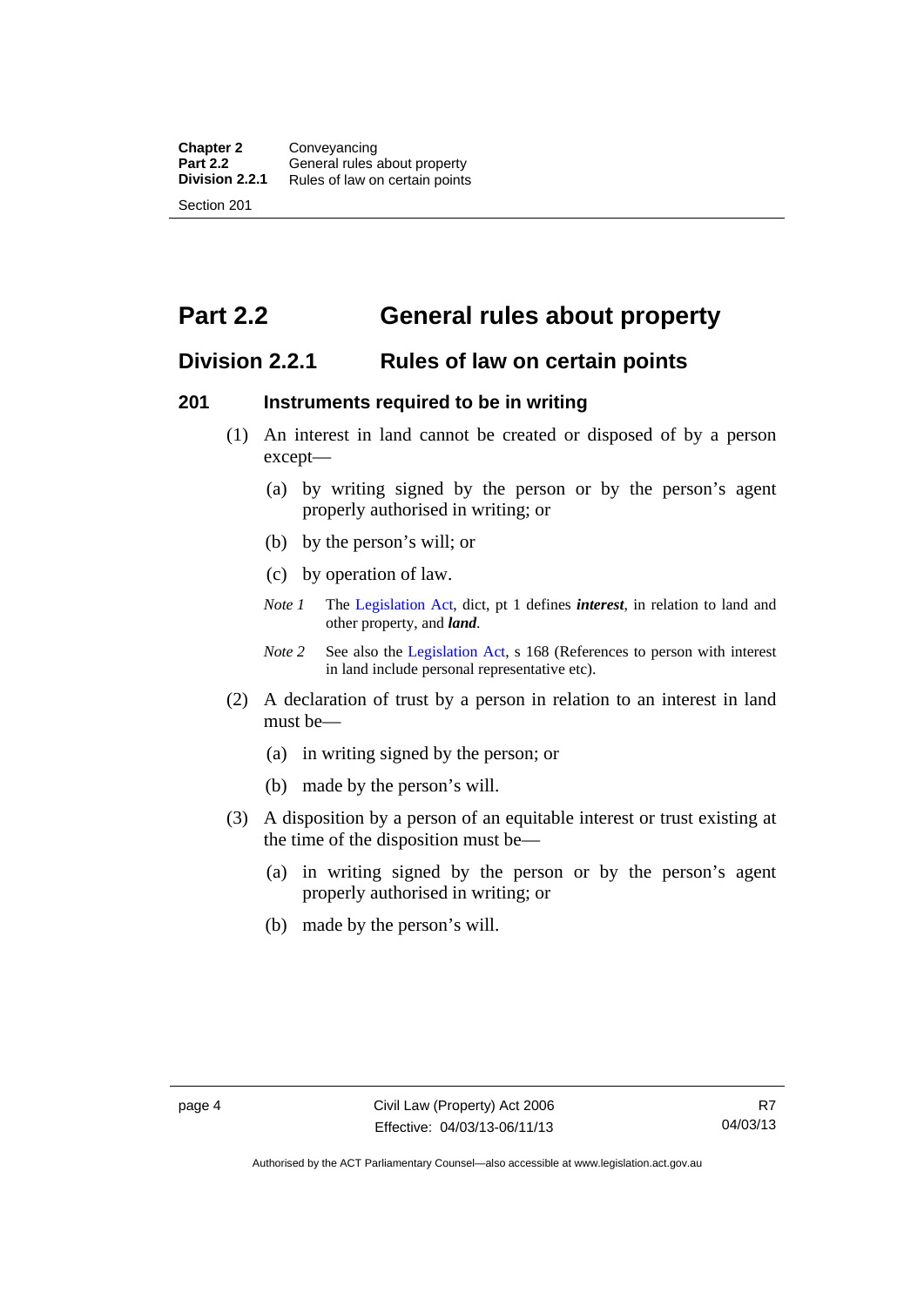# Part 2.2 General rules about property

## Division 2.2.1 Rules of law on certain points

### 201 Instruments required to be in writing

(1) An interest in land cannot be created or disposed of by a person except—

(a) by writing signed by the person or by the person's agent properly authorised in writing; or

(b) by the person's will; or

(c) by operation of law.

*Note 1* The Legislation Act, dict, pt 1 defines ***interest***, in relation to land and other property, and ***land***.

*Note 2* See also the Legislation Act, s 168 (References to person with interest in land include personal representative etc).

(2) A declaration of trust by a person in relation to an interest in land must be—

(a) in writing signed by the person; or

(b) made by the person's will.

(3) A disposition by a person of an equitable interest or trust existing at the time of the disposition must be—

(a) in writing signed by the person or by the person's agent properly authorised in writing; or

(b) made by the person's will.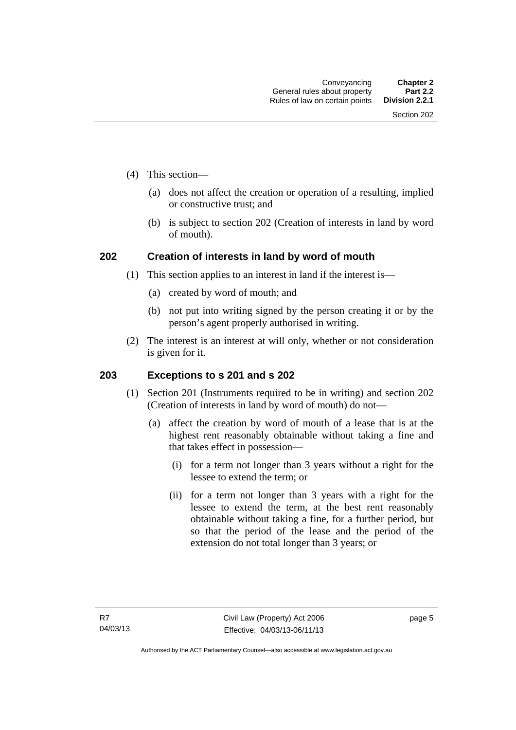(4) This section—

(a) does not affect the creation or operation of a resulting, implied or constructive trust; and

(b) is subject to section 202 (Creation of interests in land by word of mouth).

## 202 Creation of interests in land by word of mouth

(1) This section applies to an interest in land if the interest is—

(a) created by word of mouth; and

(b) not put into writing signed by the person creating it or by the person's agent properly authorised in writing.

(2) The interest is an interest at will only, whether or not consideration is given for it.

## 203 Exceptions to s 201 and s 202

(1) Section 201 (Instruments required to be in writing) and section 202 (Creation of interests in land by word of mouth) do not—

(a) affect the creation by word of mouth of a lease that is at the highest rent reasonably obtainable without taking a fine and that takes effect in possession—

(i) for a term not longer than 3 years without a right for the lessee to extend the term; or

(ii) for a term not longer than 3 years with a right for the lessee to extend the term, at the best rent reasonably obtainable without taking a fine, for a further period, but so that the period of the lease and the period of the extension do not total longer than 3 years; or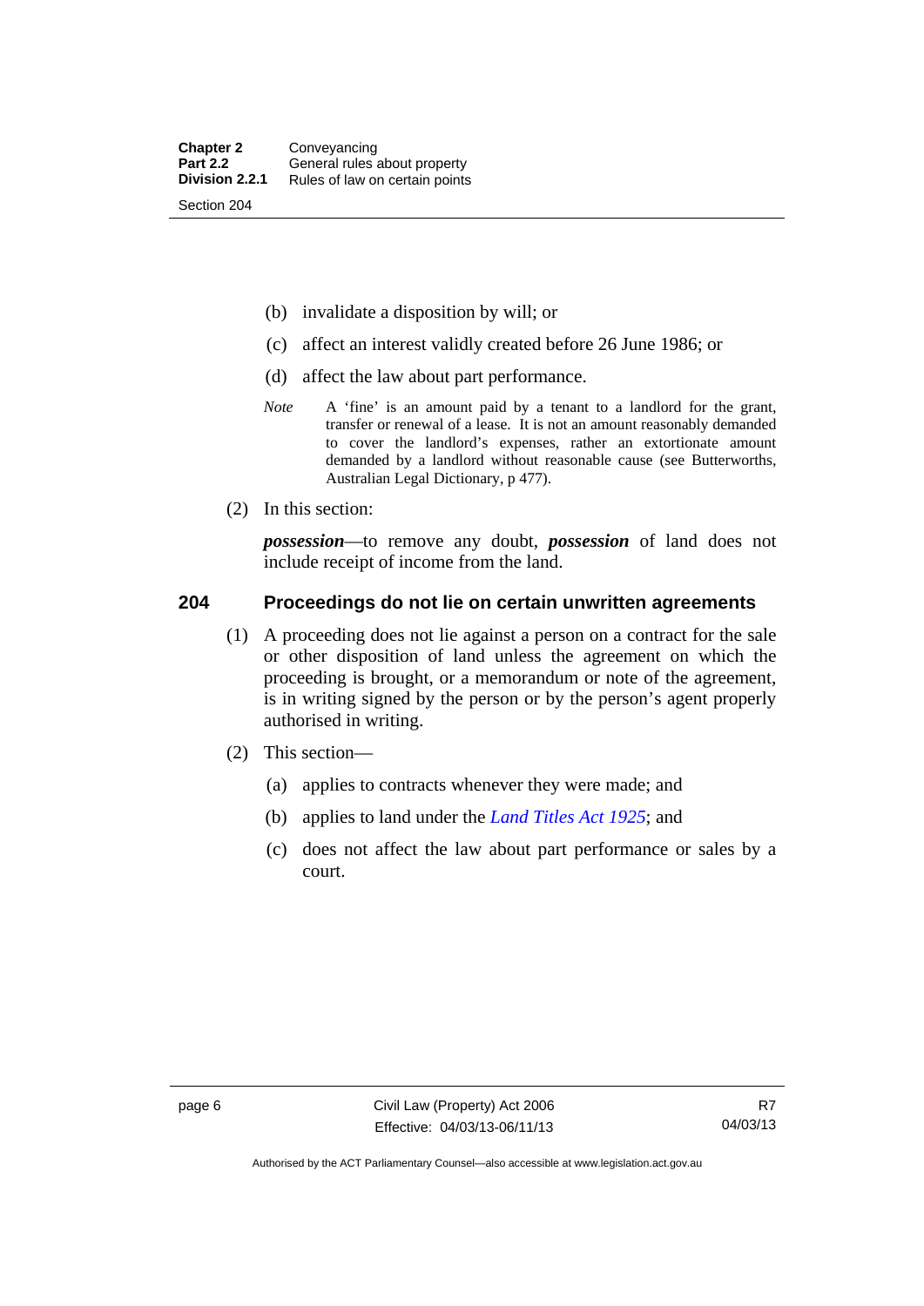(b) invalidate a disposition by will; or

(c) affect an interest validly created before 26 June 1986; or

(d) affect the law about part performance.

*Note* A 'fine' is an amount paid by a tenant to a landlord for the grant, transfer or renewal of a lease. It is not an amount reasonably demanded to cover the landlord's expenses, rather an extortionate amount demanded by a landlord without reasonable cause (see Butterworths, Australian Legal Dictionary, p 477).

(2) In this section:

***possession***—to remove any doubt, ***possession*** of land does not include receipt of income from the land.

## 204 Proceedings do not lie on certain unwritten agreements

(1) A proceeding does not lie against a person on a contract for the sale or other disposition of land unless the agreement on which the proceeding is brought, or a memorandum or note of the agreement, is in writing signed by the person or by the person's agent properly authorised in writing.

(2) This section—

(a) applies to contracts whenever they were made; and

(b) applies to land under the *Land Titles Act 1925*; and

(c) does not affect the law about part performance or sales by a court.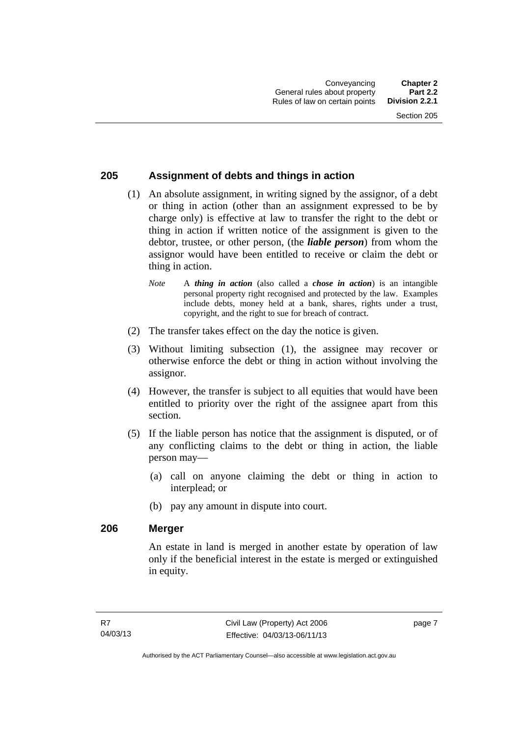## 205 Assignment of debts and things in action

(1) An absolute assignment, in writing signed by the assignor, of a debt or thing in action (other than an assignment expressed to be by charge only) is effective at law to transfer the right to the debt or thing in action if written notice of the assignment is given to the debtor, trustee, or other person, (the ***liable person***) from whom the assignor would have been entitled to receive or claim the debt or thing in action.

*Note* A ***thing in action*** (also called a ***chose in action***) is an intangible personal property right recognised and protected by the law. Examples include debts, money held at a bank, shares, rights under a trust, copyright, and the right to sue for breach of contract.

(2) The transfer takes effect on the day the notice is given.

(3) Without limiting subsection (1), the assignee may recover or otherwise enforce the debt or thing in action without involving the assignor.

(4) However, the transfer is subject to all equities that would have been entitled to priority over the right of the assignee apart from this section.

(5) If the liable person has notice that the assignment is disputed, or of any conflicting claims to the debt or thing in action, the liable person may—

(a) call on anyone claiming the debt or thing in action to interplead; or

(b) pay any amount in dispute into court.

## 206 Merger

An estate in land is merged in another estate by operation of law only if the beneficial interest in the estate is merged or extinguished in equity.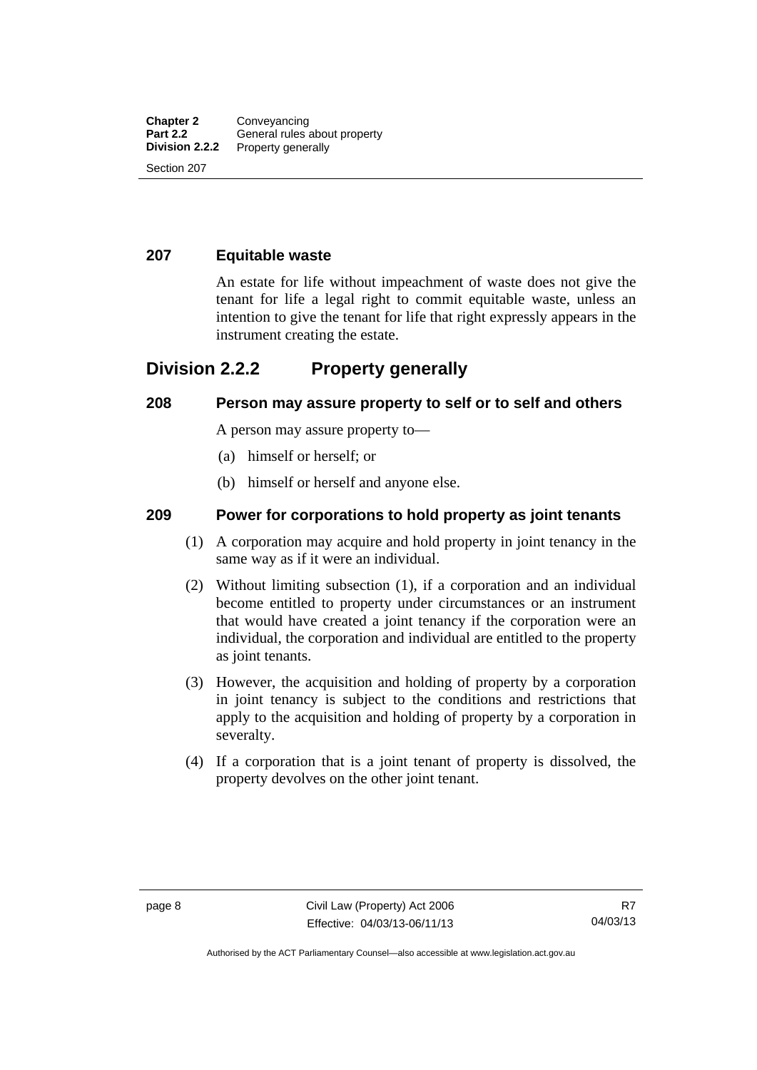### 207 Equitable waste

An estate for life without impeachment of waste does not give the tenant for life a legal right to commit equitable waste, unless an intention to give the tenant for life that right expressly appears in the instrument creating the estate.

## Division 2.2.2 Property generally

### 208 Person may assure property to self or to self and others

A person may assure property to—

(a) himself or herself; or

(b) himself or herself and anyone else.

### 209 Power for corporations to hold property as joint tenants

(1) A corporation may acquire and hold property in joint tenancy in the same way as if it were an individual.

(2) Without limiting subsection (1), if a corporation and an individual become entitled to property under circumstances or an instrument that would have created a joint tenancy if the corporation were an individual, the corporation and individual are entitled to the property as joint tenants.

(3) However, the acquisition and holding of property by a corporation in joint tenancy is subject to the conditions and restrictions that apply to the acquisition and holding of property by a corporation in severalty.

(4) If a corporation that is a joint tenant of property is dissolved, the property devolves on the other joint tenant.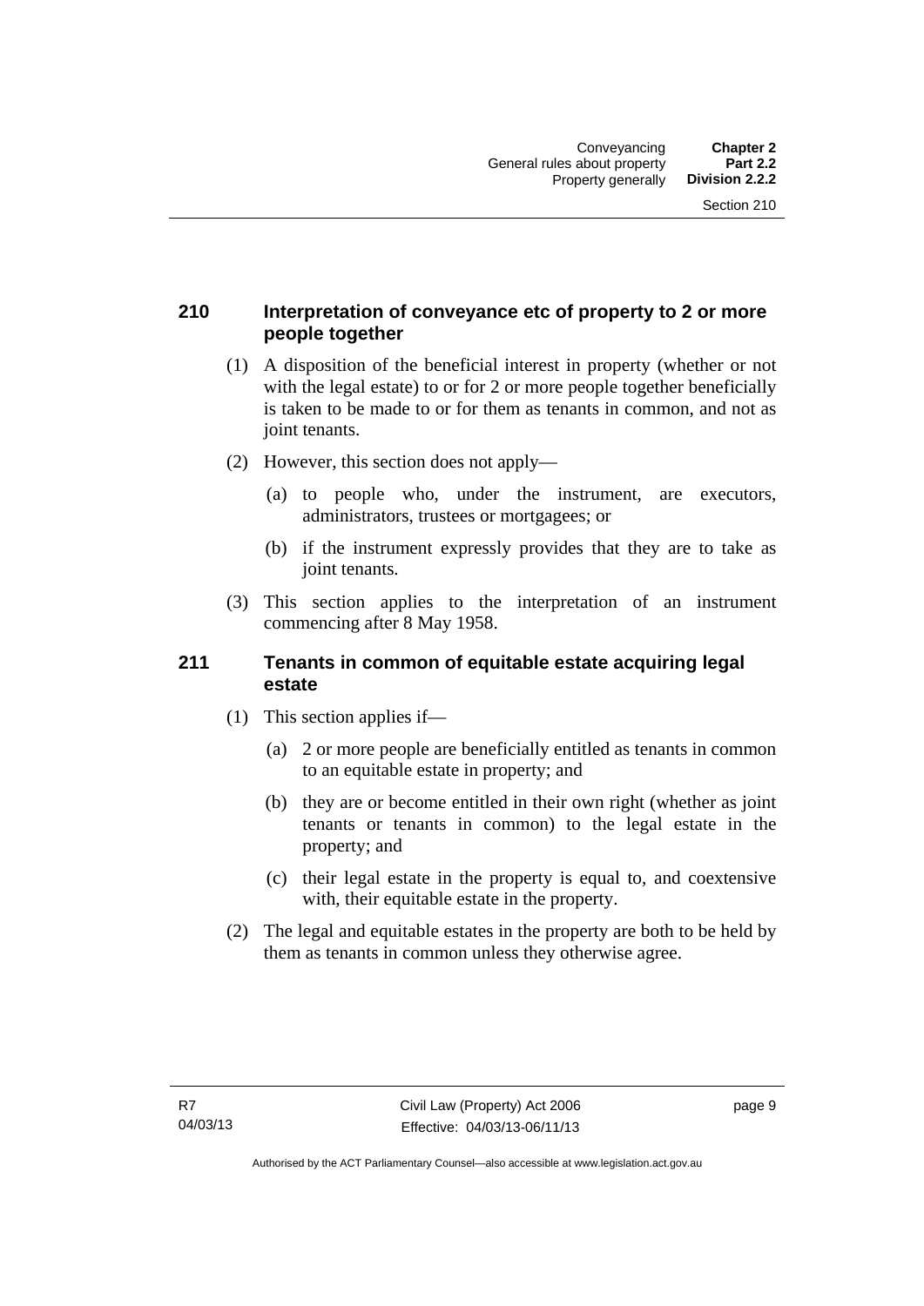## 210 Interpretation of conveyance etc of property to 2 or more people together

(1) A disposition of the beneficial interest in property (whether or not with the legal estate) to or for 2 or more people together beneficially is taken to be made to or for them as tenants in common, and not as joint tenants.

(2) However, this section does not apply—

(a) to people who, under the instrument, are executors, administrators, trustees or mortgagees; or

(b) if the instrument expressly provides that they are to take as joint tenants.

(3) This section applies to the interpretation of an instrument commencing after 8 May 1958.

## 211 Tenants in common of equitable estate acquiring legal estate

(1) This section applies if—

(a) 2 or more people are beneficially entitled as tenants in common to an equitable estate in property; and

(b) they are or become entitled in their own right (whether as joint tenants or tenants in common) to the legal estate in the property; and

(c) their legal estate in the property is equal to, and coextensive with, their equitable estate in the property.

(2) The legal and equitable estates in the property are both to be held by them as tenants in common unless they otherwise agree.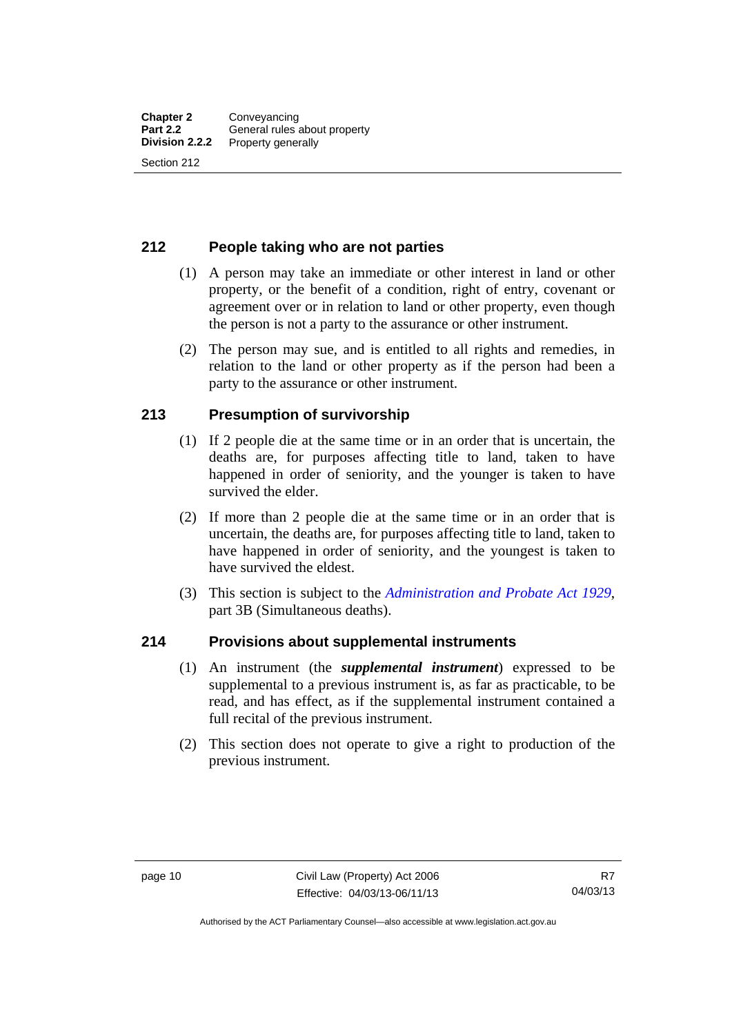## 212 People taking who are not parties

(1) A person may take an immediate or other interest in land or other property, or the benefit of a condition, right of entry, covenant or agreement over or in relation to land or other property, even though the person is not a party to the assurance or other instrument.

(2) The person may sue, and is entitled to all rights and remedies, in relation to the land or other property as if the person had been a party to the assurance or other instrument.

## 213 Presumption of survivorship

(1) If 2 people die at the same time or in an order that is uncertain, the deaths are, for purposes affecting title to land, taken to have happened in order of seniority, and the younger is taken to have survived the elder.

(2) If more than 2 people die at the same time or in an order that is uncertain, the deaths are, for purposes affecting title to land, taken to have happened in order of seniority, and the youngest is taken to have survived the eldest.

(3) This section is subject to the *Administration and Probate Act 1929*, part 3B (Simultaneous deaths).

## 214 Provisions about supplemental instruments

(1) An instrument (the ***supplemental instrument***) expressed to be supplemental to a previous instrument is, as far as practicable, to be read, and has effect, as if the supplemental instrument contained a full recital of the previous instrument.

(2) This section does not operate to give a right to production of the previous instrument.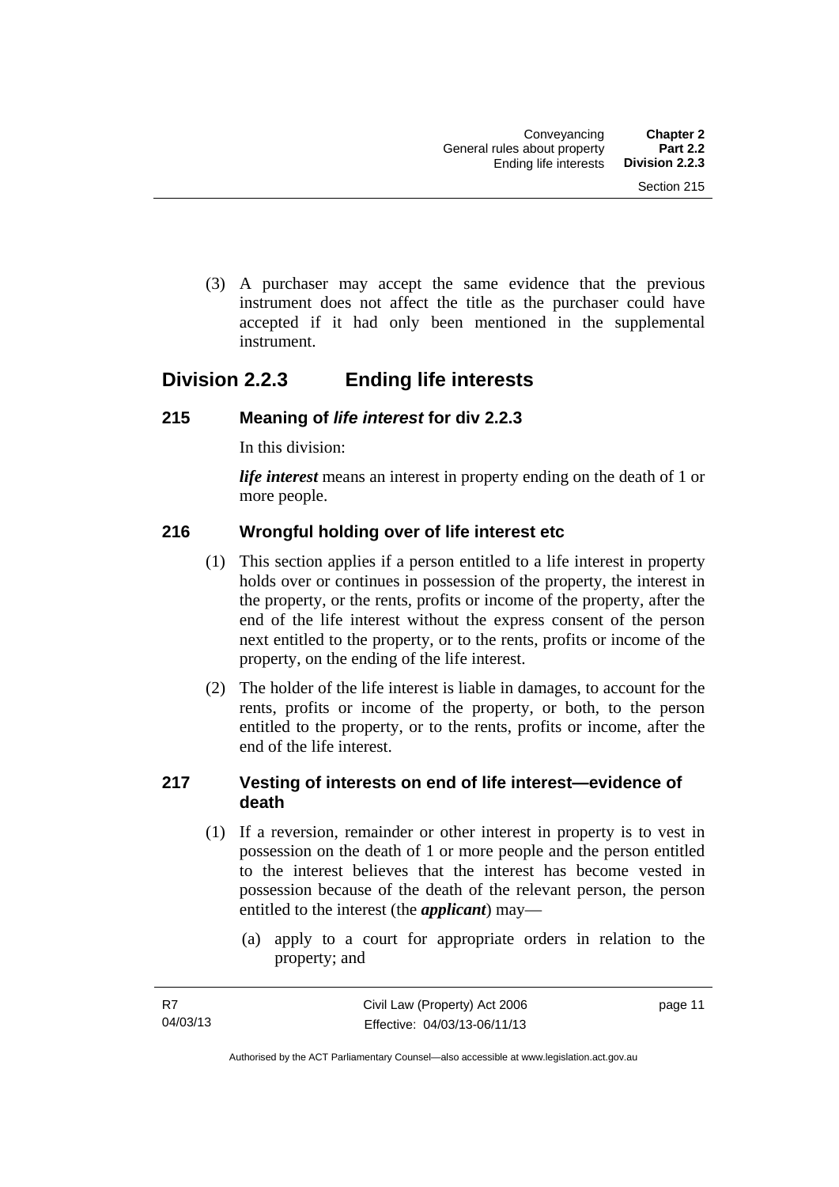(3) A purchaser may accept the same evidence that the previous instrument does not affect the title as the purchaser could have accepted if it had only been mentioned in the supplemental instrument.

## Division 2.2.3 Ending life interests

### 215 Meaning of *life interest* for div 2.2.3

In this division:

***life interest*** means an interest in property ending on the death of 1 or more people.

### 216 Wrongful holding over of life interest etc

(1) This section applies if a person entitled to a life interest in property holds over or continues in possession of the property, the interest in the property, or the rents, profits or income of the property, after the end of the life interest without the express consent of the person next entitled to the property, or to the rents, profits or income of the property, on the ending of the life interest.

(2) The holder of the life interest is liable in damages, to account for the rents, profits or income of the property, or both, to the person entitled to the property, or to the rents, profits or income, after the end of the life interest.

### 217 Vesting of interests on end of life interest—evidence of death

(1) If a reversion, remainder or other interest in property is to vest in possession on the death of 1 or more people and the person entitled to the interest believes that the interest has become vested in possession because of the death of the relevant person, the person entitled to the interest (the ***applicant***) may—

(a) apply to a court for appropriate orders in relation to the property; and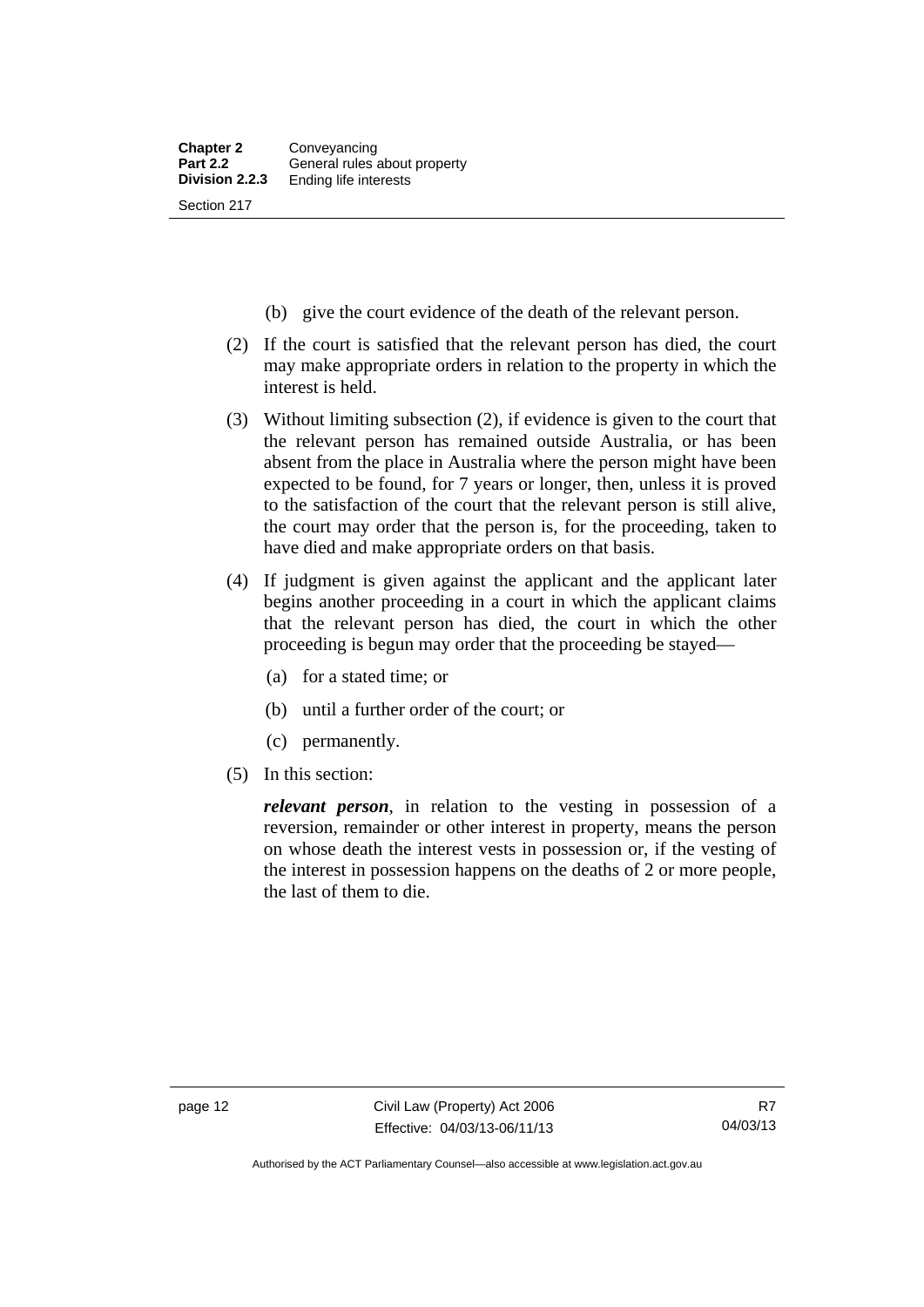(b) give the court evidence of the death of the relevant person.

(2) If the court is satisfied that the relevant person has died, the court may make appropriate orders in relation to the property in which the interest is held.

(3) Without limiting subsection (2), if evidence is given to the court that the relevant person has remained outside Australia, or has been absent from the place in Australia where the person might have been expected to be found, for 7 years or longer, then, unless it is proved to the satisfaction of the court that the relevant person is still alive, the court may order that the person is, for the proceeding, taken to have died and make appropriate orders on that basis.

(4) If judgment is given against the applicant and the applicant later begins another proceeding in a court in which the applicant claims that the relevant person has died, the court in which the other proceeding is begun may order that the proceeding be stayed—

(a) for a stated time; or

(b) until a further order of the court; or

(c) permanently.

(5) In this section:

***relevant person***, in relation to the vesting in possession of a reversion, remainder or other interest in property, means the person on whose death the interest vests in possession or, if the vesting of the interest in possession happens on the deaths of 2 or more people, the last of them to die.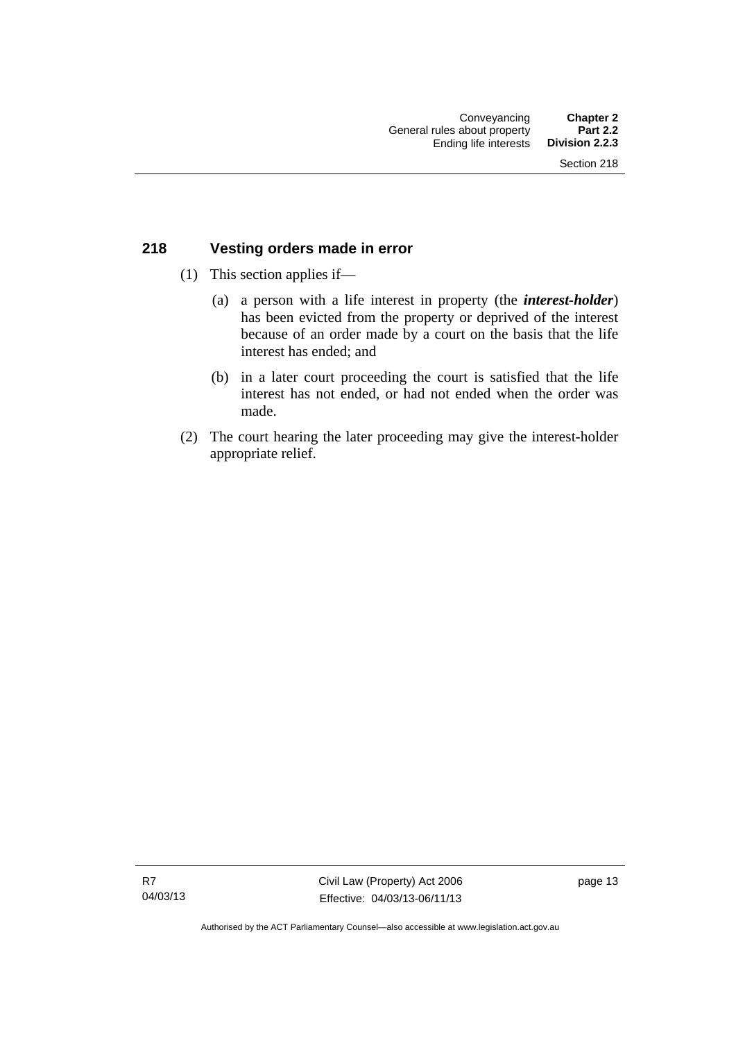## 218 Vesting orders made in error

(1) This section applies if—

(a) a person with a life interest in property (the ***interest-holder***) has been evicted from the property or deprived of the interest because of an order made by a court on the basis that the life interest has ended; and

(b) in a later court proceeding the court is satisfied that the life interest has not ended, or had not ended when the order was made.

(2) The court hearing the later proceeding may give the interest-holder appropriate relief.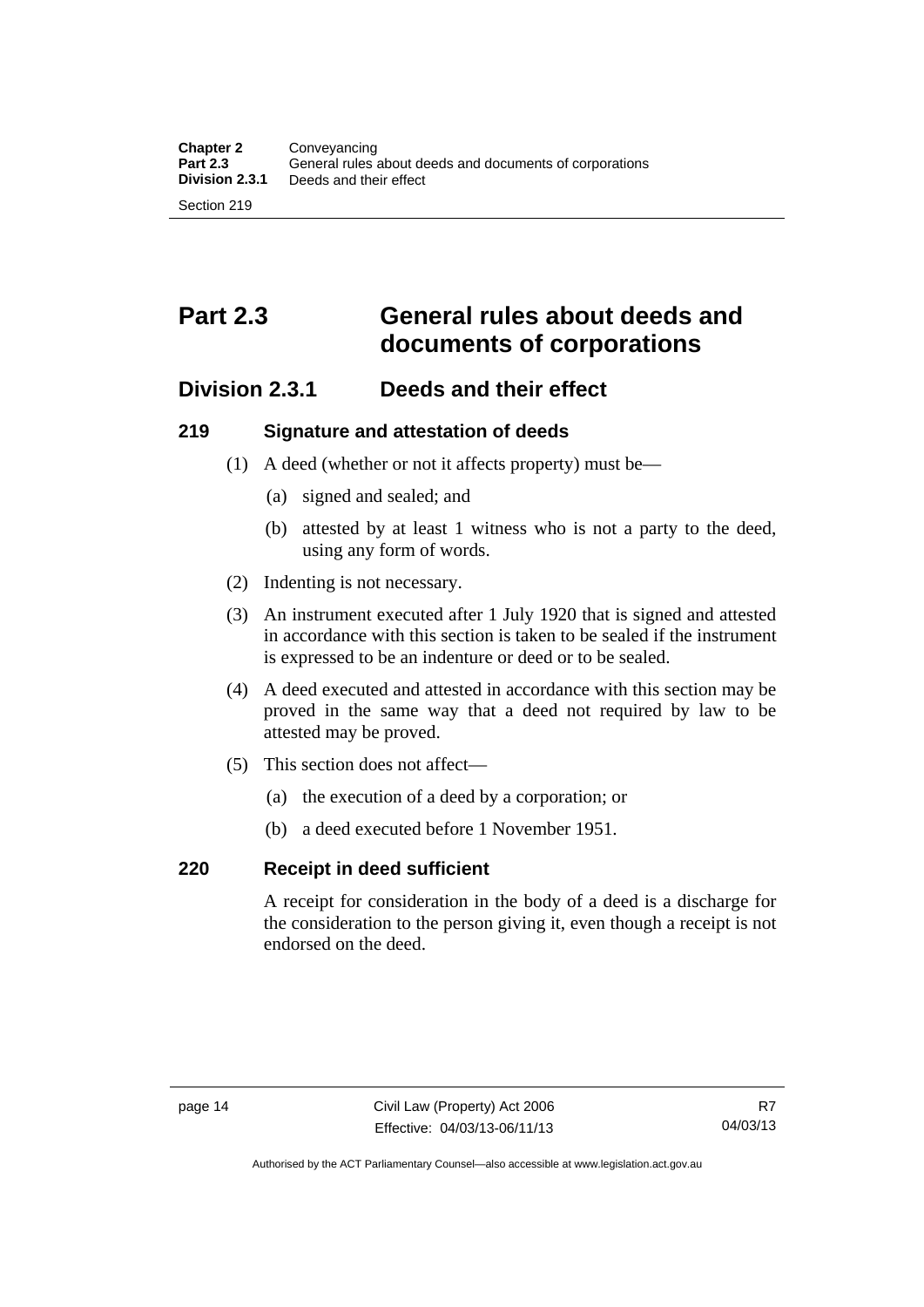# Part 2.3 General rules about deeds and documents of corporations

## Division 2.3.1 Deeds and their effect

### 219 Signature and attestation of deeds

(1) A deed (whether or not it affects property) must be—

(a) signed and sealed; and

(b) attested by at least 1 witness who is not a party to the deed, using any form of words.

(2) Indenting is not necessary.

(3) An instrument executed after 1 July 1920 that is signed and attested in accordance with this section is taken to be sealed if the instrument is expressed to be an indenture or deed or to be sealed.

(4) A deed executed and attested in accordance with this section may be proved in the same way that a deed not required by law to be attested may be proved.

(5) This section does not affect—

(a) the execution of a deed by a corporation; or

(b) a deed executed before 1 November 1951.

### 220 Receipt in deed sufficient

A receipt for consideration in the body of a deed is a discharge for the consideration to the person giving it, even though a receipt is not endorsed on the deed.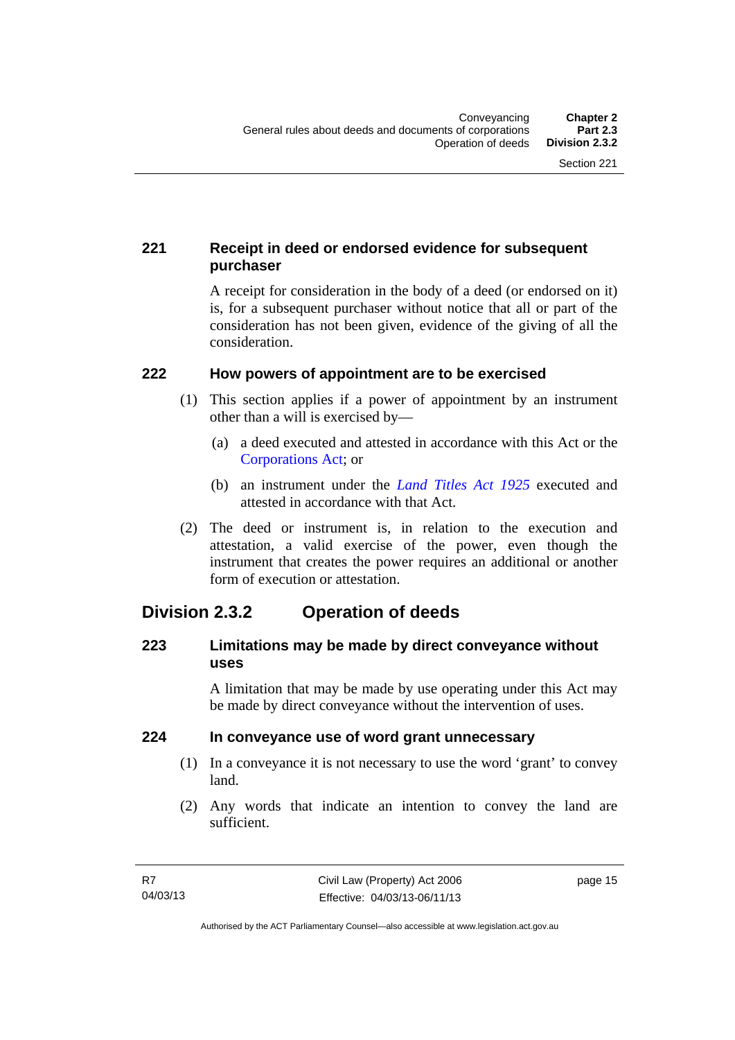### 221 Receipt in deed or endorsed evidence for subsequent purchaser

A receipt for consideration in the body of a deed (or endorsed on it) is, for a subsequent purchaser without notice that all or part of the consideration has not been given, evidence of the giving of all the consideration.

### 222 How powers of appointment are to be exercised

(1) This section applies if a power of appointment by an instrument other than a will is exercised by—

(a) a deed executed and attested in accordance with this Act or the Corporations Act; or

(b) an instrument under the *Land Titles Act 1925* executed and attested in accordance with that Act.

(2) The deed or instrument is, in relation to the execution and attestation, a valid exercise of the power, even though the instrument that creates the power requires an additional or another form of execution or attestation.

## Division 2.3.2 Operation of deeds

### 223 Limitations may be made by direct conveyance without uses

A limitation that may be made by use operating under this Act may be made by direct conveyance without the intervention of uses.

### 224 In conveyance use of word grant unnecessary

(1) In a conveyance it is not necessary to use the word 'grant' to convey land.

(2) Any words that indicate an intention to convey the land are sufficient.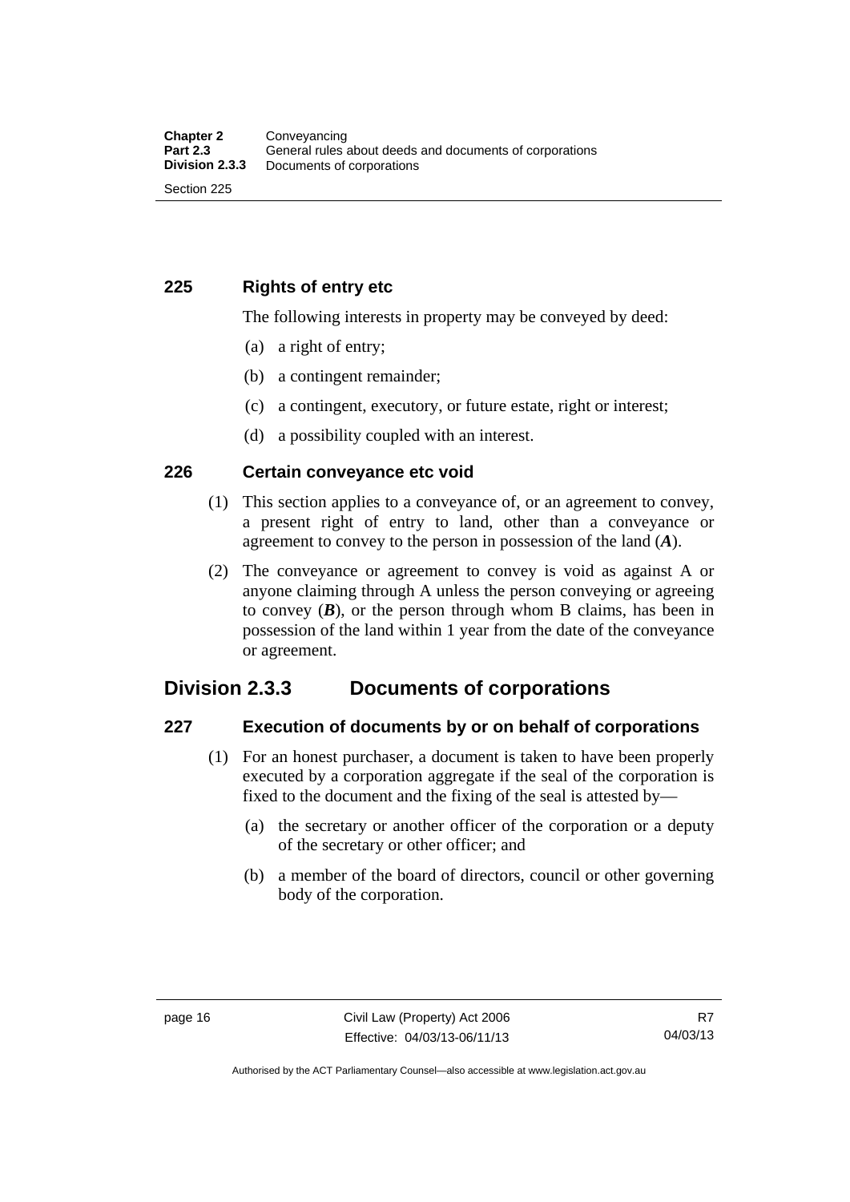## 225 Rights of entry etc

The following interests in property may be conveyed by deed:

(a) a right of entry;

(b) a contingent remainder;

(c) a contingent, executory, or future estate, right or interest;

(d) a possibility coupled with an interest.

## 226 Certain conveyance etc void

(1) This section applies to a conveyance of, or an agreement to convey, a present right of entry to land, other than a conveyance or agreement to convey to the person in possession of the land (***A***).

(2) The conveyance or agreement to convey is void as against A or anyone claiming through A unless the person conveying or agreeing to convey (***B***), or the person through whom B claims, has been in possession of the land within 1 year from the date of the conveyance or agreement.

# Division 2.3.3 Documents of corporations

## 227 Execution of documents by or on behalf of corporations

(1) For an honest purchaser, a document is taken to have been properly executed by a corporation aggregate if the seal of the corporation is fixed to the document and the fixing of the seal is attested by—

(a) the secretary or another officer of the corporation or a deputy of the secretary or other officer; and

(b) a member of the board of directors, council or other governing body of the corporation.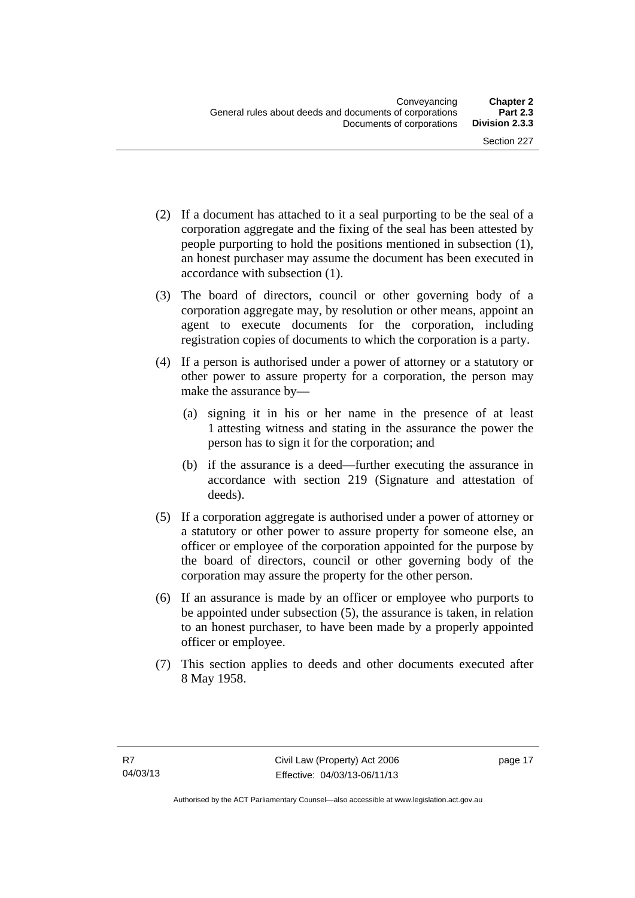(2) If a document has attached to it a seal purporting to be the seal of a corporation aggregate and the fixing of the seal has been attested by people purporting to hold the positions mentioned in subsection (1), an honest purchaser may assume the document has been executed in accordance with subsection (1).

(3) The board of directors, council or other governing body of a corporation aggregate may, by resolution or other means, appoint an agent to execute documents for the corporation, including registration copies of documents to which the corporation is a party.

(4) If a person is authorised under a power of attorney or a statutory or other power to assure property for a corporation, the person may make the assurance by—

(a) signing it in his or her name in the presence of at least 1 attesting witness and stating in the assurance the power the person has to sign it for the corporation; and

(b) if the assurance is a deed—further executing the assurance in accordance with section 219 (Signature and attestation of deeds).

(5) If a corporation aggregate is authorised under a power of attorney or a statutory or other power to assure property for someone else, an officer or employee of the corporation appointed for the purpose by the board of directors, council or other governing body of the corporation may assure the property for the other person.

(6) If an assurance is made by an officer or employee who purports to be appointed under subsection (5), the assurance is taken, in relation to an honest purchaser, to have been made by a properly appointed officer or employee.

(7) This section applies to deeds and other documents executed after 8 May 1958.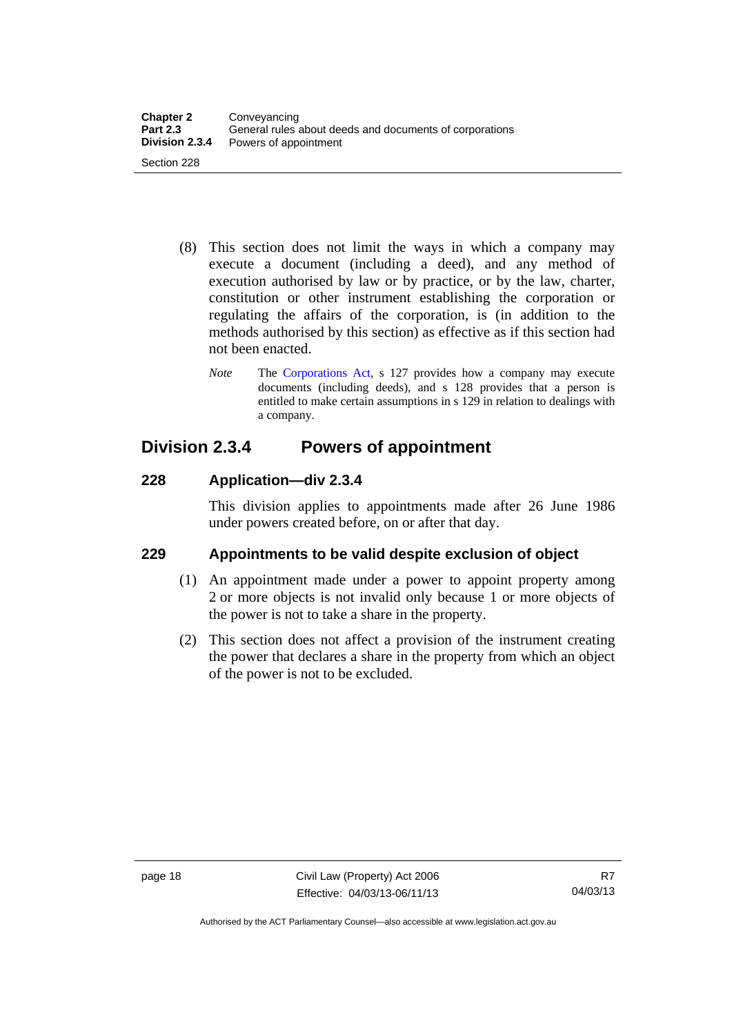(8) This section does not limit the ways in which a company may execute a document (including a deed), and any method of execution authorised by law or by practice, or by the law, charter, constitution or other instrument establishing the corporation or regulating the affairs of the corporation, is (in addition to the methods authorised by this section) as effective as if this section had not been enacted.

*Note* The Corporations Act, s 127 provides how a company may execute documents (including deeds), and s 128 provides that a person is entitled to make certain assumptions in s 129 in relation to dealings with a company.

## Division 2.3.4 Powers of appointment

### 228 Application—div 2.3.4

This division applies to appointments made after 26 June 1986 under powers created before, on or after that day.

### 229 Appointments to be valid despite exclusion of object

(1) An appointment made under a power to appoint property among 2 or more objects is not invalid only because 1 or more objects of the power is not to take a share in the property.

(2) This section does not affect a provision of the instrument creating the power that declares a share in the property from which an object of the power is not to be excluded.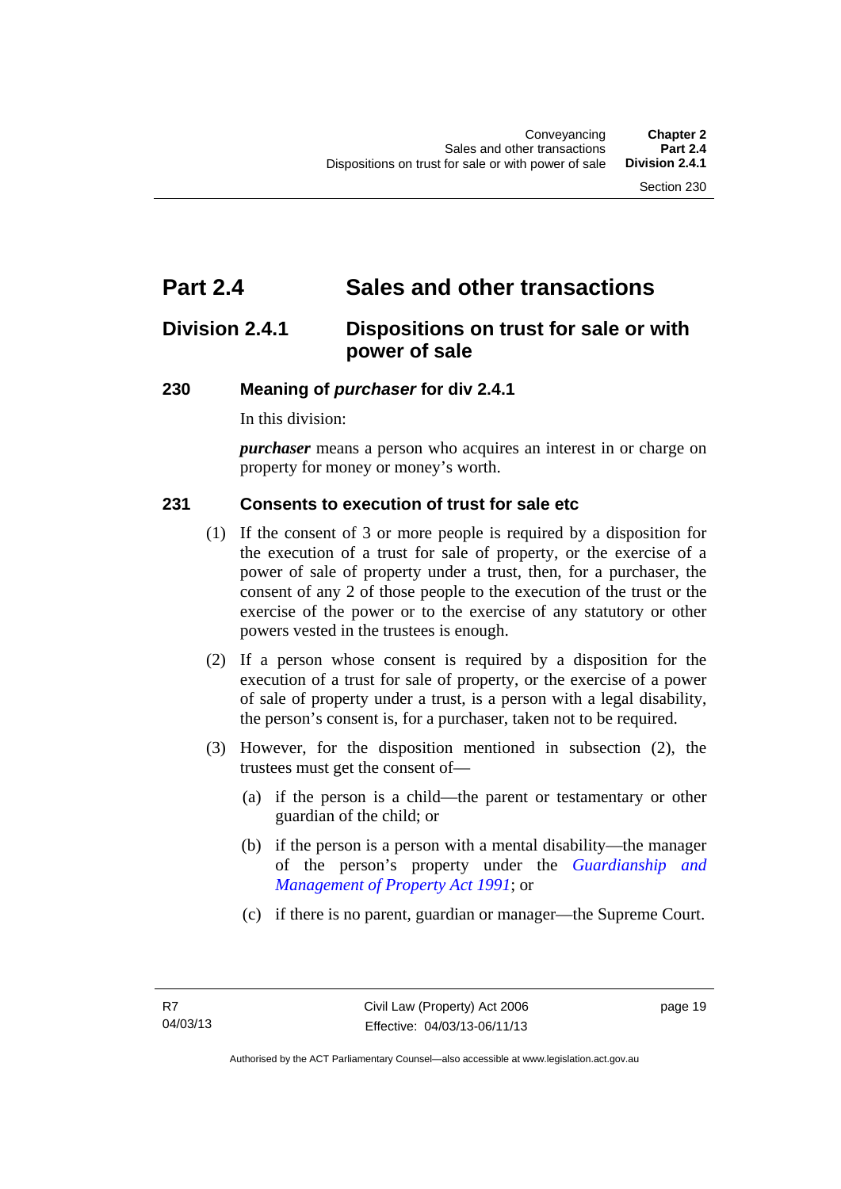# Part 2.4 Sales and other transactions

## Division 2.4.1 Dispositions on trust for sale or with power of sale

### 230 Meaning of *purchaser* for div 2.4.1

In this division:

***purchaser*** means a person who acquires an interest in or charge on property for money or money's worth.

### 231 Consents to execution of trust for sale etc

(1) If the consent of 3 or more people is required by a disposition for the execution of a trust for sale of property, or the exercise of a power of sale of property under a trust, then, for a purchaser, the consent of any 2 of those people to the execution of the trust or the exercise of the power or to the exercise of any statutory or other powers vested in the trustees is enough.

(2) If a person whose consent is required by a disposition for the execution of a trust for sale of property, or the exercise of a power of sale of property under a trust, is a person with a legal disability, the person's consent is, for a purchaser, taken not to be required.

(3) However, for the disposition mentioned in subsection (2), the trustees must get the consent of—

(a) if the person is a child—the parent or testamentary or other guardian of the child; or

(b) if the person is a person with a mental disability—the manager of the person's property under the *Guardianship and Management of Property Act 1991*; or

(c) if there is no parent, guardian or manager—the Supreme Court.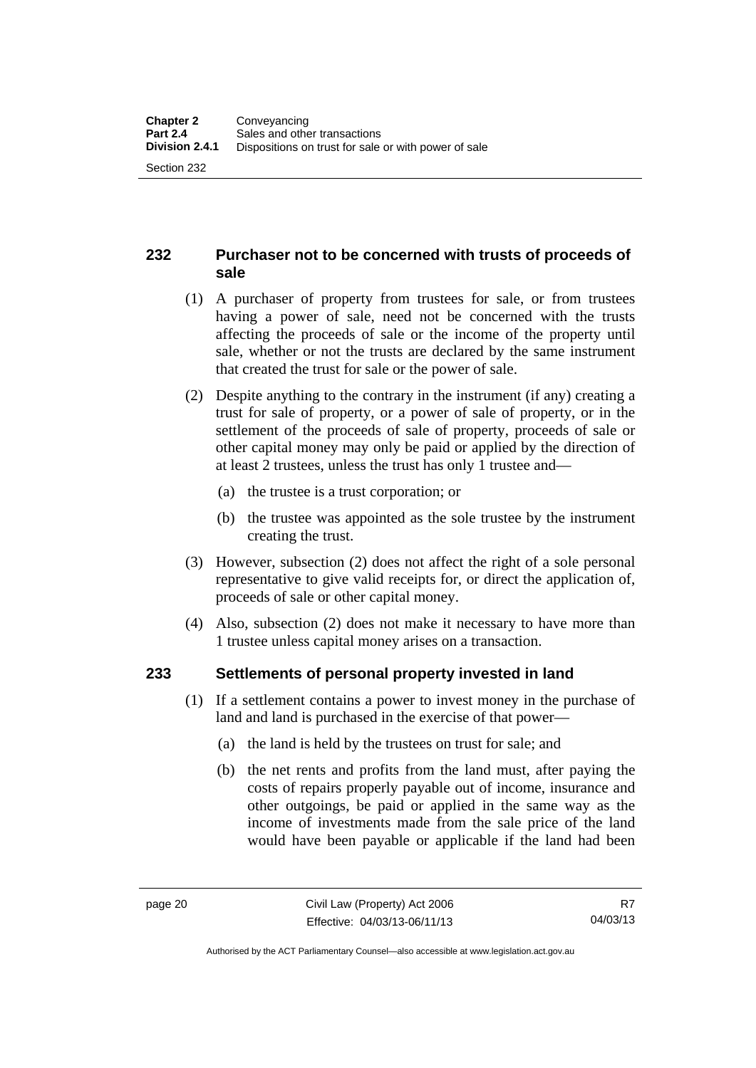## 232 Purchaser not to be concerned with trusts of proceeds of sale

(1) A purchaser of property from trustees for sale, or from trustees having a power of sale, need not be concerned with the trusts affecting the proceeds of sale or the income of the property until sale, whether or not the trusts are declared by the same instrument that created the trust for sale or the power of sale.

(2) Despite anything to the contrary in the instrument (if any) creating a trust for sale of property, or a power of sale of property, or in the settlement of the proceeds of sale of property, proceeds of sale or other capital money may only be paid or applied by the direction of at least 2 trustees, unless the trust has only 1 trustee and—

(a) the trustee is a trust corporation; or

(b) the trustee was appointed as the sole trustee by the instrument creating the trust.

(3) However, subsection (2) does not affect the right of a sole personal representative to give valid receipts for, or direct the application of, proceeds of sale or other capital money.

(4) Also, subsection (2) does not make it necessary to have more than 1 trustee unless capital money arises on a transaction.

## 233 Settlements of personal property invested in land

(1) If a settlement contains a power to invest money in the purchase of land and land is purchased in the exercise of that power—

(a) the land is held by the trustees on trust for sale; and

(b) the net rents and profits from the land must, after paying the costs of repairs properly payable out of income, insurance and other outgoings, be paid or applied in the same way as the income of investments made from the sale price of the land would have been payable or applicable if the land had been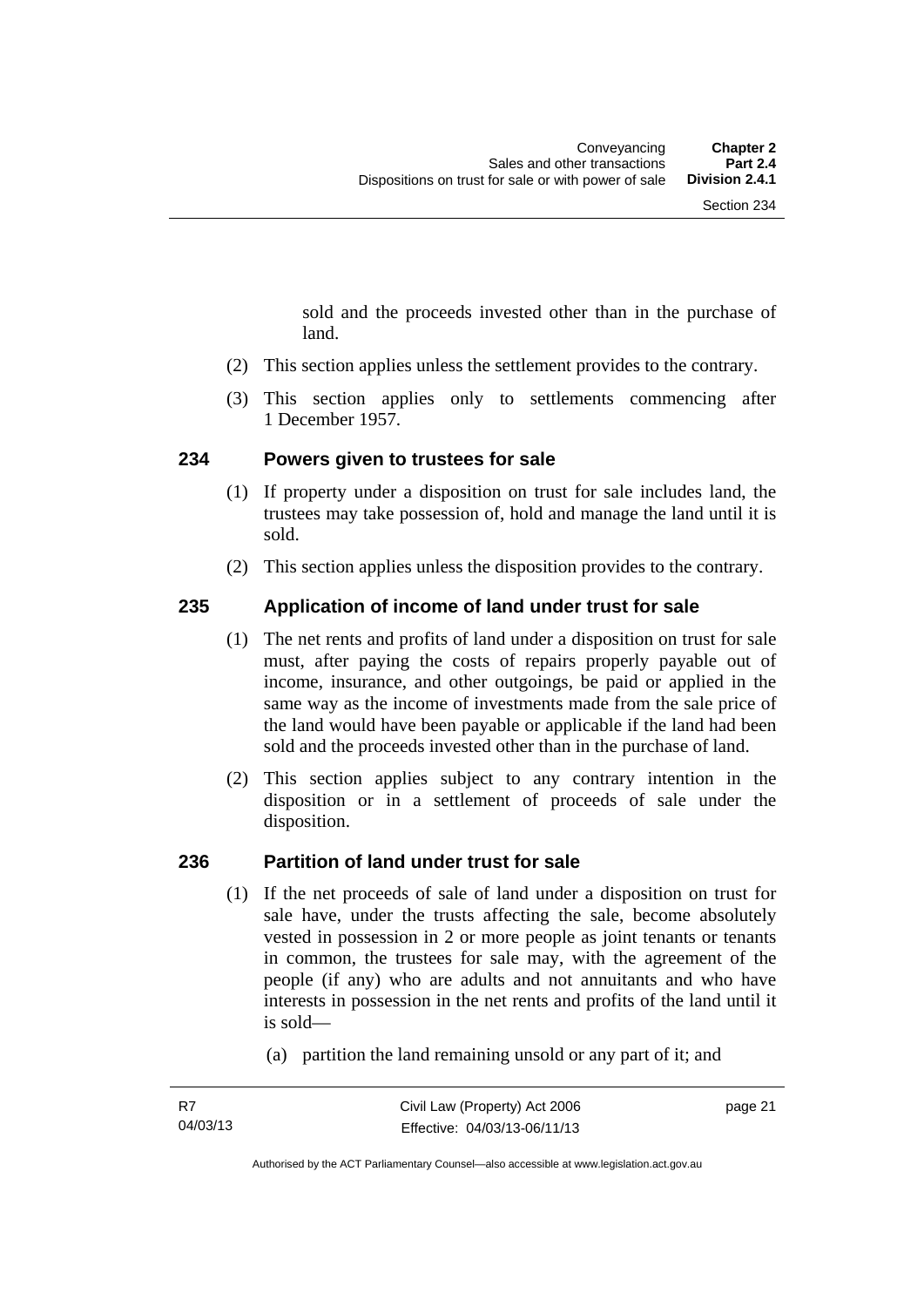sold and the proceeds invested other than in the purchase of land.

(2) This section applies unless the settlement provides to the contrary.

(3) This section applies only to settlements commencing after 1 December 1957.

## 234 Powers given to trustees for sale

(1) If property under a disposition on trust for sale includes land, the trustees may take possession of, hold and manage the land until it is sold.

(2) This section applies unless the disposition provides to the contrary.

## 235 Application of income of land under trust for sale

(1) The net rents and profits of land under a disposition on trust for sale must, after paying the costs of repairs properly payable out of income, insurance, and other outgoings, be paid or applied in the same way as the income of investments made from the sale price of the land would have been payable or applicable if the land had been sold and the proceeds invested other than in the purchase of land.

(2) This section applies subject to any contrary intention in the disposition or in a settlement of proceeds of sale under the disposition.

## 236 Partition of land under trust for sale

(1) If the net proceeds of sale of land under a disposition on trust for sale have, under the trusts affecting the sale, become absolutely vested in possession in 2 or more people as joint tenants or tenants in common, the trustees for sale may, with the agreement of the people (if any) who are adults and not annuitants and who have interests in possession in the net rents and profits of the land until it is sold—

(a) partition the land remaining unsold or any part of it; and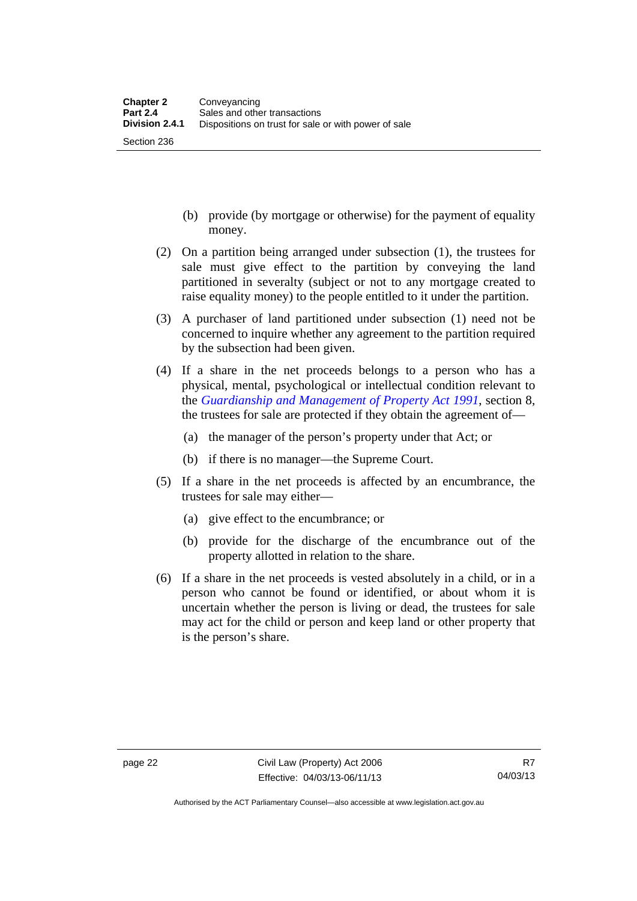(b) provide (by mortgage or otherwise) for the payment of equality money.

(2) On a partition being arranged under subsection (1), the trustees for sale must give effect to the partition by conveying the land partitioned in severalty (subject or not to any mortgage created to raise equality money) to the people entitled to it under the partition.

(3) A purchaser of land partitioned under subsection (1) need not be concerned to inquire whether any agreement to the partition required by the subsection had been given.

(4) If a share in the net proceeds belongs to a person who has a physical, mental, psychological or intellectual condition relevant to the *Guardianship and Management of Property Act 1991*, section 8, the trustees for sale are protected if they obtain the agreement of—

(a) the manager of the person's property under that Act; or

(b) if there is no manager—the Supreme Court.

(5) If a share in the net proceeds is affected by an encumbrance, the trustees for sale may either—

(a) give effect to the encumbrance; or

(b) provide for the discharge of the encumbrance out of the property allotted in relation to the share.

(6) If a share in the net proceeds is vested absolutely in a child, or in a person who cannot be found or identified, or about whom it is uncertain whether the person is living or dead, the trustees for sale may act for the child or person and keep land or other property that is the person's share.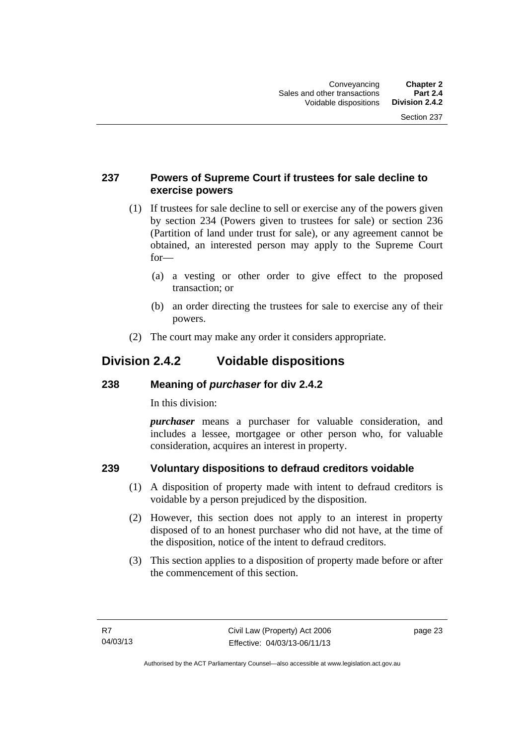### 237 Powers of Supreme Court if trustees for sale decline to exercise powers

(1) If trustees for sale decline to sell or exercise any of the powers given by section 234 (Powers given to trustees for sale) or section 236 (Partition of land under trust for sale), or any agreement cannot be obtained, an interested person may apply to the Supreme Court for—

(a) a vesting or other order to give effect to the proposed transaction; or

(b) an order directing the trustees for sale to exercise any of their powers.

(2) The court may make any order it considers appropriate.

## Division 2.4.2 Voidable dispositions

### 238 Meaning of *purchaser* for div 2.4.2

In this division:

***purchaser*** means a purchaser for valuable consideration, and includes a lessee, mortgagee or other person who, for valuable consideration, acquires an interest in property.

### 239 Voluntary dispositions to defraud creditors voidable

(1) A disposition of property made with intent to defraud creditors is voidable by a person prejudiced by the disposition.

(2) However, this section does not apply to an interest in property disposed of to an honest purchaser who did not have, at the time of the disposition, notice of the intent to defraud creditors.

(3) This section applies to a disposition of property made before or after the commencement of this section.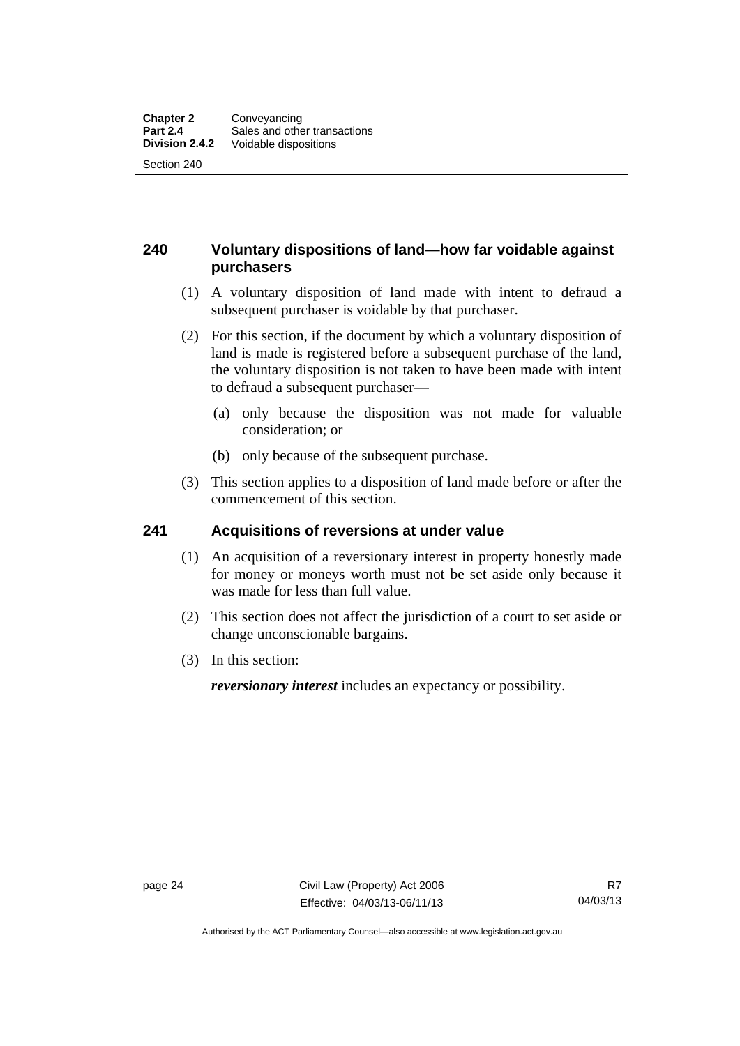## 240 Voluntary dispositions of land—how far voidable against purchasers

(1) A voluntary disposition of land made with intent to defraud a subsequent purchaser is voidable by that purchaser.

(2) For this section, if the document by which a voluntary disposition of land is made is registered before a subsequent purchase of the land, the voluntary disposition is not taken to have been made with intent to defraud a subsequent purchaser—

(a) only because the disposition was not made for valuable consideration; or

(b) only because of the subsequent purchase.

(3) This section applies to a disposition of land made before or after the commencement of this section.

## 241 Acquisitions of reversions at under value

(1) An acquisition of a reversionary interest in property honestly made for money or moneys worth must not be set aside only because it was made for less than full value.

(2) This section does not affect the jurisdiction of a court to set aside or change unconscionable bargains.

(3) In this section:

***reversionary interest*** includes an expectancy or possibility.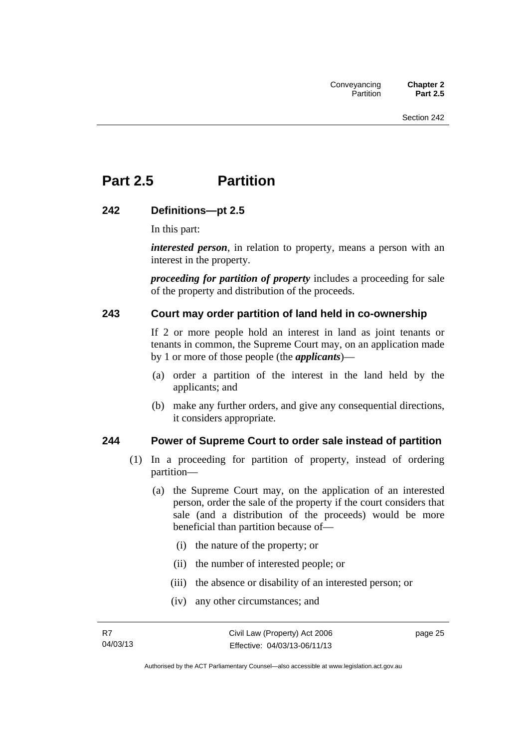# Part 2.5 Partition

## 242 Definitions—pt 2.5

In this part:

***interested person***, in relation to property, means a person with an interest in the property.

***proceeding for partition of property*** includes a proceeding for sale of the property and distribution of the proceeds.

## 243 Court may order partition of land held in co-ownership

If 2 or more people hold an interest in land as joint tenants or tenants in common, the Supreme Court may, on an application made by 1 or more of those people (the ***applicants***)—

(a) order a partition of the interest in the land held by the applicants; and

(b) make any further orders, and give any consequential directions, it considers appropriate.

## 244 Power of Supreme Court to order sale instead of partition

(1) In a proceeding for partition of property, instead of ordering partition—

(a) the Supreme Court may, on the application of an interested person, order the sale of the property if the court considers that sale (and a distribution of the proceeds) would be more beneficial than partition because of—

(i) the nature of the property; or

(ii) the number of interested people; or

(iii) the absence or disability of an interested person; or

(iv) any other circumstances; and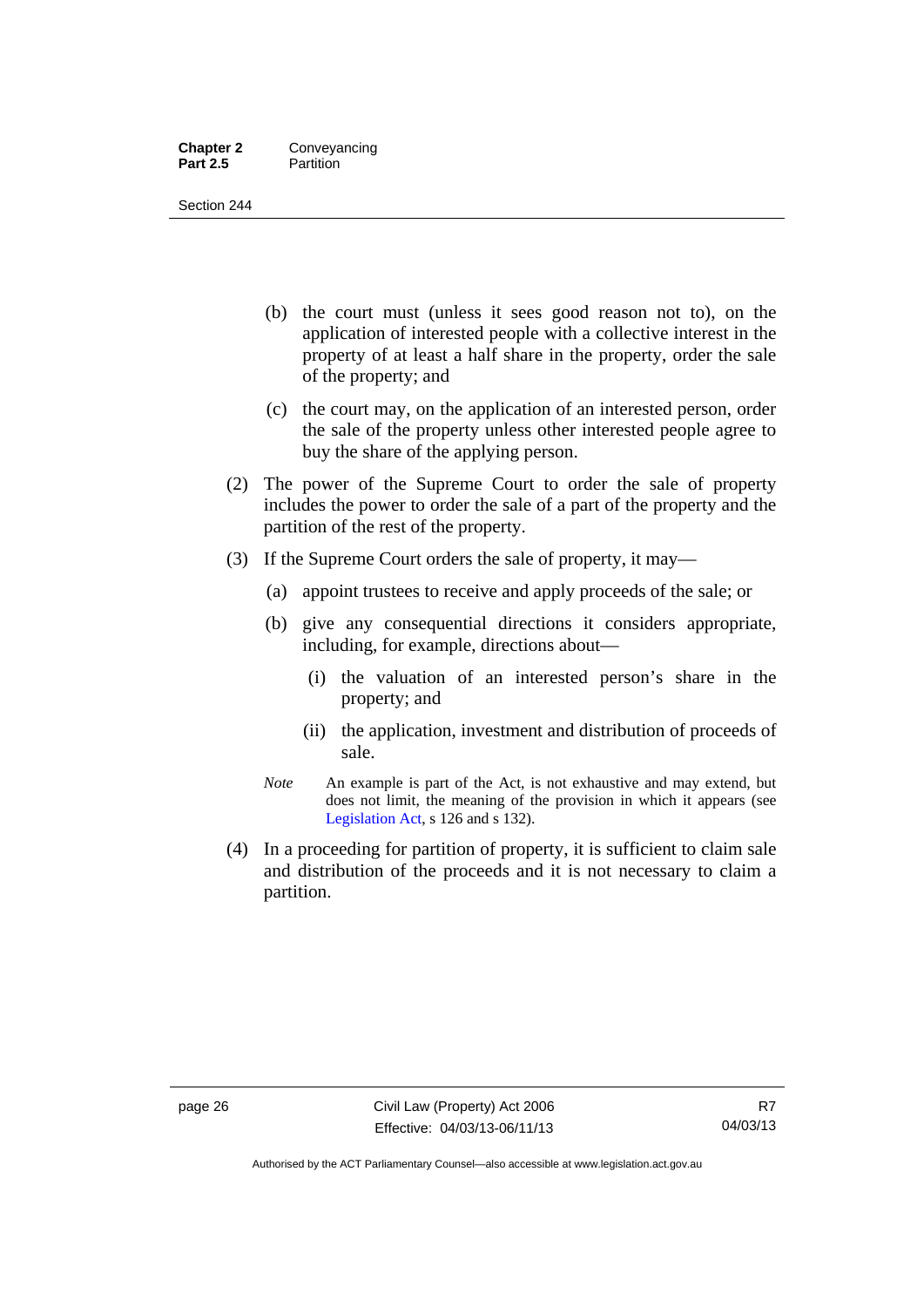(b) the court must (unless it sees good reason not to), on the application of interested people with a collective interest in the property of at least a half share in the property, order the sale of the property; and

(c) the court may, on the application of an interested person, order the sale of the property unless other interested people agree to buy the share of the applying person.

(2) The power of the Supreme Court to order the sale of property includes the power to order the sale of a part of the property and the partition of the rest of the property.

(3) If the Supreme Court orders the sale of property, it may—

(a) appoint trustees to receive and apply proceeds of the sale; or

(b) give any consequential directions it considers appropriate, including, for example, directions about—

(i) the valuation of an interested person's share in the property; and

(ii) the application, investment and distribution of proceeds of sale.

*Note* An example is part of the Act, is not exhaustive and may extend, but does not limit, the meaning of the provision in which it appears (see Legislation Act, s 126 and s 132).

(4) In a proceeding for partition of property, it is sufficient to claim sale and distribution of the proceeds and it is not necessary to claim a partition.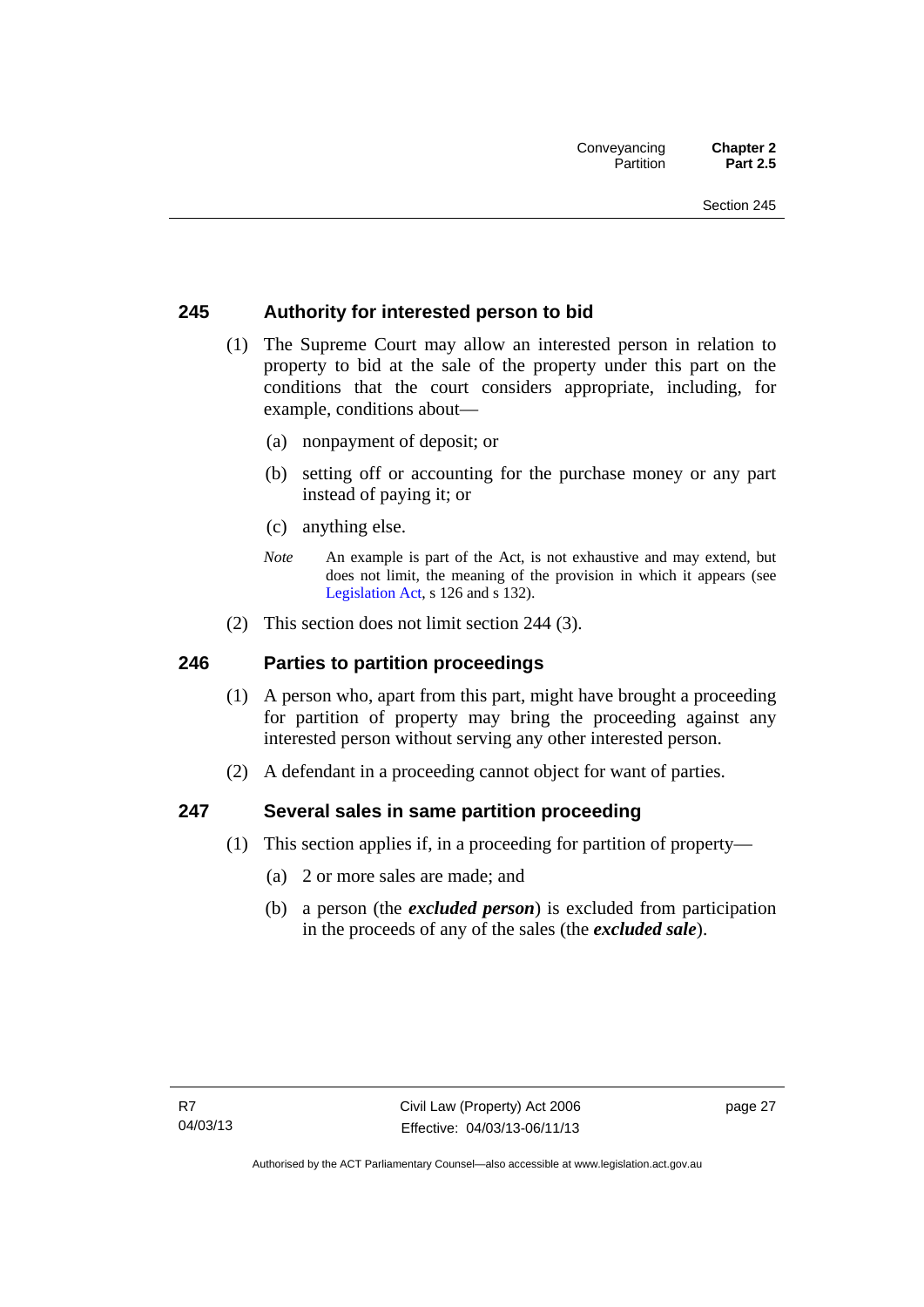## 245 Authority for interested person to bid

(1) The Supreme Court may allow an interested person in relation to property to bid at the sale of the property under this part on the conditions that the court considers appropriate, including, for example, conditions about—

(a) nonpayment of deposit; or

(b) setting off or accounting for the purchase money or any part instead of paying it; or

(c) anything else.

*Note* An example is part of the Act, is not exhaustive and may extend, but does not limit, the meaning of the provision in which it appears (see Legislation Act, s 126 and s 132).

(2) This section does not limit section 244 (3).

## 246 Parties to partition proceedings

(1) A person who, apart from this part, might have brought a proceeding for partition of property may bring the proceeding against any interested person without serving any other interested person.

(2) A defendant in a proceeding cannot object for want of parties.

## 247 Several sales in same partition proceeding

(1) This section applies if, in a proceeding for partition of property—

(a) 2 or more sales are made; and

(b) a person (the ***excluded person***) is excluded from participation in the proceeds of any of the sales (the ***excluded sale***).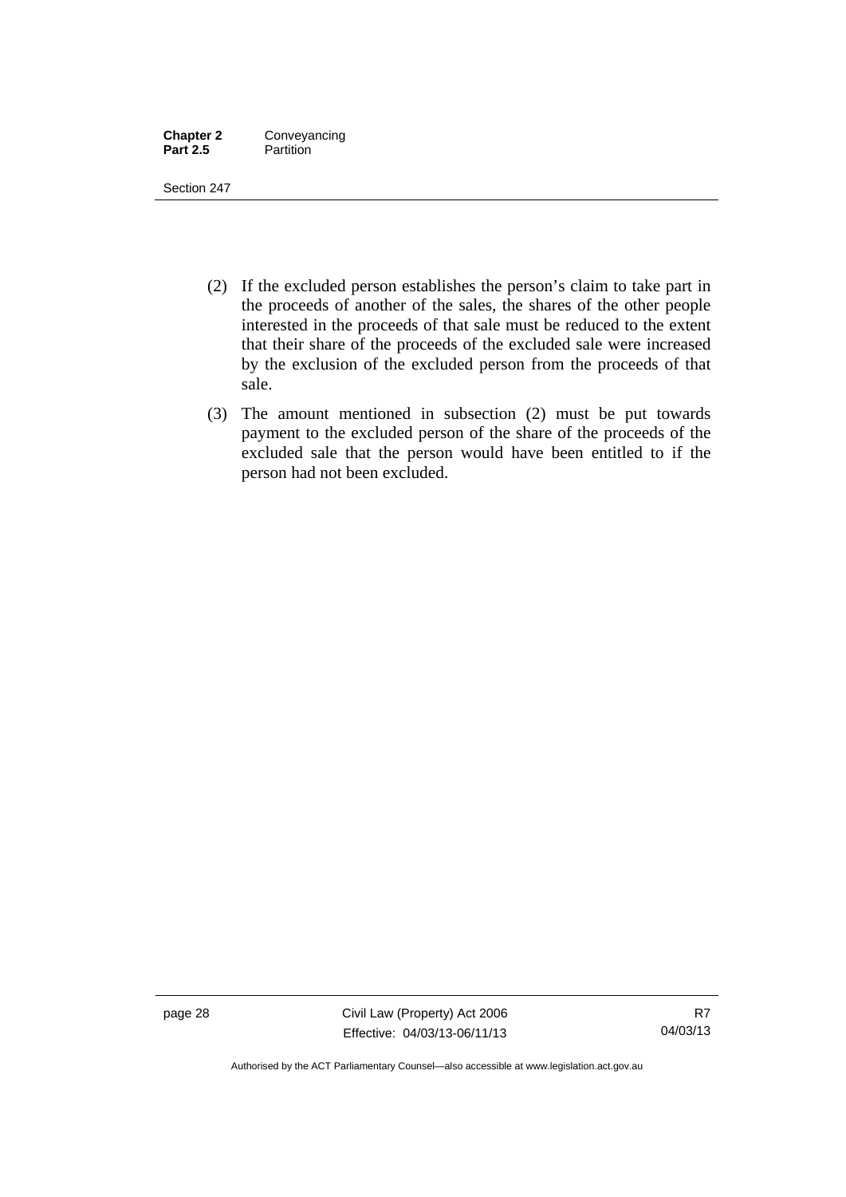(2) If the excluded person establishes the person's claim to take part in the proceeds of another of the sales, the shares of the other people interested in the proceeds of that sale must be reduced to the extent that their share of the proceeds of the excluded sale were increased by the exclusion of the excluded person from the proceeds of that sale.

(3) The amount mentioned in subsection (2) must be put towards payment to the excluded person of the share of the proceeds of the excluded sale that the person would have been entitled to if the person had not been excluded.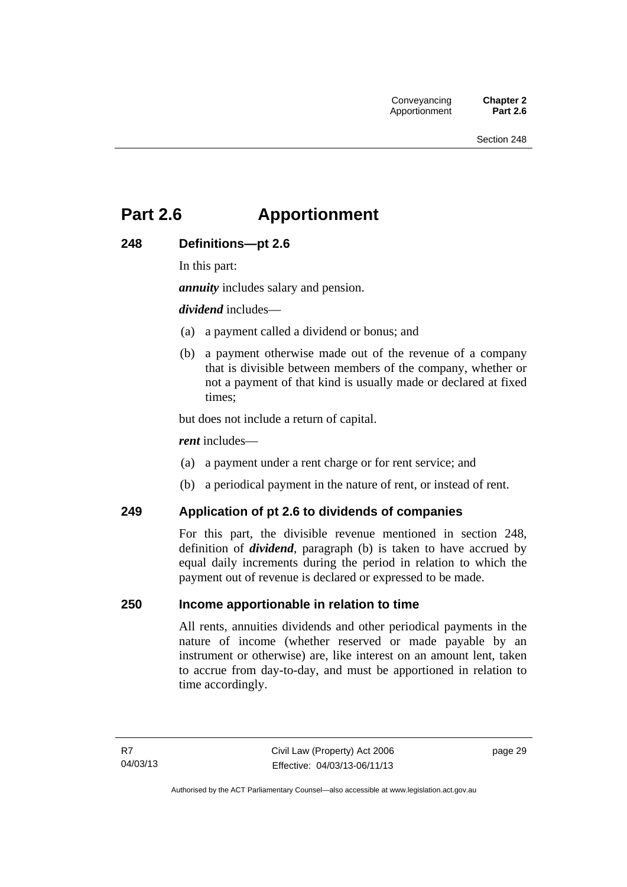# Part 2.6 Apportionment

## 248 Definitions—pt 2.6

In this part:

***annuity*** includes salary and pension.

***dividend*** includes—

(a) a payment called a dividend or bonus; and

(b) a payment otherwise made out of the revenue of a company that is divisible between members of the company, whether or not a payment of that kind is usually made or declared at fixed times;

but does not include a return of capital.

***rent*** includes—

(a) a payment under a rent charge or for rent service; and

(b) a periodical payment in the nature of rent, or instead of rent.

## 249 Application of pt 2.6 to dividends of companies

For this part, the divisible revenue mentioned in section 248, definition of ***dividend***, paragraph (b) is taken to have accrued by equal daily increments during the period in relation to which the payment out of revenue is declared or expressed to be made.

## 250 Income apportionable in relation to time

All rents, annuities dividends and other periodical payments in the nature of income (whether reserved or made payable by an instrument or otherwise) are, like interest on an amount lent, taken to accrue from day-to-day, and must be apportioned in relation to time accordingly.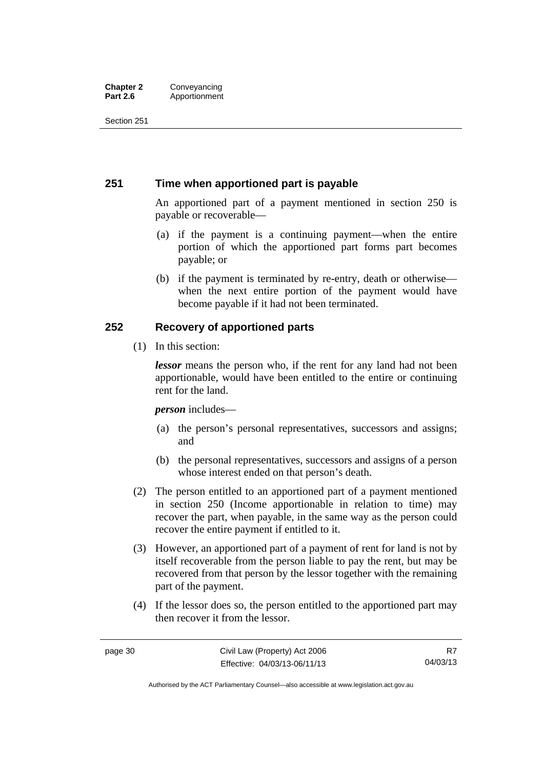## 251 Time when apportioned part is payable

An apportioned part of a payment mentioned in section 250 is payable or recoverable—

(a) if the payment is a continuing payment—when the entire portion of which the apportioned part forms part becomes payable; or

(b) if the payment is terminated by re-entry, death or otherwise—when the next entire portion of the payment would have become payable if it had not been terminated.

## 252 Recovery of apportioned parts

(1) In this section:

***lessor*** means the person who, if the rent for any land had not been apportionable, would have been entitled to the entire or continuing rent for the land.

***person*** includes—

(a) the person's personal representatives, successors and assigns; and

(b) the personal representatives, successors and assigns of a person whose interest ended on that person's death.

(2) The person entitled to an apportioned part of a payment mentioned in section 250 (Income apportionable in relation to time) may recover the part, when payable, in the same way as the person could recover the entire payment if entitled to it.

(3) However, an apportioned part of a payment of rent for land is not by itself recoverable from the person liable to pay the rent, but may be recovered from that person by the lessor together with the remaining part of the payment.

(4) If the lessor does so, the person entitled to the apportioned part may then recover it from the lessor.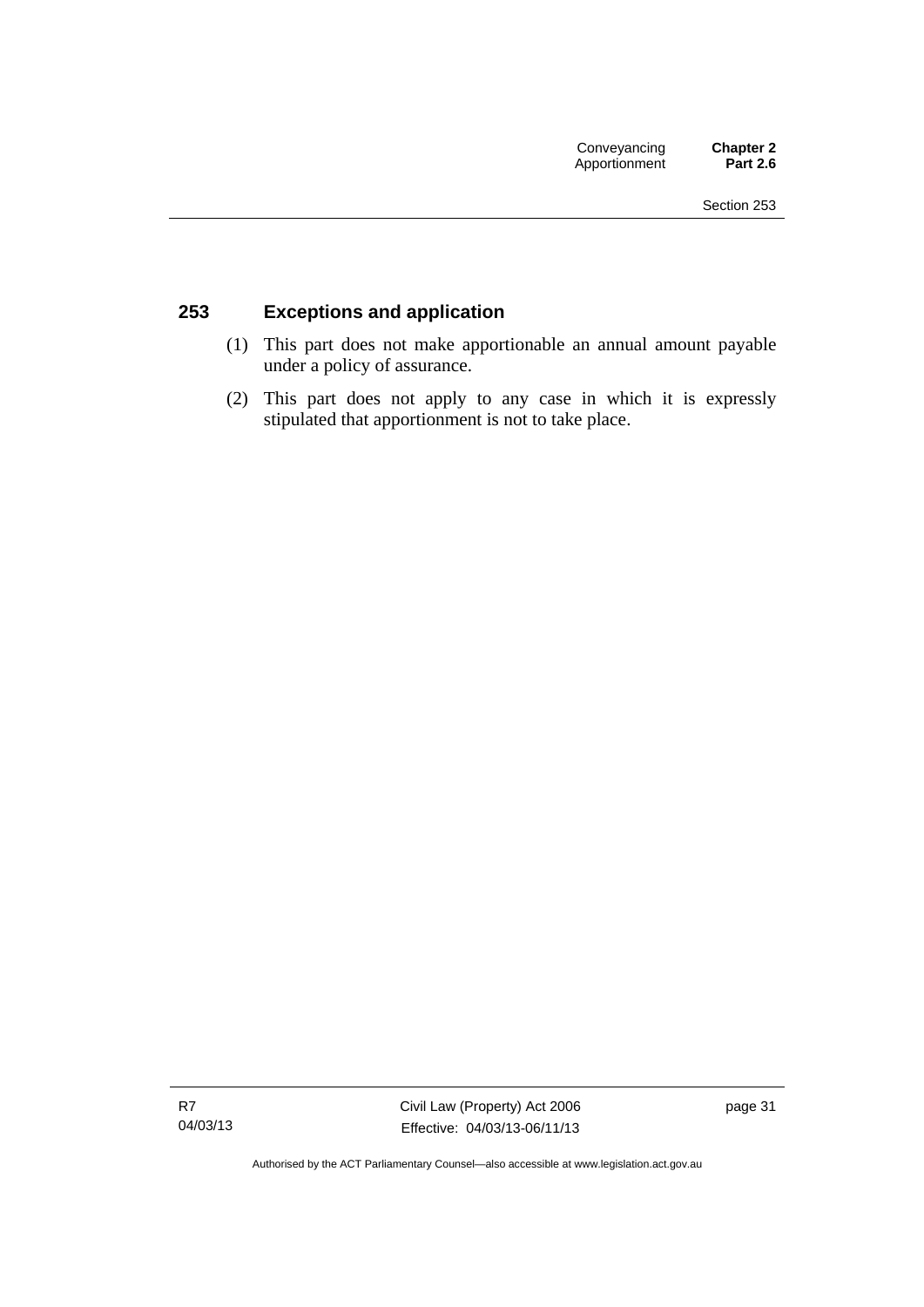## 253 Exceptions and application

(1) This part does not make apportionable an annual amount payable under a policy of assurance.

(2) This part does not apply to any case in which it is expressly stipulated that apportionment is not to take place.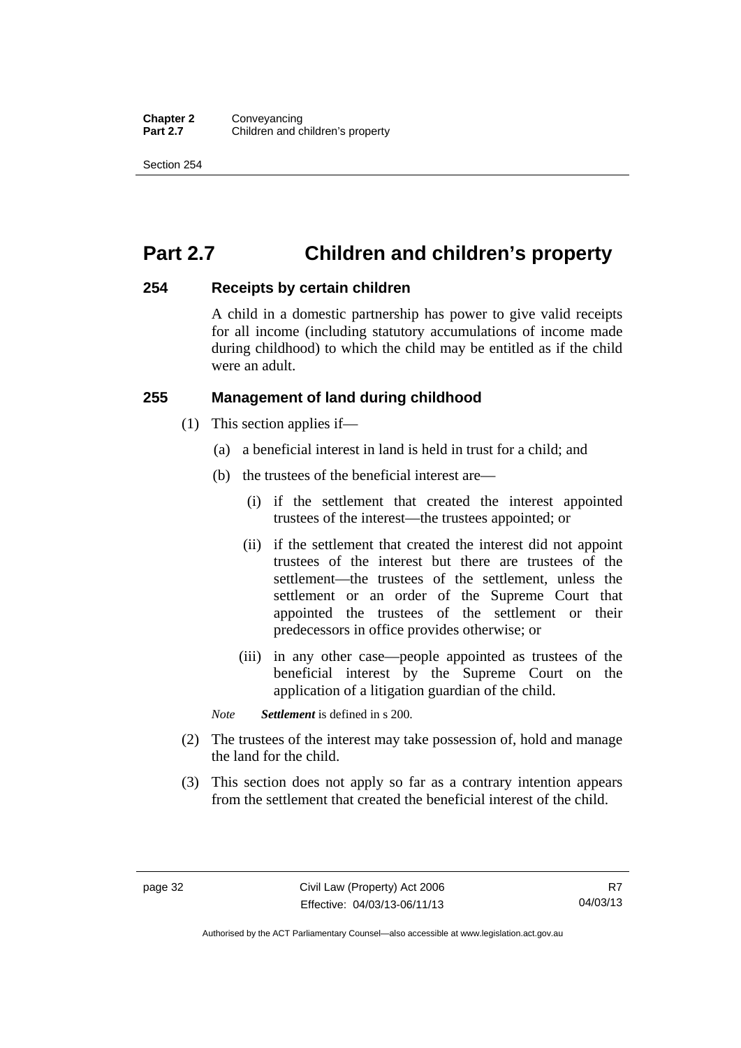# Part 2.7 Children and children's property

## 254 Receipts by certain children

A child in a domestic partnership has power to give valid receipts for all income (including statutory accumulations of income made during childhood) to which the child may be entitled as if the child were an adult.

## 255 Management of land during childhood

(1) This section applies if—

(a) a beneficial interest in land is held in trust for a child; and

(b) the trustees of the beneficial interest are—

(i) if the settlement that created the interest appointed trustees of the interest—the trustees appointed; or

(ii) if the settlement that created the interest did not appoint trustees of the interest but there are trustees of the settlement—the trustees of the settlement, unless the settlement or an order of the Supreme Court that appointed the trustees of the settlement or their predecessors in office provides otherwise; or

(iii) in any other case—people appointed as trustees of the beneficial interest by the Supreme Court on the application of a litigation guardian of the child.

*Note* ***Settlement*** is defined in s 200.

(2) The trustees of the interest may take possession of, hold and manage the land for the child.

(3) This section does not apply so far as a contrary intention appears from the settlement that created the beneficial interest of the child.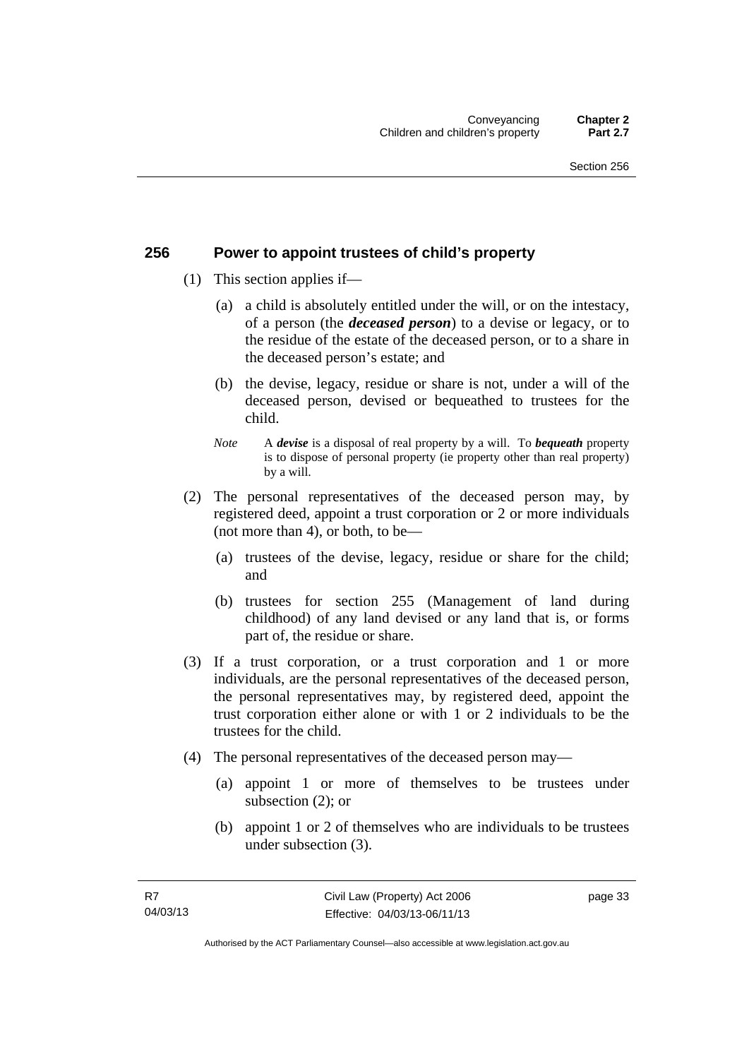## 256 Power to appoint trustees of child's property

(1) This section applies if—

(a) a child is absolutely entitled under the will, or on the intestacy, of a person (the ***deceased person***) to a devise or legacy, or to the residue of the estate of the deceased person, or to a share in the deceased person's estate; and

(b) the devise, legacy, residue or share is not, under a will of the deceased person, devised or bequeathed to trustees for the child.

*Note* A ***devise*** is a disposal of real property by a will. To ***bequeath*** property is to dispose of personal property (ie property other than real property) by a will.

(2) The personal representatives of the deceased person may, by registered deed, appoint a trust corporation or 2 or more individuals (not more than 4), or both, to be—

(a) trustees of the devise, legacy, residue or share for the child; and

(b) trustees for section 255 (Management of land during childhood) of any land devised or any land that is, or forms part of, the residue or share.

(3) If a trust corporation, or a trust corporation and 1 or more individuals, are the personal representatives of the deceased person, the personal representatives may, by registered deed, appoint the trust corporation either alone or with 1 or 2 individuals to be the trustees for the child.

(4) The personal representatives of the deceased person may—

(a) appoint 1 or more of themselves to be trustees under subsection (2); or

(b) appoint 1 or 2 of themselves who are individuals to be trustees under subsection (3).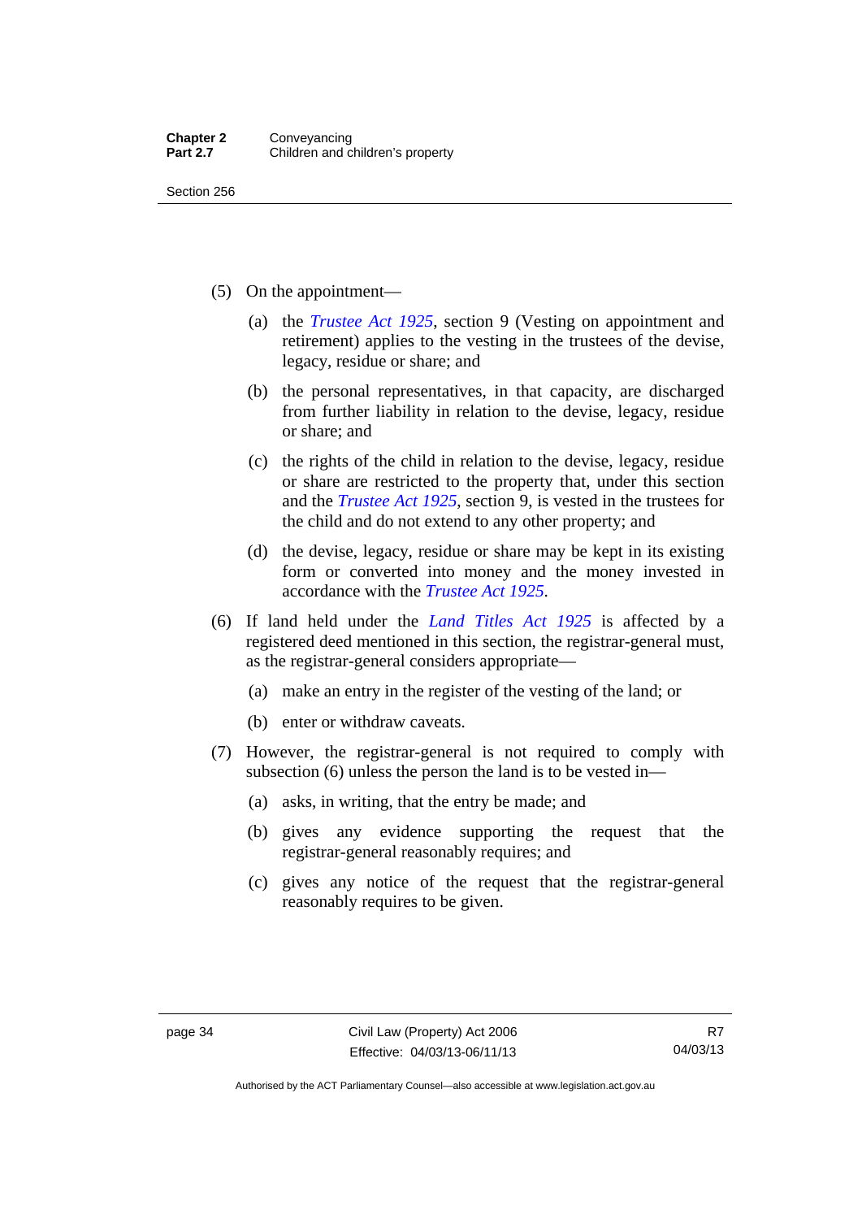(5) On the appointment—

(a) the *Trustee Act 1925*, section 9 (Vesting on appointment and retirement) applies to the vesting in the trustees of the devise, legacy, residue or share; and

(b) the personal representatives, in that capacity, are discharged from further liability in relation to the devise, legacy, residue or share; and

(c) the rights of the child in relation to the devise, legacy, residue or share are restricted to the property that, under this section and the *Trustee Act 1925*, section 9, is vested in the trustees for the child and do not extend to any other property; and

(d) the devise, legacy, residue or share may be kept in its existing form or converted into money and the money invested in accordance with the *Trustee Act 1925*.

(6) If land held under the *Land Titles Act 1925* is affected by a registered deed mentioned in this section, the registrar-general must, as the registrar-general considers appropriate—

(a) make an entry in the register of the vesting of the land; or

(b) enter or withdraw caveats.

(7) However, the registrar-general is not required to comply with subsection (6) unless the person the land is to be vested in—

(a) asks, in writing, that the entry be made; and

(b) gives any evidence supporting the request that the registrar-general reasonably requires; and

(c) gives any notice of the request that the registrar-general reasonably requires to be given.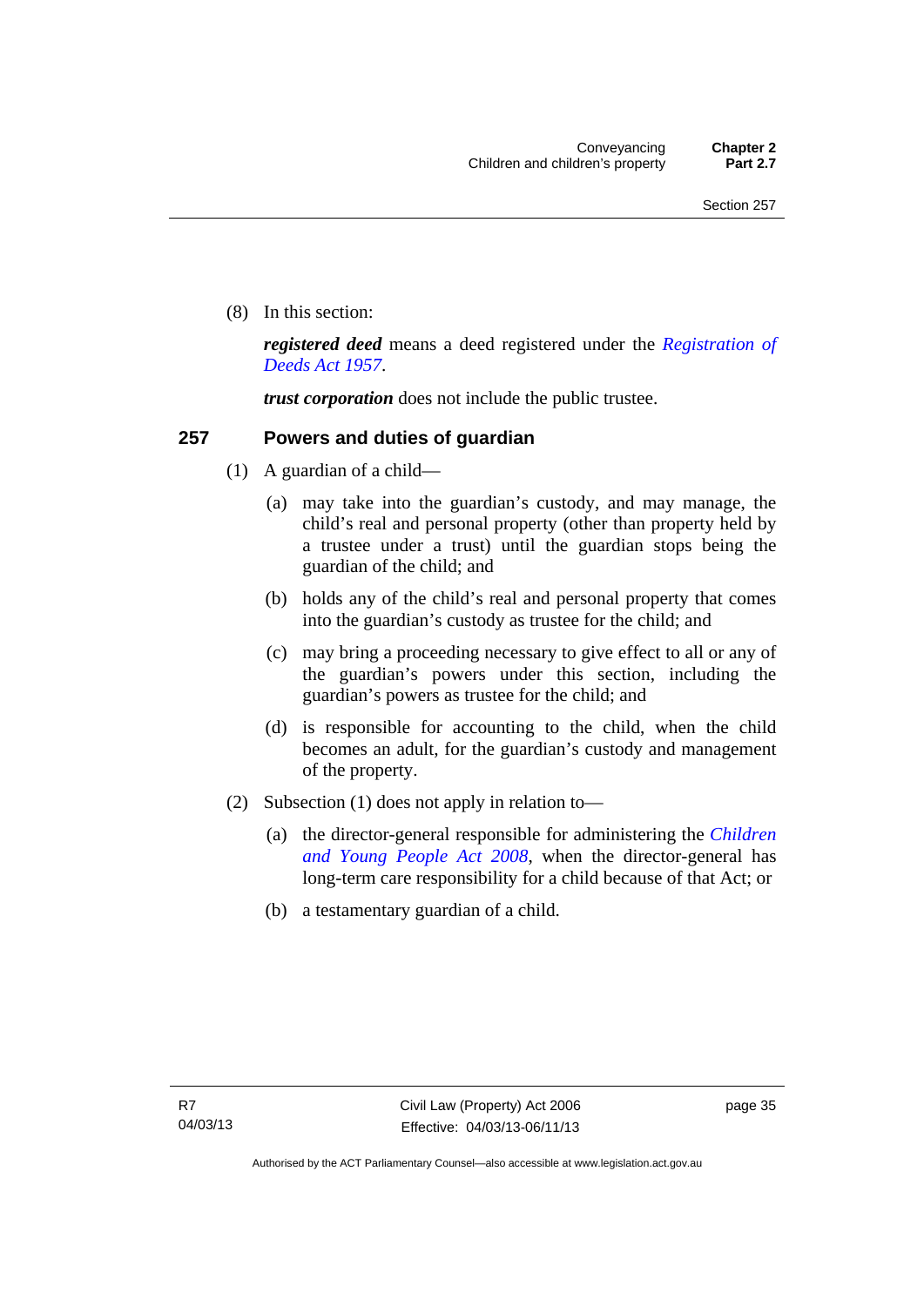(8) In this section:

***registered deed*** means a deed registered under the *Registration of Deeds Act 1957*.

***trust corporation*** does not include the public trustee.

## 257 Powers and duties of guardian

(1) A guardian of a child—

(a) may take into the guardian's custody, and may manage, the child's real and personal property (other than property held by a trustee under a trust) until the guardian stops being the guardian of the child; and

(b) holds any of the child's real and personal property that comes into the guardian's custody as trustee for the child; and

(c) may bring a proceeding necessary to give effect to all or any of the guardian's powers under this section, including the guardian's powers as trustee for the child; and

(d) is responsible for accounting to the child, when the child becomes an adult, for the guardian's custody and management of the property.

(2) Subsection (1) does not apply in relation to—

(a) the director-general responsible for administering the *Children and Young People Act 2008*, when the director-general has long-term care responsibility for a child because of that Act; or

(b) a testamentary guardian of a child.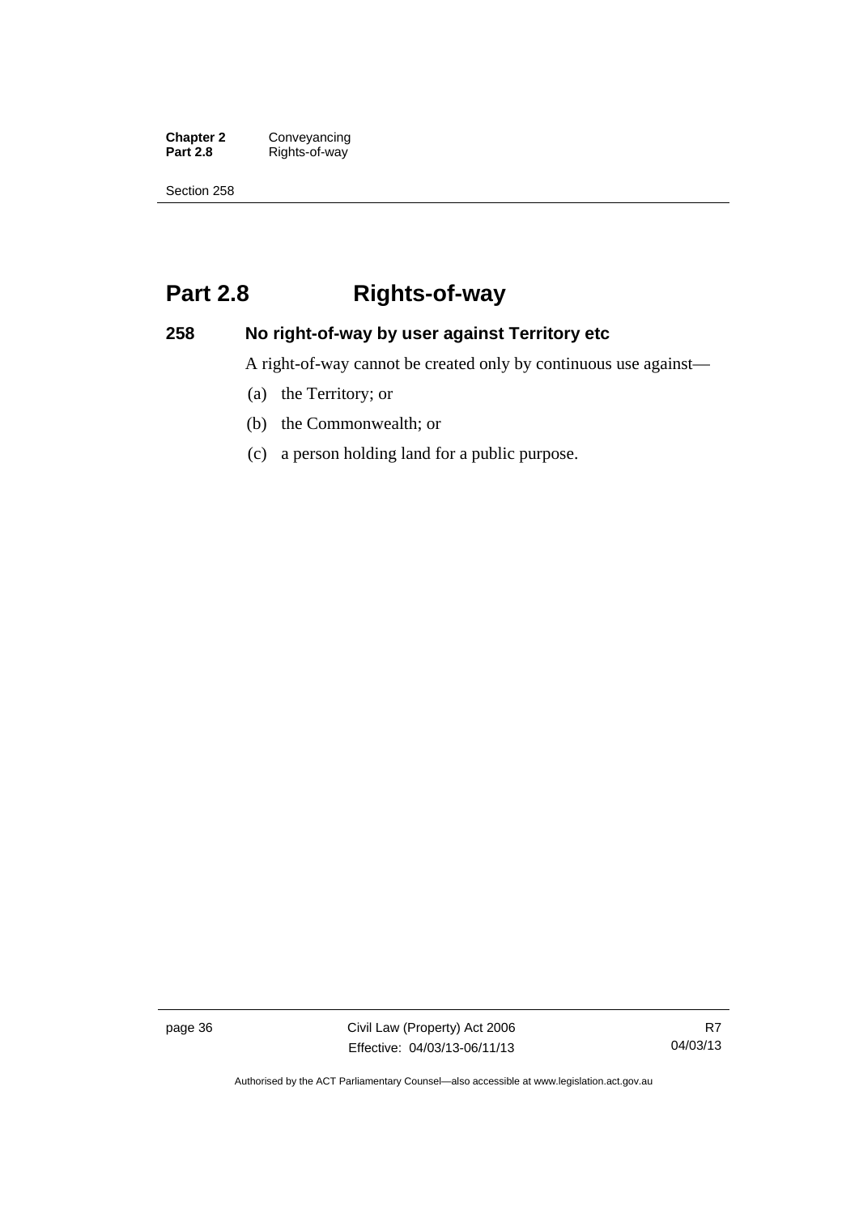# Part 2.8 Rights-of-way

## 258 No right-of-way by user against Territory etc

A right-of-way cannot be created only by continuous use against—

(a) the Territory; or

(b) the Commonwealth; or

(c) a person holding land for a public purpose.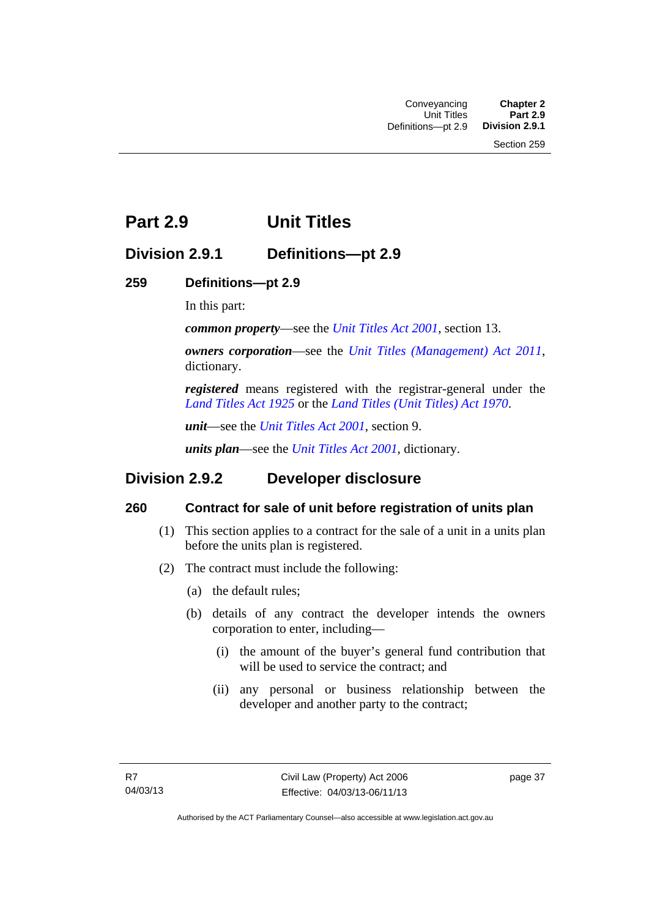# Part 2.9 Unit Titles

## Division 2.9.1 Definitions—pt 2.9

### 259 Definitions—pt 2.9

In this part:

***common property***—see the *Unit Titles Act 2001*, section 13.

***owners corporation***—see the *Unit Titles (Management) Act 2011*, dictionary.

***registered*** means registered with the registrar-general under the *Land Titles Act 1925* or the *Land Titles (Unit Titles) Act 1970*.

***unit***—see the *Unit Titles Act 2001*, section 9.

***units plan***—see the *Unit Titles Act 2001*, dictionary.

## Division 2.9.2 Developer disclosure

### 260 Contract for sale of unit before registration of units plan

(1) This section applies to a contract for the sale of a unit in a units plan before the units plan is registered.

(2) The contract must include the following:

(a) the default rules;

(b) details of any contract the developer intends the owners corporation to enter, including—

(i) the amount of the buyer's general fund contribution that will be used to service the contract; and

(ii) any personal or business relationship between the developer and another party to the contract;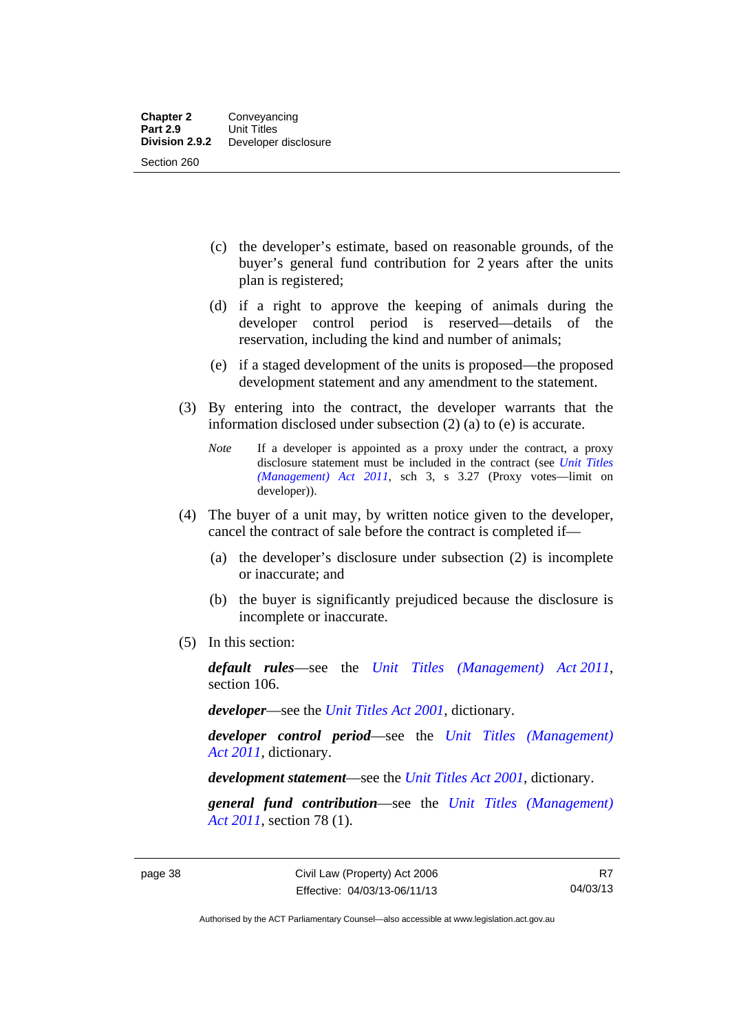(c) the developer's estimate, based on reasonable grounds, of the buyer's general fund contribution for 2 years after the units plan is registered;

(d) if a right to approve the keeping of animals during the developer control period is reserved—details of the reservation, including the kind and number of animals;

(e) if a staged development of the units is proposed—the proposed development statement and any amendment to the statement.

(3) By entering into the contract, the developer warrants that the information disclosed under subsection (2) (a) to (e) is accurate.

*Note* If a developer is appointed as a proxy under the contract, a proxy disclosure statement must be included in the contract (see *Unit Titles (Management) Act 2011*, sch 3, s 3.27 (Proxy votes—limit on developer)).

(4) The buyer of a unit may, by written notice given to the developer, cancel the contract of sale before the contract is completed if—

(a) the developer's disclosure under subsection (2) is incomplete or inaccurate; and

(b) the buyer is significantly prejudiced because the disclosure is incomplete or inaccurate.

(5) In this section:

***default rules***—see the *Unit Titles (Management) Act 2011*, section 106.

***developer***—see the *Unit Titles Act 2001*, dictionary.

***developer control period***—see the *Unit Titles (Management) Act 2011*, dictionary.

***development statement***—see the *Unit Titles Act 2001*, dictionary.

***general fund contribution***—see the *Unit Titles (Management) Act 2011*, section 78 (1).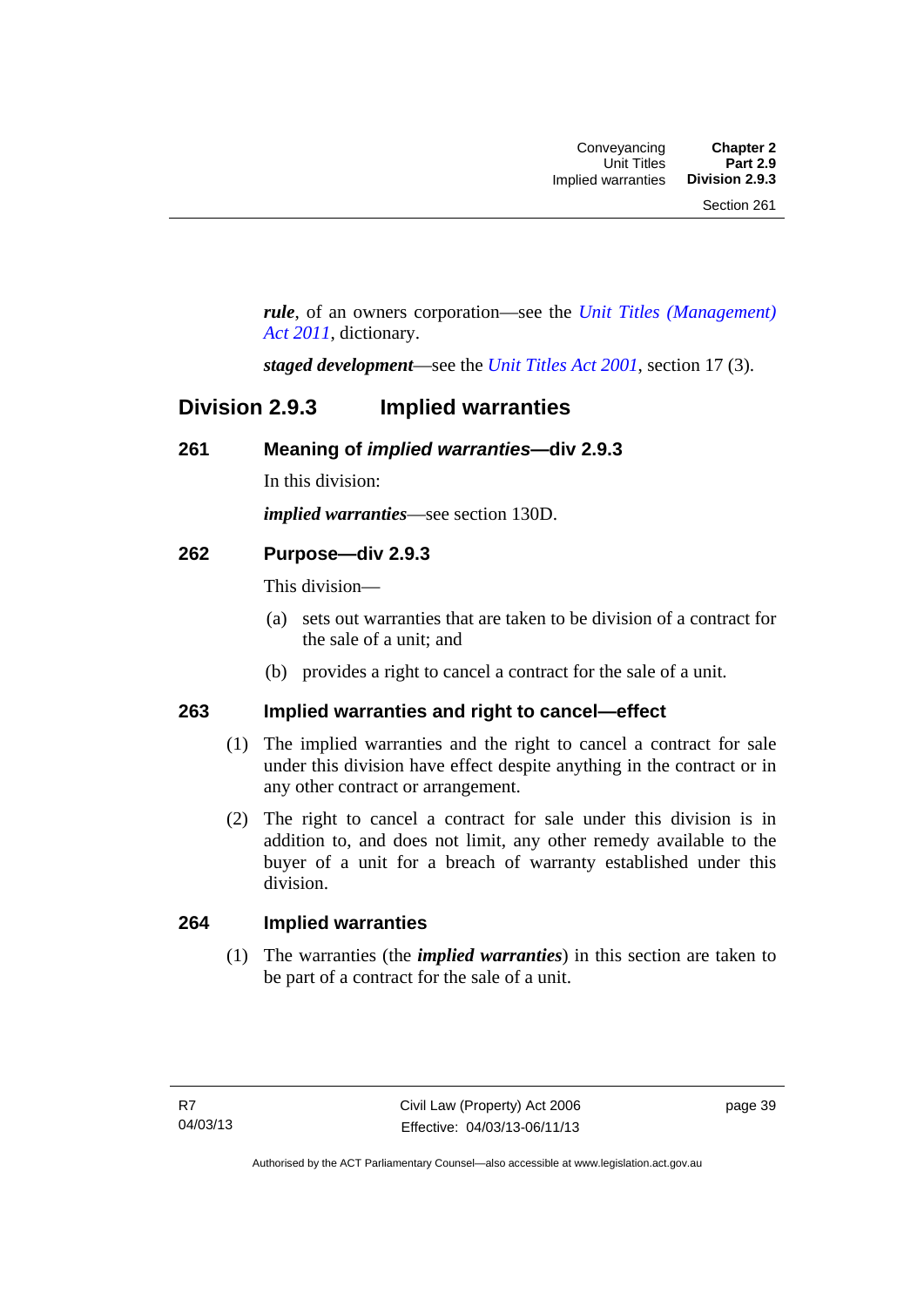***rule***, of an owners corporation—see the *Unit Titles (Management) Act 2011*, dictionary.

***staged development***—see the *Unit Titles Act 2001*, section 17 (3).

## Division 2.9.3 Implied warranties

### 261 Meaning of *implied warranties*—div 2.9.3

In this division:

***implied warranties***—see section 130D.

### 262 Purpose—div 2.9.3

This division—

(a) sets out warranties that are taken to be division of a contract for the sale of a unit; and

(b) provides a right to cancel a contract for the sale of a unit.

### 263 Implied warranties and right to cancel—effect

(1) The implied warranties and the right to cancel a contract for sale under this division have effect despite anything in the contract or in any other contract or arrangement.

(2) The right to cancel a contract for sale under this division is in addition to, and does not limit, any other remedy available to the buyer of a unit for a breach of warranty established under this division.

### 264 Implied warranties

(1) The warranties (the ***implied warranties***) in this section are taken to be part of a contract for the sale of a unit.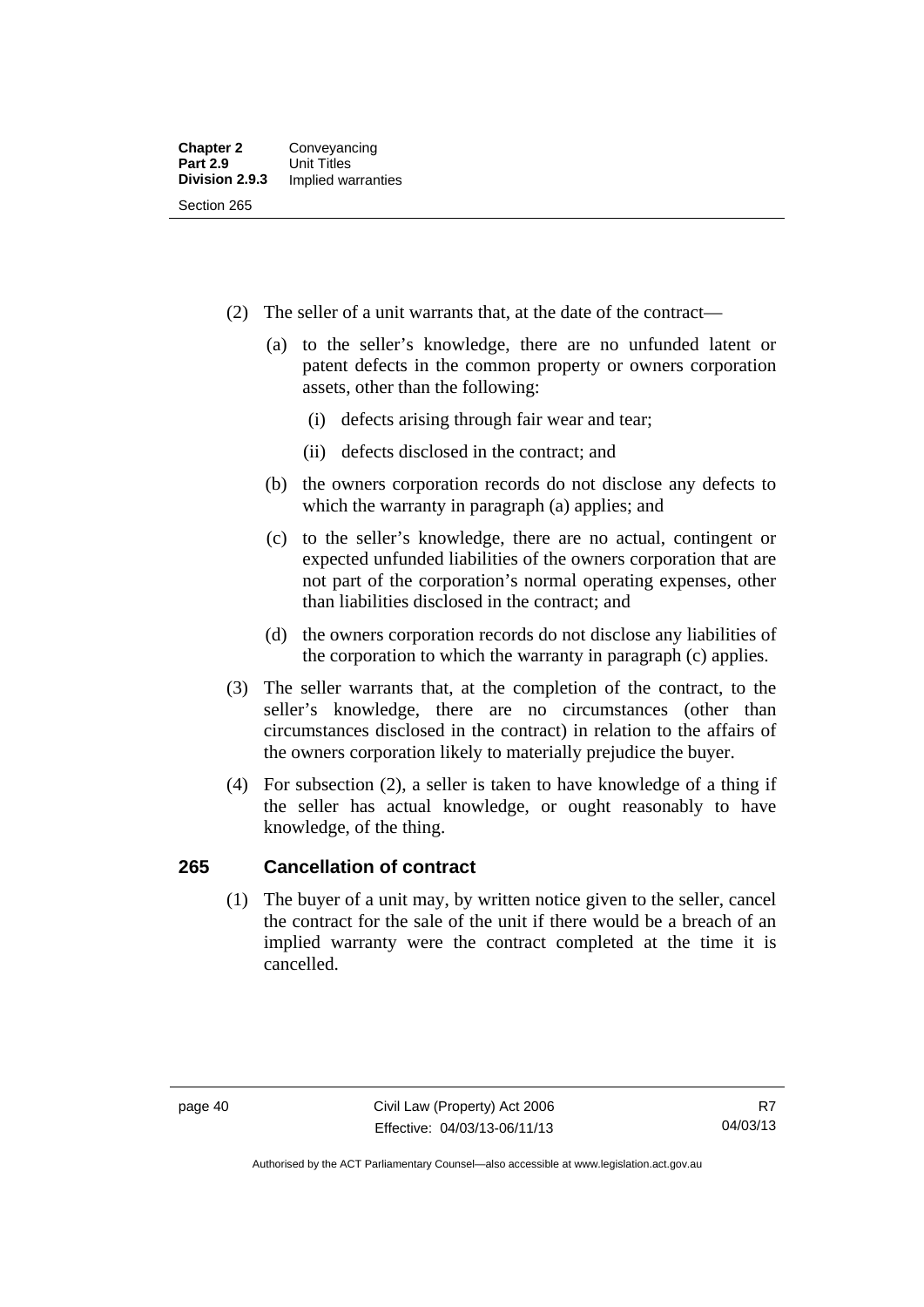(2) The seller of a unit warrants that, at the date of the contract—

(a) to the seller's knowledge, there are no unfunded latent or patent defects in the common property or owners corporation assets, other than the following:

(i) defects arising through fair wear and tear;

(ii) defects disclosed in the contract; and

(b) the owners corporation records do not disclose any defects to which the warranty in paragraph (a) applies; and

(c) to the seller's knowledge, there are no actual, contingent or expected unfunded liabilities of the owners corporation that are not part of the corporation's normal operating expenses, other than liabilities disclosed in the contract; and

(d) the owners corporation records do not disclose any liabilities of the corporation to which the warranty in paragraph (c) applies.

(3) The seller warrants that, at the completion of the contract, to the seller's knowledge, there are no circumstances (other than circumstances disclosed in the contract) in relation to the affairs of the owners corporation likely to materially prejudice the buyer.

(4) For subsection (2), a seller is taken to have knowledge of a thing if the seller has actual knowledge, or ought reasonably to have knowledge, of the thing.

## 265 Cancellation of contract

(1) The buyer of a unit may, by written notice given to the seller, cancel the contract for the sale of the unit if there would be a breach of an implied warranty were the contract completed at the time it is cancelled.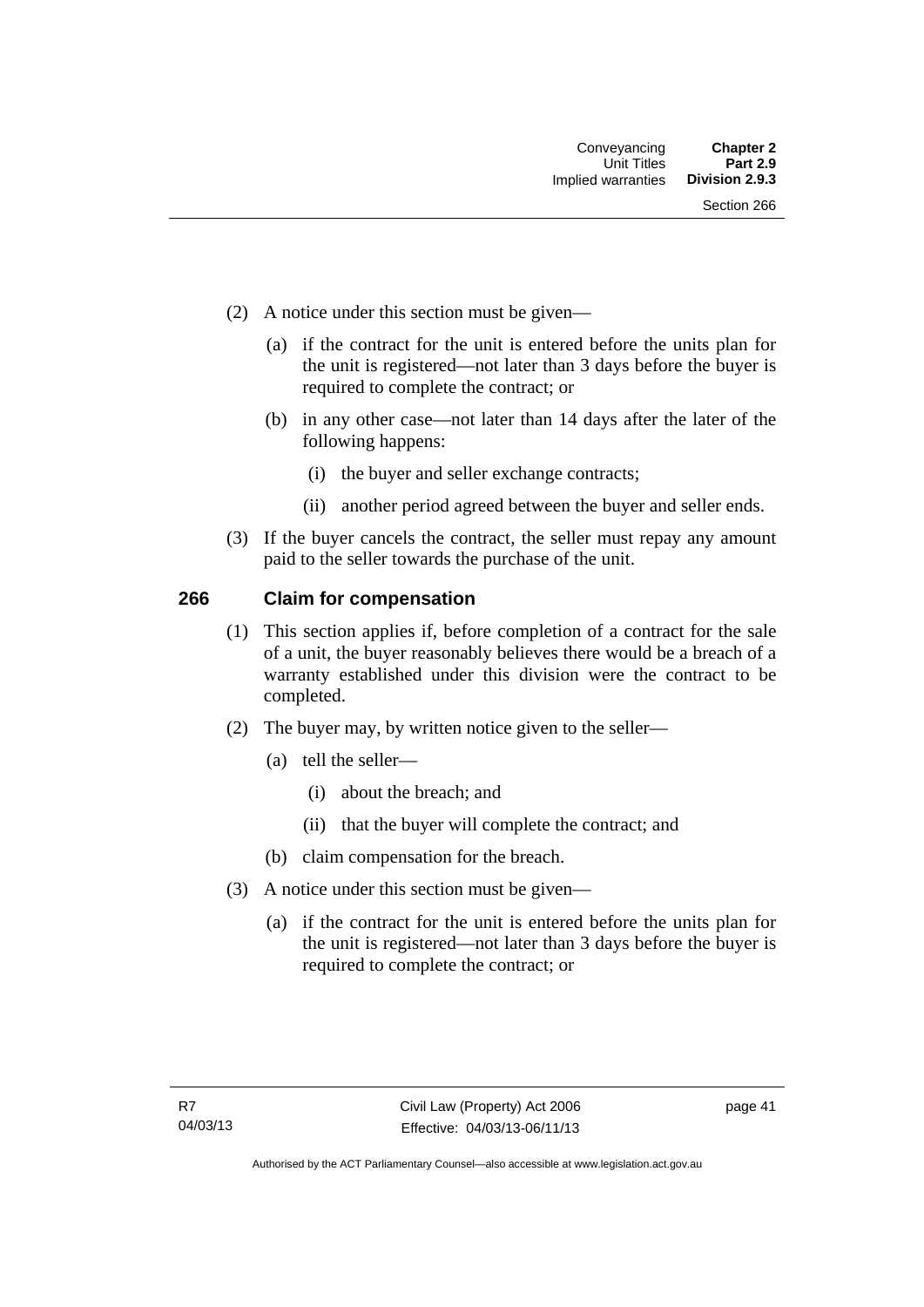(2) A notice under this section must be given—

(a) if the contract for the unit is entered before the units plan for the unit is registered—not later than 3 days before the buyer is required to complete the contract; or

(b) in any other case—not later than 14 days after the later of the following happens:

(i) the buyer and seller exchange contracts;

(ii) another period agreed between the buyer and seller ends.

(3) If the buyer cancels the contract, the seller must repay any amount paid to the seller towards the purchase of the unit.

## 266 Claim for compensation

(1) This section applies if, before completion of a contract for the sale of a unit, the buyer reasonably believes there would be a breach of a warranty established under this division were the contract to be completed.

(2) The buyer may, by written notice given to the seller—

(a) tell the seller—

(i) about the breach; and

(ii) that the buyer will complete the contract; and

(b) claim compensation for the breach.

(3) A notice under this section must be given—

(a) if the contract for the unit is entered before the units plan for the unit is registered—not later than 3 days before the buyer is required to complete the contract; or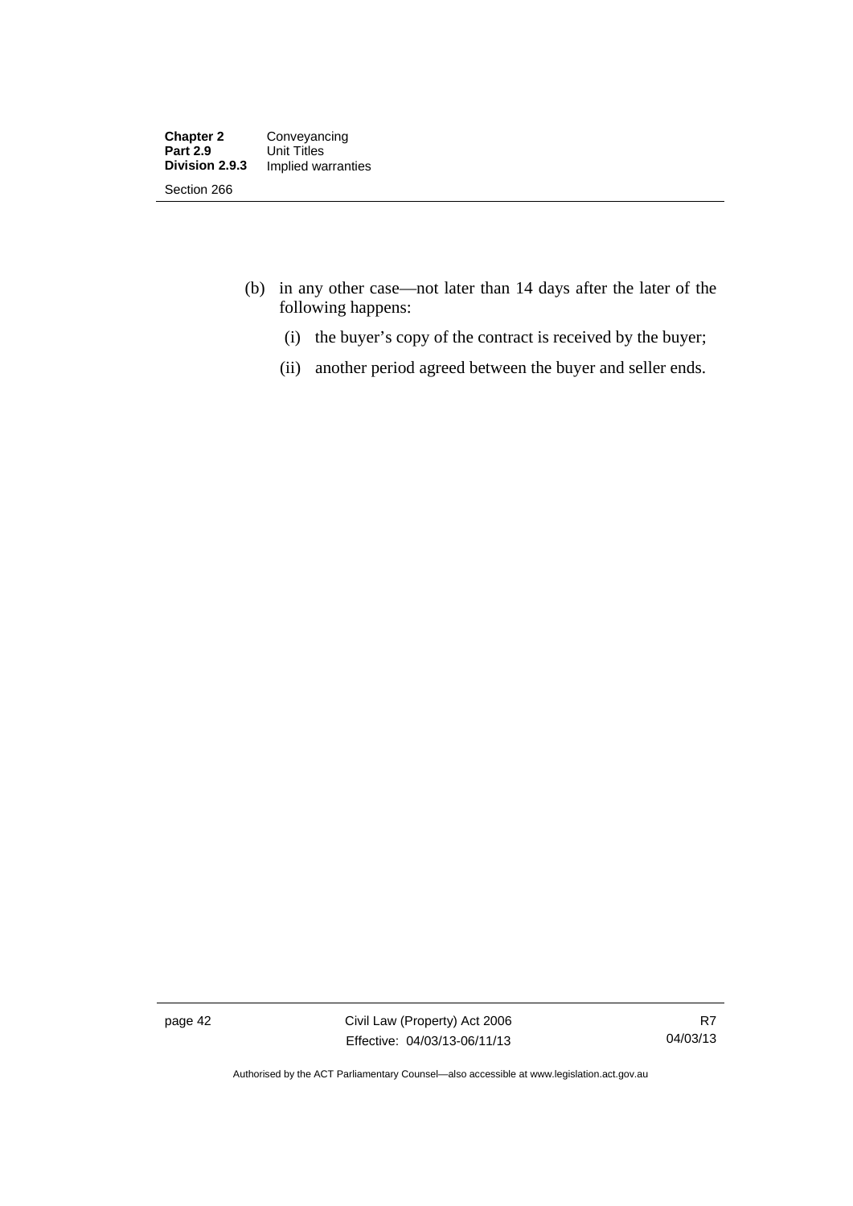(b) in any other case—not later than 14 days after the later of the following happens:

   (i) the buyer's copy of the contract is received by the buyer;

   (ii) another period agreed between the buyer and seller ends.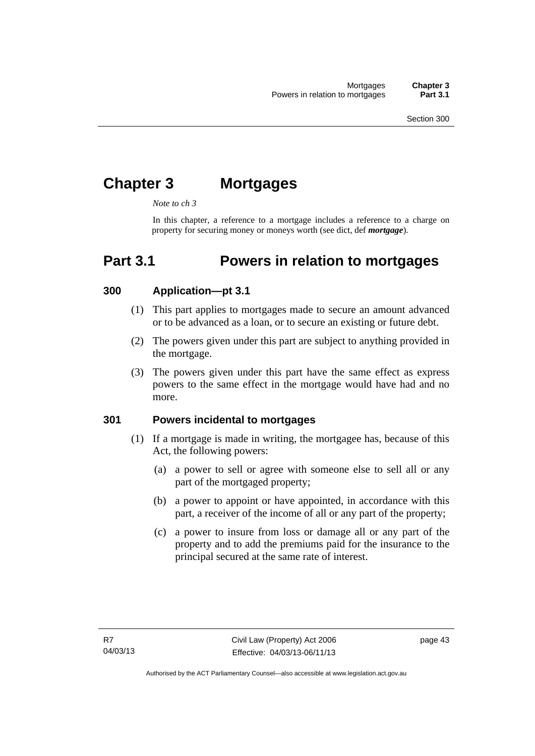# Chapter 3 Mortgages

*Note to ch 3*

In this chapter, a reference to a mortgage includes a reference to a charge on property for securing money or moneys worth (see dict, def ***mortgage***).

# Part 3.1 Powers in relation to mortgages

## 300 Application—pt 3.1

(1) This part applies to mortgages made to secure an amount advanced or to be advanced as a loan, or to secure an existing or future debt.

(2) The powers given under this part are subject to anything provided in the mortgage.

(3) The powers given under this part have the same effect as express powers to the same effect in the mortgage would have had and no more.

## 301 Powers incidental to mortgages

(1) If a mortgage is made in writing, the mortgagee has, because of this Act, the following powers:

(a) a power to sell or agree with someone else to sell all or any part of the mortgaged property;

(b) a power to appoint or have appointed, in accordance with this part, a receiver of the income of all or any part of the property;

(c) a power to insure from loss or damage all or any part of the property and to add the premiums paid for the insurance to the principal secured at the same rate of interest.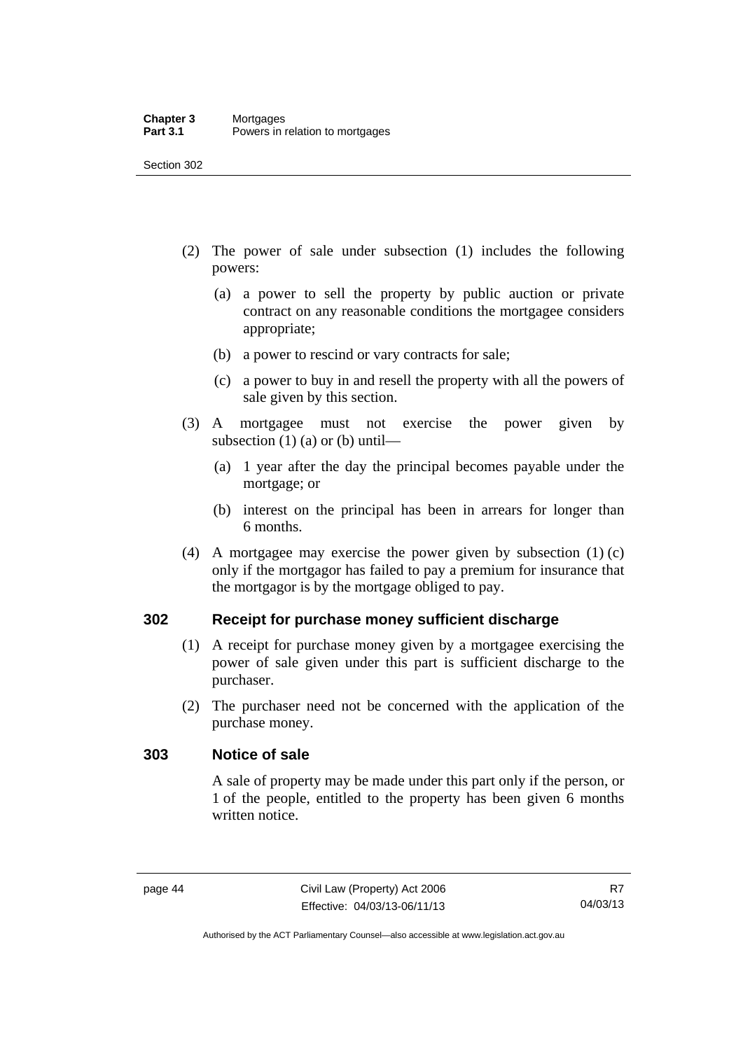(2) The power of sale under subsection (1) includes the following powers:

  (a) a power to sell the property by public auction or private contract on any reasonable conditions the mortgagee considers appropriate;

  (b) a power to rescind or vary contracts for sale;

  (c) a power to buy in and resell the property with all the powers of sale given by this section.

(3) A mortgagee must not exercise the power given by subsection (1) (a) or (b) until—

  (a) 1 year after the day the principal becomes payable under the mortgage; or

  (b) interest on the principal has been in arrears for longer than 6 months.

(4) A mortgagee may exercise the power given by subsection (1) (c) only if the mortgagor has failed to pay a premium for insurance that the mortgagor is by the mortgage obliged to pay.

## 302 Receipt for purchase money sufficient discharge

(1) A receipt for purchase money given by a mortgagee exercising the power of sale given under this part is sufficient discharge to the purchaser.

(2) The purchaser need not be concerned with the application of the purchase money.

## 303 Notice of sale

A sale of property may be made under this part only if the person, or 1 of the people, entitled to the property has been given 6 months written notice.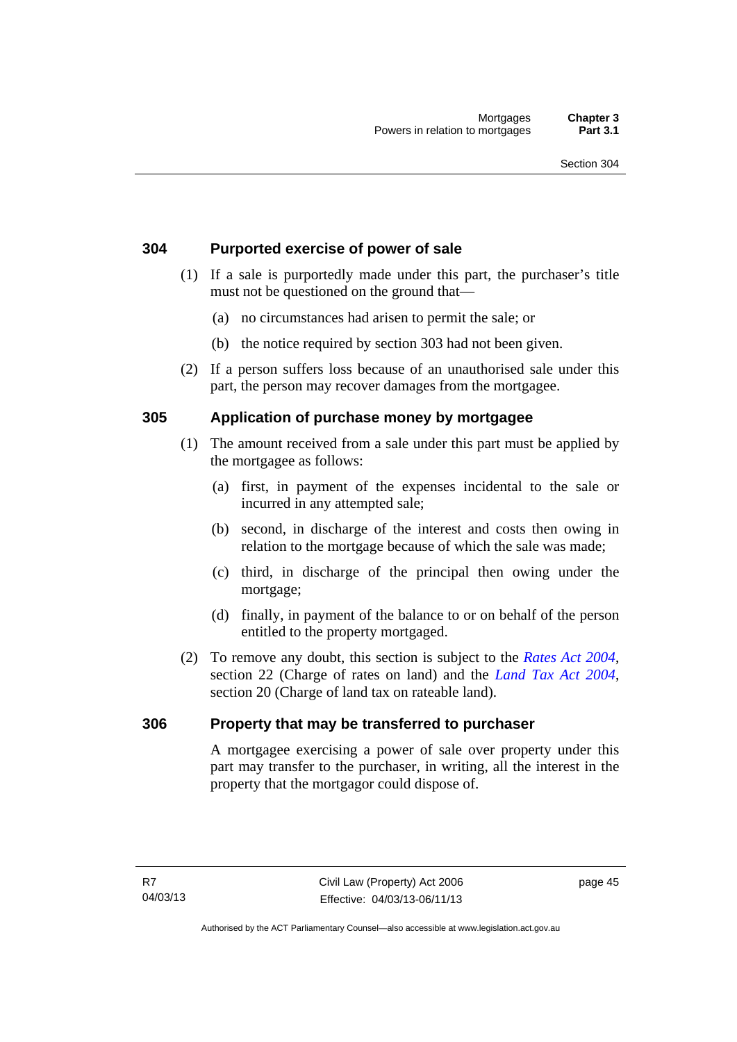## 304 Purported exercise of power of sale

(1) If a sale is purportedly made under this part, the purchaser's title must not be questioned on the ground that—

(a) no circumstances had arisen to permit the sale; or

(b) the notice required by section 303 had not been given.

(2) If a person suffers loss because of an unauthorised sale under this part, the person may recover damages from the mortgagee.

## 305 Application of purchase money by mortgagee

(1) The amount received from a sale under this part must be applied by the mortgagee as follows:

(a) first, in payment of the expenses incidental to the sale or incurred in any attempted sale;

(b) second, in discharge of the interest and costs then owing in relation to the mortgage because of which the sale was made;

(c) third, in discharge of the principal then owing under the mortgage;

(d) finally, in payment of the balance to or on behalf of the person entitled to the property mortgaged.

(2) To remove any doubt, this section is subject to the *Rates Act 2004*, section 22 (Charge of rates on land) and the *Land Tax Act 2004*, section 20 (Charge of land tax on rateable land).

## 306 Property that may be transferred to purchaser

A mortgagee exercising a power of sale over property under this part may transfer to the purchaser, in writing, all the interest in the property that the mortgagor could dispose of.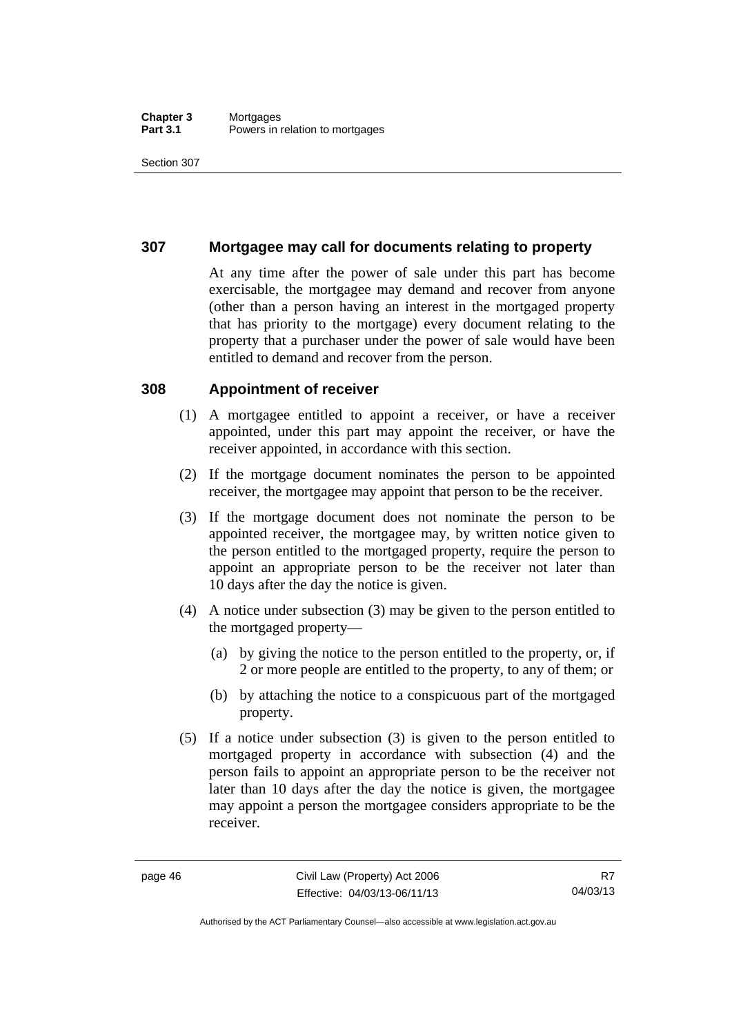## 307 Mortgagee may call for documents relating to property

At any time after the power of sale under this part has become exercisable, the mortgagee may demand and recover from anyone (other than a person having an interest in the mortgaged property that has priority to the mortgage) every document relating to the property that a purchaser under the power of sale would have been entitled to demand and recover from the person.

## 308 Appointment of receiver

(1) A mortgagee entitled to appoint a receiver, or have a receiver appointed, under this part may appoint the receiver, or have the receiver appointed, in accordance with this section.

(2) If the mortgage document nominates the person to be appointed receiver, the mortgagee may appoint that person to be the receiver.

(3) If the mortgage document does not nominate the person to be appointed receiver, the mortgagee may, by written notice given to the person entitled to the mortgaged property, require the person to appoint an appropriate person to be the receiver not later than 10 days after the day the notice is given.

(4) A notice under subsection (3) may be given to the person entitled to the mortgaged property—

(a) by giving the notice to the person entitled to the property, or, if 2 or more people are entitled to the property, to any of them; or

(b) by attaching the notice to a conspicuous part of the mortgaged property.

(5) If a notice under subsection (3) is given to the person entitled to mortgaged property in accordance with subsection (4) and the person fails to appoint an appropriate person to be the receiver not later than 10 days after the day the notice is given, the mortgagee may appoint a person the mortgagee considers appropriate to be the receiver.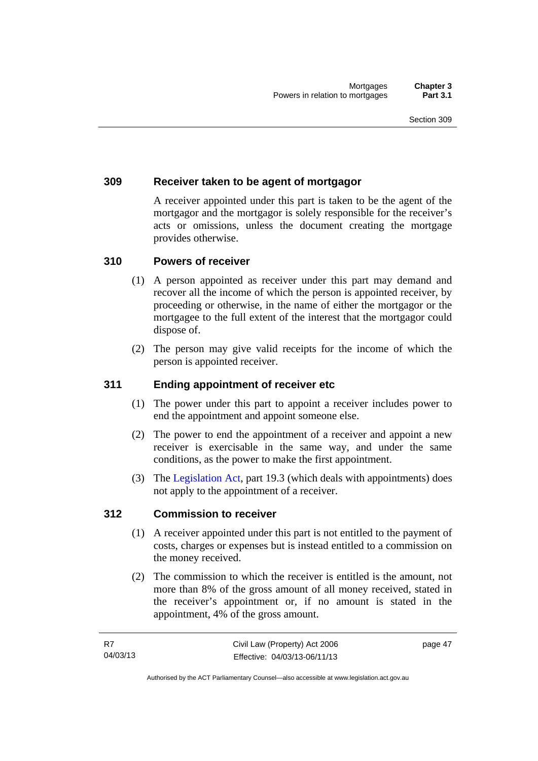## 309 Receiver taken to be agent of mortgagor

A receiver appointed under this part is taken to be the agent of the mortgagor and the mortgagor is solely responsible for the receiver's acts or omissions, unless the document creating the mortgage provides otherwise.

## 310 Powers of receiver

(1) A person appointed as receiver under this part may demand and recover all the income of which the person is appointed receiver, by proceeding or otherwise, in the name of either the mortgagor or the mortgagee to the full extent of the interest that the mortgagor could dispose of.

(2) The person may give valid receipts for the income of which the person is appointed receiver.

## 311 Ending appointment of receiver etc

(1) The power under this part to appoint a receiver includes power to end the appointment and appoint someone else.

(2) The power to end the appointment of a receiver and appoint a new receiver is exercisable in the same way, and under the same conditions, as the power to make the first appointment.

(3) The Legislation Act, part 19.3 (which deals with appointments) does not apply to the appointment of a receiver.

## 312 Commission to receiver

(1) A receiver appointed under this part is not entitled to the payment of costs, charges or expenses but is instead entitled to a commission on the money received.

(2) The commission to which the receiver is entitled is the amount, not more than 8% of the gross amount of all money received, stated in the receiver's appointment or, if no amount is stated in the appointment, 4% of the gross amount.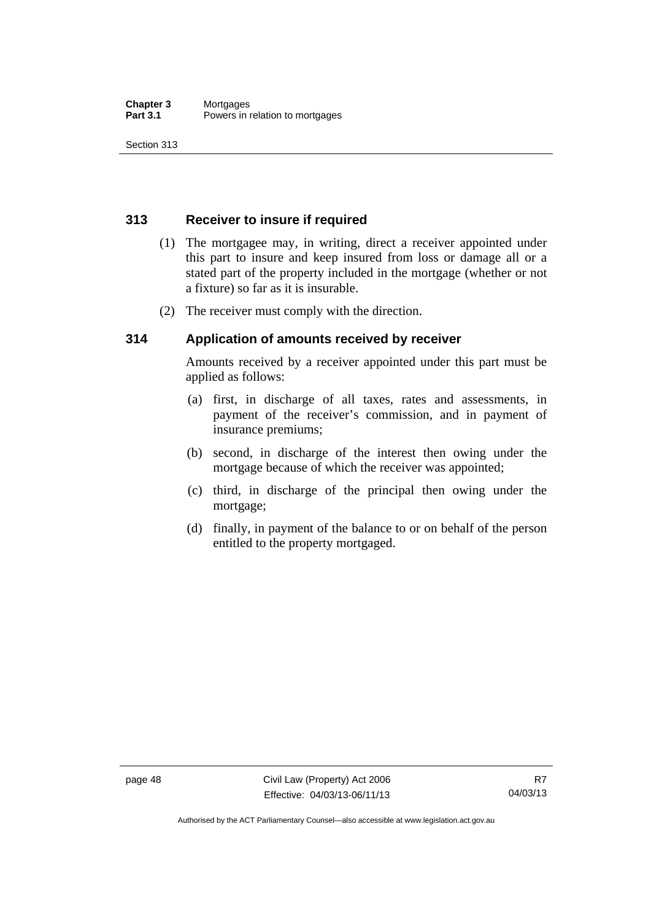## 313 Receiver to insure if required

(1) The mortgagee may, in writing, direct a receiver appointed under this part to insure and keep insured from loss or damage all or a stated part of the property included in the mortgage (whether or not a fixture) so far as it is insurable.

(2) The receiver must comply with the direction.

## 314 Application of amounts received by receiver

Amounts received by a receiver appointed under this part must be applied as follows:

(a) first, in discharge of all taxes, rates and assessments, in payment of the receiver's commission, and in payment of insurance premiums;

(b) second, in discharge of the interest then owing under the mortgage because of which the receiver was appointed;

(c) third, in discharge of the principal then owing under the mortgage;

(d) finally, in payment of the balance to or on behalf of the person entitled to the property mortgaged.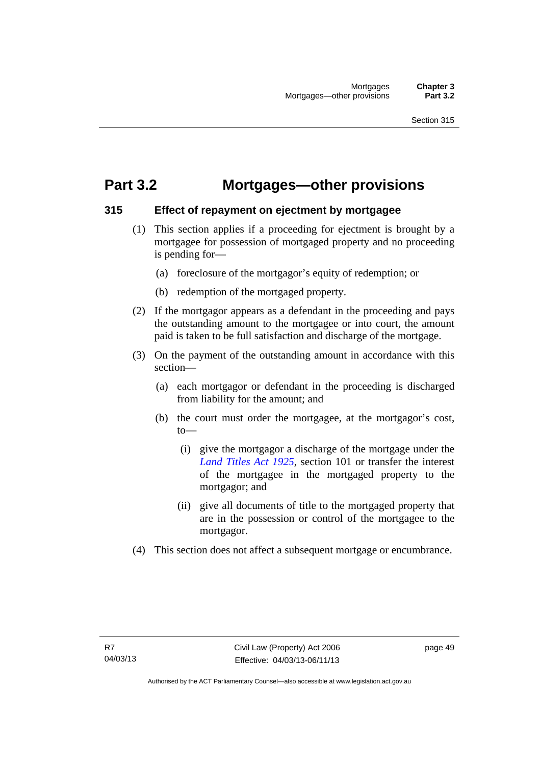# Part 3.2 Mortgages—other provisions

### 315 Effect of repayment on ejectment by mortgagee

(1) This section applies if a proceeding for ejectment is brought by a mortgagee for possession of mortgaged property and no proceeding is pending for—

- (a) foreclosure of the mortgagor's equity of redemption; or
- (b) redemption of the mortgaged property.

(2) If the mortgagor appears as a defendant in the proceeding and pays the outstanding amount to the mortgagee or into court, the amount paid is taken to be full satisfaction and discharge of the mortgage.

(3) On the payment of the outstanding amount in accordance with this section—

- (a) each mortgagor or defendant in the proceeding is discharged from liability for the amount; and
- (b) the court must order the mortgagee, at the mortgagor's cost, to—
  - (i) give the mortgagor a discharge of the mortgage under the *Land Titles Act 1925*, section 101 or transfer the interest of the mortgagee in the mortgaged property to the mortgagor; and
  - (ii) give all documents of title to the mortgaged property that are in the possession or control of the mortgagee to the mortgagor.

(4) This section does not affect a subsequent mortgage or encumbrance.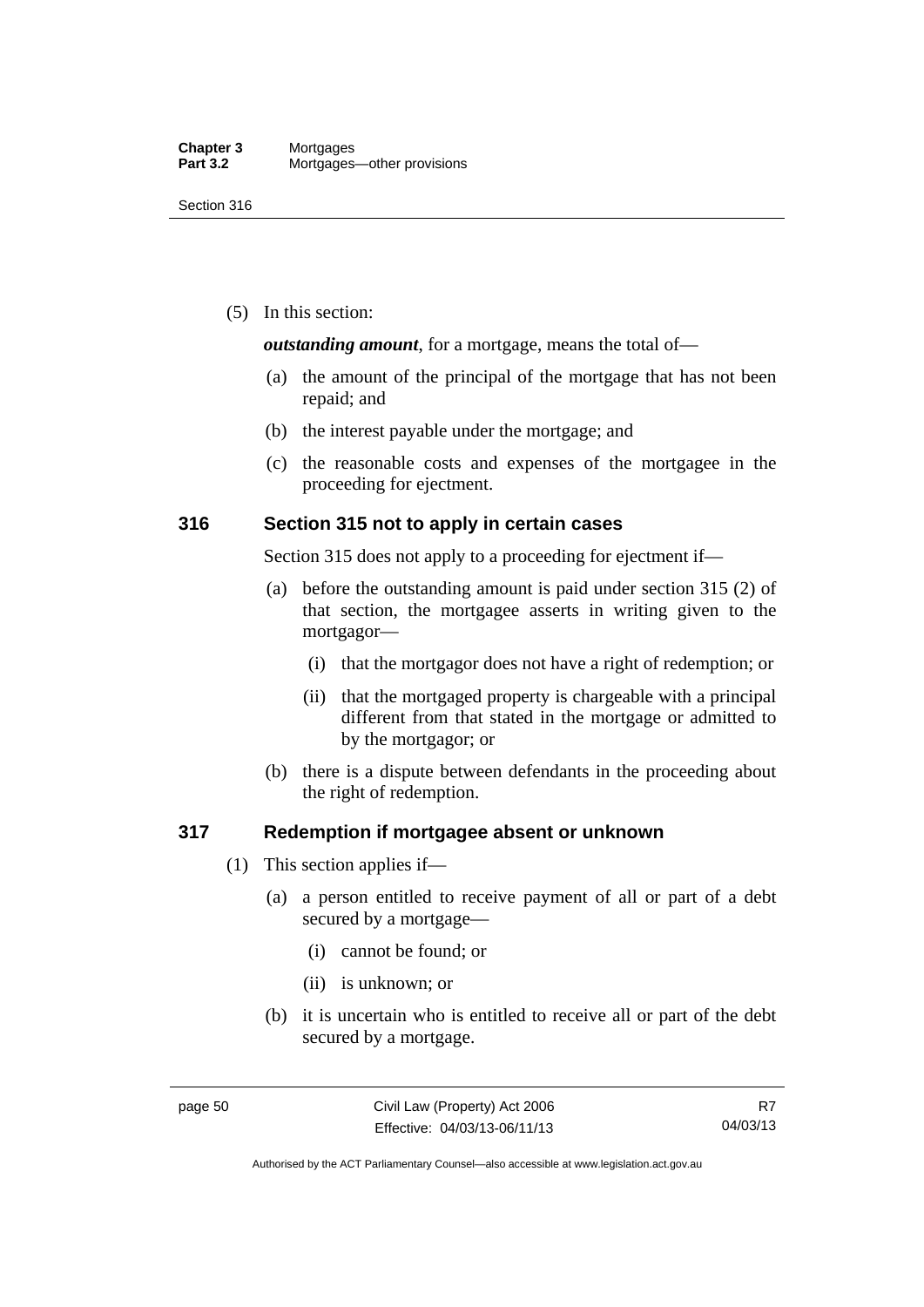(5) In this section:

***outstanding amount***, for a mortgage, means the total of—

(a) the amount of the principal of the mortgage that has not been repaid; and

(b) the interest payable under the mortgage; and

(c) the reasonable costs and expenses of the mortgagee in the proceeding for ejectment.

## 316 Section 315 not to apply in certain cases

Section 315 does not apply to a proceeding for ejectment if—

(a) before the outstanding amount is paid under section 315 (2) of that section, the mortgagee asserts in writing given to the mortgagor—

   (i) that the mortgagor does not have a right of redemption; or

   (ii) that the mortgaged property is chargeable with a principal different from that stated in the mortgage or admitted to by the mortgagor; or

(b) there is a dispute between defendants in the proceeding about the right of redemption.

## 317 Redemption if mortgagee absent or unknown

(1) This section applies if—

(a) a person entitled to receive payment of all or part of a debt secured by a mortgage—

   (i) cannot be found; or

   (ii) is unknown; or

(b) it is uncertain who is entitled to receive all or part of the debt secured by a mortgage.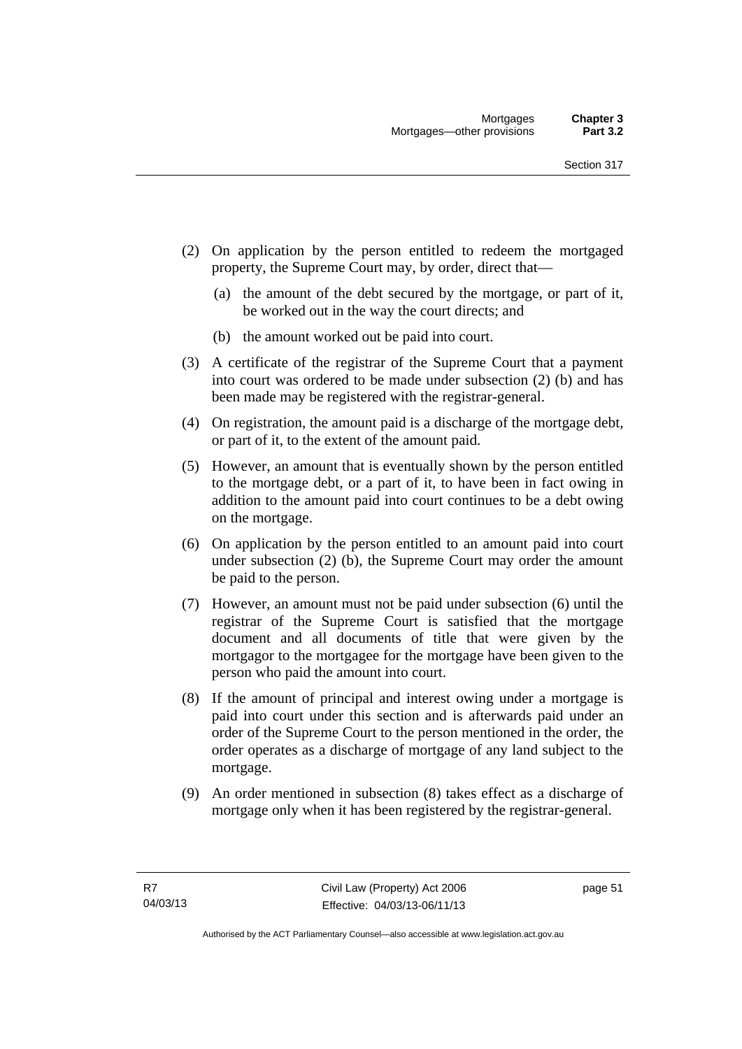(2) On application by the person entitled to redeem the mortgaged property, the Supreme Court may, by order, direct that—

(a) the amount of the debt secured by the mortgage, or part of it, be worked out in the way the court directs; and

(b) the amount worked out be paid into court.

(3) A certificate of the registrar of the Supreme Court that a payment into court was ordered to be made under subsection (2) (b) and has been made may be registered with the registrar-general.

(4) On registration, the amount paid is a discharge of the mortgage debt, or part of it, to the extent of the amount paid.

(5) However, an amount that is eventually shown by the person entitled to the mortgage debt, or a part of it, to have been in fact owing in addition to the amount paid into court continues to be a debt owing on the mortgage.

(6) On application by the person entitled to an amount paid into court under subsection (2) (b), the Supreme Court may order the amount be paid to the person.

(7) However, an amount must not be paid under subsection (6) until the registrar of the Supreme Court is satisfied that the mortgage document and all documents of title that were given by the mortgagor to the mortgagee for the mortgage have been given to the person who paid the amount into court.

(8) If the amount of principal and interest owing under a mortgage is paid into court under this section and is afterwards paid under an order of the Supreme Court to the person mentioned in the order, the order operates as a discharge of mortgage of any land subject to the mortgage.

(9) An order mentioned in subsection (8) takes effect as a discharge of mortgage only when it has been registered by the registrar-general.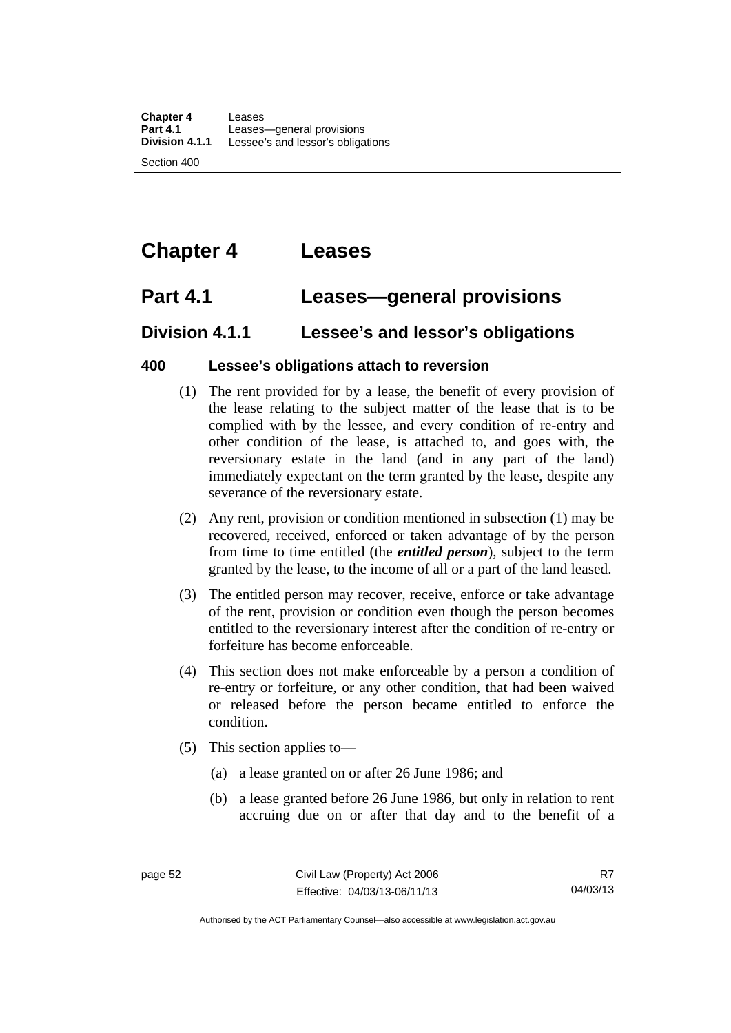# Chapter 4 Leases

## Part 4.1 Leases—general provisions

### Division 4.1.1 Lessee's and lessor's obligations

**400 Lessee's obligations attach to reversion**

(1) The rent provided for by a lease, the benefit of every provision of the lease relating to the subject matter of the lease that is to be complied with by the lessee, and every condition of re-entry and other condition of the lease, is attached to, and goes with, the reversionary estate in the land (and in any part of the land) immediately expectant on the term granted by the lease, despite any severance of the reversionary estate.

(2) Any rent, provision or condition mentioned in subsection (1) may be recovered, received, enforced or taken advantage of by the person from time to time entitled (the ***entitled person***), subject to the term granted by the lease, to the income of all or a part of the land leased.

(3) The entitled person may recover, receive, enforce or take advantage of the rent, provision or condition even though the person becomes entitled to the reversionary interest after the condition of re-entry or forfeiture has become enforceable.

(4) This section does not make enforceable by a person a condition of re-entry or forfeiture, or any other condition, that had been waived or released before the person became entitled to enforce the condition.

(5) This section applies to—

(a) a lease granted on or after 26 June 1986; and

(b) a lease granted before 26 June 1986, but only in relation to rent accruing due on or after that day and to the benefit of a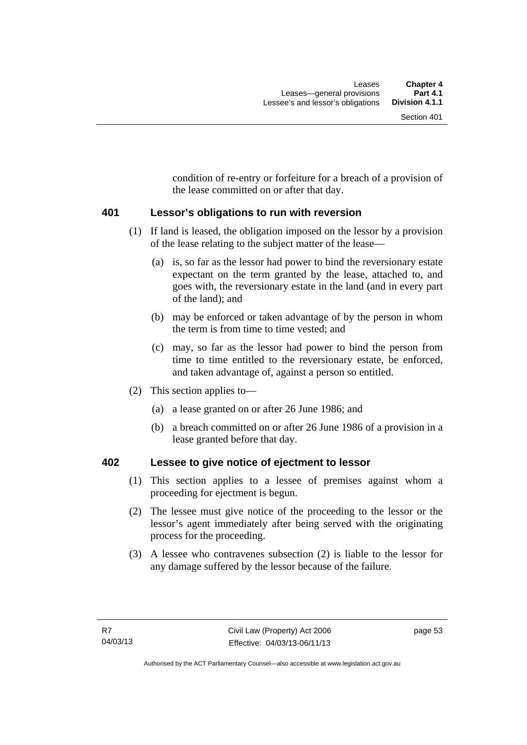condition of re-entry or forfeiture for a breach of a provision of the lease committed on or after that day.

## 401 Lessor's obligations to run with reversion

(1) If land is leased, the obligation imposed on the lessor by a provision of the lease relating to the subject matter of the lease—

(a) is, so far as the lessor had power to bind the reversionary estate expectant on the term granted by the lease, attached to, and goes with, the reversionary estate in the land (and in every part of the land); and

(b) may be enforced or taken advantage of by the person in whom the term is from time to time vested; and

(c) may, so far as the lessor had power to bind the person from time to time entitled to the reversionary estate, be enforced, and taken advantage of, against a person so entitled.

(2) This section applies to—

(a) a lease granted on or after 26 June 1986; and

(b) a breach committed on or after 26 June 1986 of a provision in a lease granted before that day.

## 402 Lessee to give notice of ejectment to lessor

(1) This section applies to a lessee of premises against whom a proceeding for ejectment is begun.

(2) The lessee must give notice of the proceeding to the lessor or the lessor's agent immediately after being served with the originating process for the proceeding.

(3) A lessee who contravenes subsection (2) is liable to the lessor for any damage suffered by the lessor because of the failure.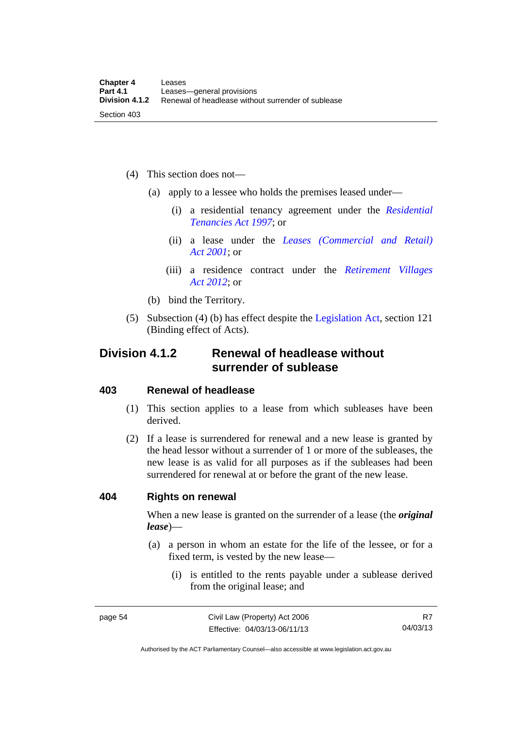(4) This section does not—

(a) apply to a lessee who holds the premises leased under—

(i) a residential tenancy agreement under the *Residential Tenancies Act 1997*; or

(ii) a lease under the *Leases (Commercial and Retail) Act 2001*; or

(iii) a residence contract under the *Retirement Villages Act 2012*; or

(b) bind the Territory.

(5) Subsection (4) (b) has effect despite the Legislation Act, section 121 (Binding effect of Acts).

## Division 4.1.2 Renewal of headlease without surrender of sublease

### 403 Renewal of headlease

(1) This section applies to a lease from which subleases have been derived.

(2) If a lease is surrendered for renewal and a new lease is granted by the head lessor without a surrender of 1 or more of the subleases, the new lease is as valid for all purposes as if the subleases had been surrendered for renewal at or before the grant of the new lease.

### 404 Rights on renewal

When a new lease is granted on the surrender of a lease (the ***original lease***)—

(a) a person in whom an estate for the life of the lessee, or for a fixed term, is vested by the new lease—

(i) is entitled to the rents payable under a sublease derived from the original lease; and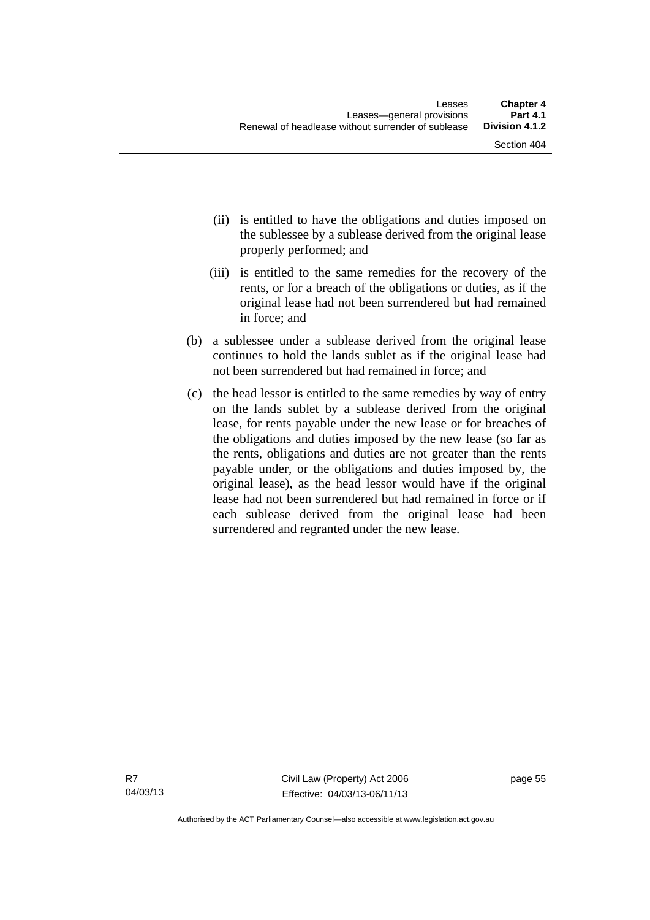(ii) is entitled to have the obligations and duties imposed on the sublessee by a sublease derived from the original lease properly performed; and

(iii) is entitled to the same remedies for the recovery of the rents, or for a breach of the obligations or duties, as if the original lease had not been surrendered but had remained in force; and

(b) a sublessee under a sublease derived from the original lease continues to hold the lands sublet as if the original lease had not been surrendered but had remained in force; and

(c) the head lessor is entitled to the same remedies by way of entry on the lands sublet by a sublease derived from the original lease, for rents payable under the new lease or for breaches of the obligations and duties imposed by the new lease (so far as the rents, obligations and duties are not greater than the rents payable under, or the obligations and duties imposed by, the original lease), as the head lessor would have if the original lease had not been surrendered but had remained in force or if each sublease derived from the original lease had been surrendered and regranted under the new lease.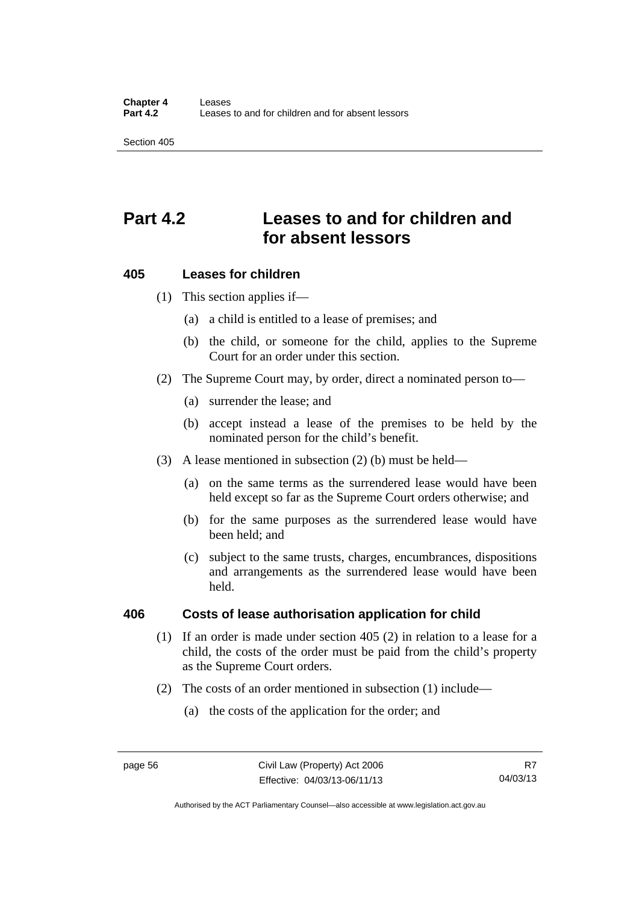# Part 4.2 Leases to and for children and for absent lessors

## 405 Leases for children

(1) This section applies if—

(a) a child is entitled to a lease of premises; and

(b) the child, or someone for the child, applies to the Supreme Court for an order under this section.

(2) The Supreme Court may, by order, direct a nominated person to—

(a) surrender the lease; and

(b) accept instead a lease of the premises to be held by the nominated person for the child's benefit.

(3) A lease mentioned in subsection (2) (b) must be held—

(a) on the same terms as the surrendered lease would have been held except so far as the Supreme Court orders otherwise; and

(b) for the same purposes as the surrendered lease would have been held; and

(c) subject to the same trusts, charges, encumbrances, dispositions and arrangements as the surrendered lease would have been held.

## 406 Costs of lease authorisation application for child

(1) If an order is made under section 405 (2) in relation to a lease for a child, the costs of the order must be paid from the child's property as the Supreme Court orders.

(2) The costs of an order mentioned in subsection (1) include—

(a) the costs of the application for the order; and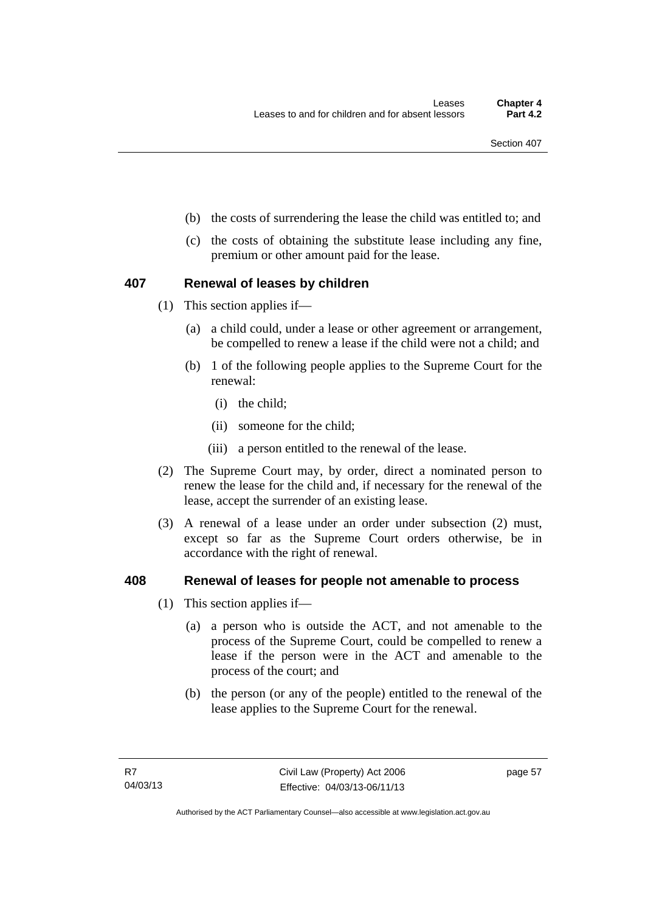(b) the costs of surrendering the lease the child was entitled to; and

(c) the costs of obtaining the substitute lease including any fine, premium or other amount paid for the lease.

### 407 Renewal of leases by children

(1) This section applies if—

(a) a child could, under a lease or other agreement or arrangement, be compelled to renew a lease if the child were not a child; and

(b) 1 of the following people applies to the Supreme Court for the renewal:

(i) the child;

(ii) someone for the child;

(iii) a person entitled to the renewal of the lease.

(2) The Supreme Court may, by order, direct a nominated person to renew the lease for the child and, if necessary for the renewal of the lease, accept the surrender of an existing lease.

(3) A renewal of a lease under an order under subsection (2) must, except so far as the Supreme Court orders otherwise, be in accordance with the right of renewal.

### 408 Renewal of leases for people not amenable to process

(1) This section applies if—

(a) a person who is outside the ACT, and not amenable to the process of the Supreme Court, could be compelled to renew a lease if the person were in the ACT and amenable to the process of the court; and

(b) the person (or any of the people) entitled to the renewal of the lease applies to the Supreme Court for the renewal.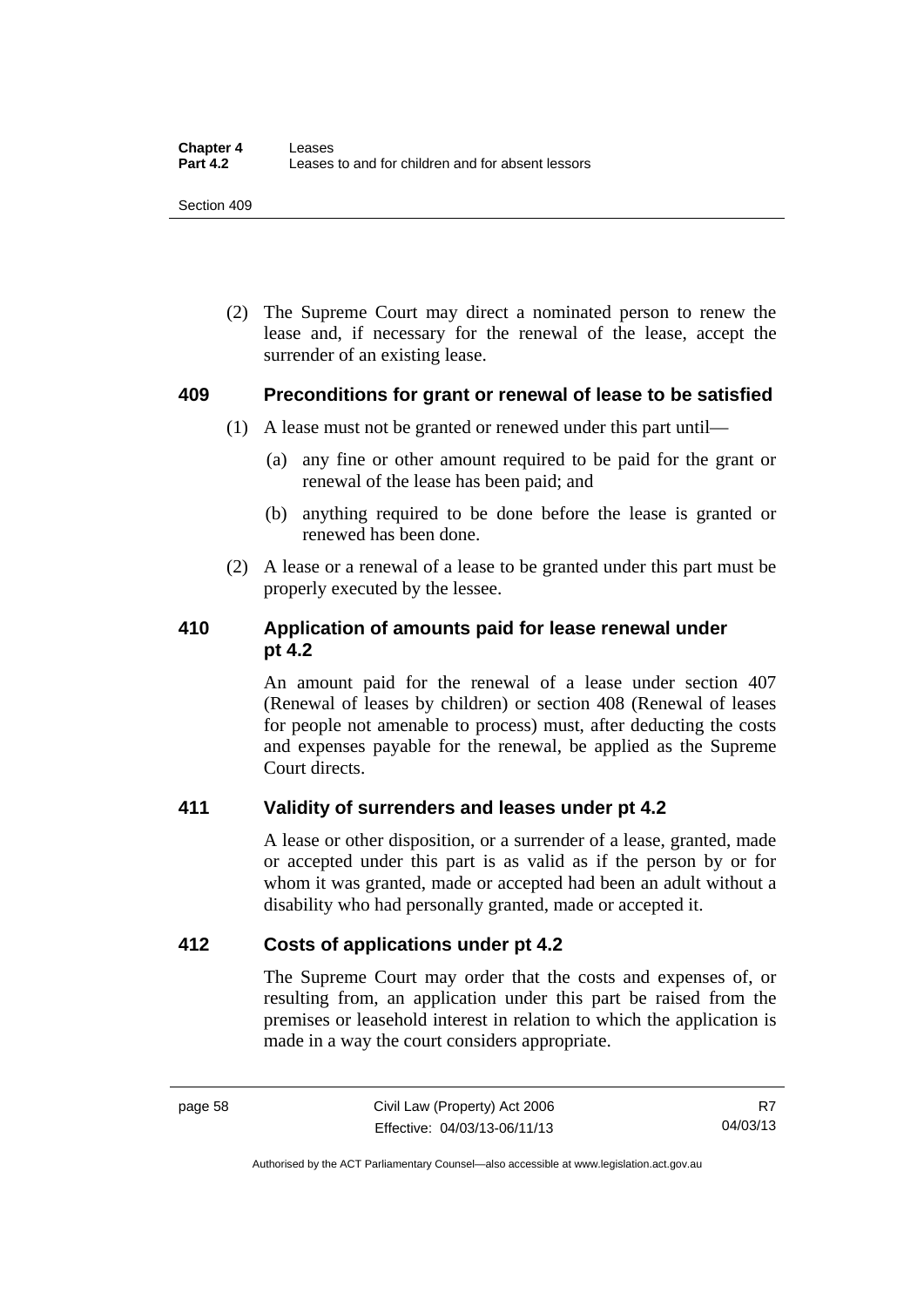(2) The Supreme Court may direct a nominated person to renew the lease and, if necessary for the renewal of the lease, accept the surrender of an existing lease.

### 409 Preconditions for grant or renewal of lease to be satisfied

(1) A lease must not be granted or renewed under this part until—

(a) any fine or other amount required to be paid for the grant or renewal of the lease has been paid; and

(b) anything required to be done before the lease is granted or renewed has been done.

(2) A lease or a renewal of a lease to be granted under this part must be properly executed by the lessee.

### 410 Application of amounts paid for lease renewal under pt 4.2

An amount paid for the renewal of a lease under section 407 (Renewal of leases by children) or section 408 (Renewal of leases for people not amenable to process) must, after deducting the costs and expenses payable for the renewal, be applied as the Supreme Court directs.

### 411 Validity of surrenders and leases under pt 4.2

A lease or other disposition, or a surrender of a lease, granted, made or accepted under this part is as valid as if the person by or for whom it was granted, made or accepted had been an adult without a disability who had personally granted, made or accepted it.

### 412 Costs of applications under pt 4.2

The Supreme Court may order that the costs and expenses of, or resulting from, an application under this part be raised from the premises or leasehold interest in relation to which the application is made in a way the court considers appropriate.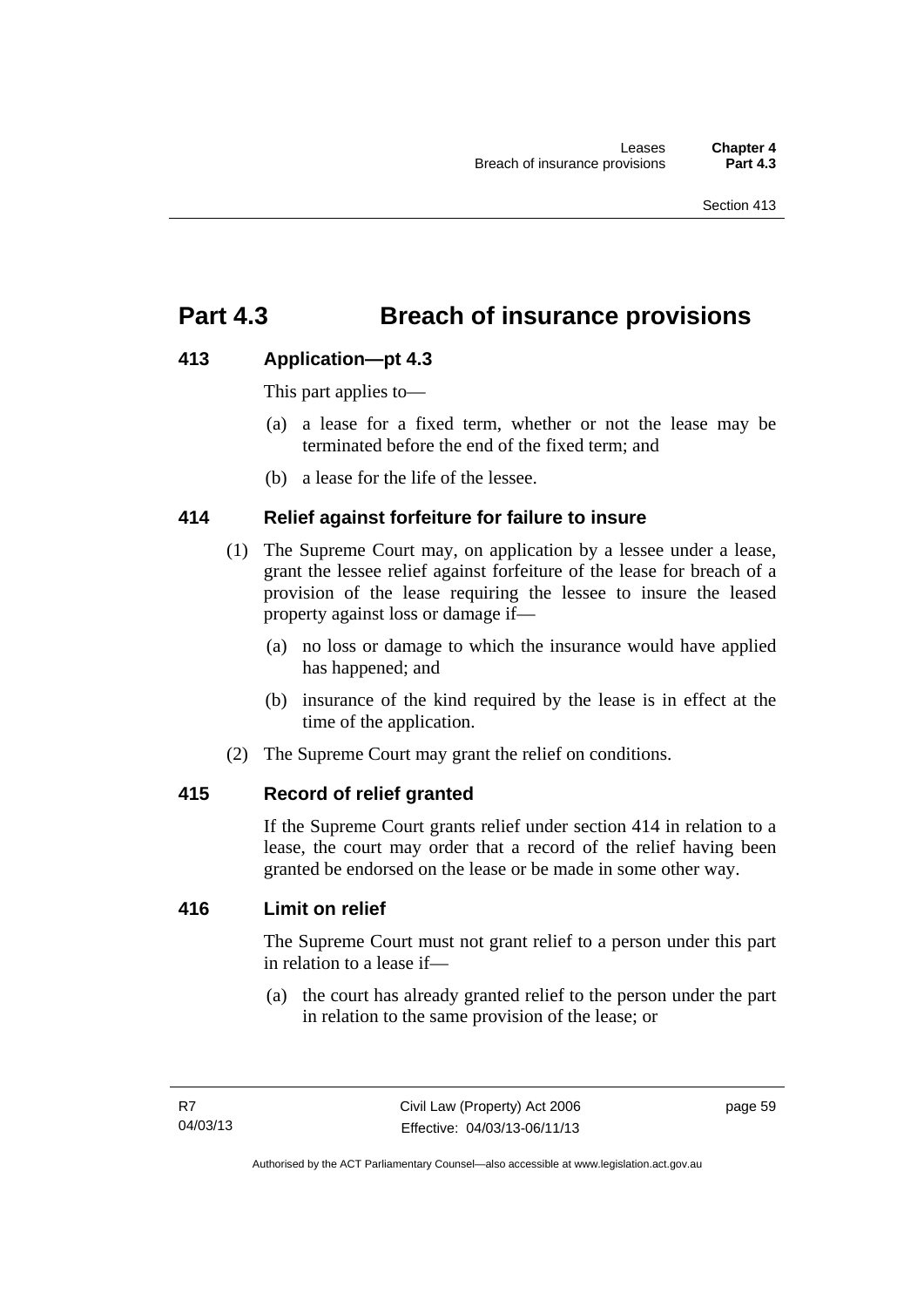# Part 4.3 Breach of insurance provisions

## 413 Application—pt 4.3

This part applies to—

(a) a lease for a fixed term, whether or not the lease may be terminated before the end of the fixed term; and

(b) a lease for the life of the lessee.

## 414 Relief against forfeiture for failure to insure

(1) The Supreme Court may, on application by a lessee under a lease, grant the lessee relief against forfeiture of the lease for breach of a provision of the lease requiring the lessee to insure the leased property against loss or damage if—

(a) no loss or damage to which the insurance would have applied has happened; and

(b) insurance of the kind required by the lease is in effect at the time of the application.

(2) The Supreme Court may grant the relief on conditions.

## 415 Record of relief granted

If the Supreme Court grants relief under section 414 in relation to a lease, the court may order that a record of the relief having been granted be endorsed on the lease or be made in some other way.

## 416 Limit on relief

The Supreme Court must not grant relief to a person under this part in relation to a lease if—

(a) the court has already granted relief to the person under the part in relation to the same provision of the lease; or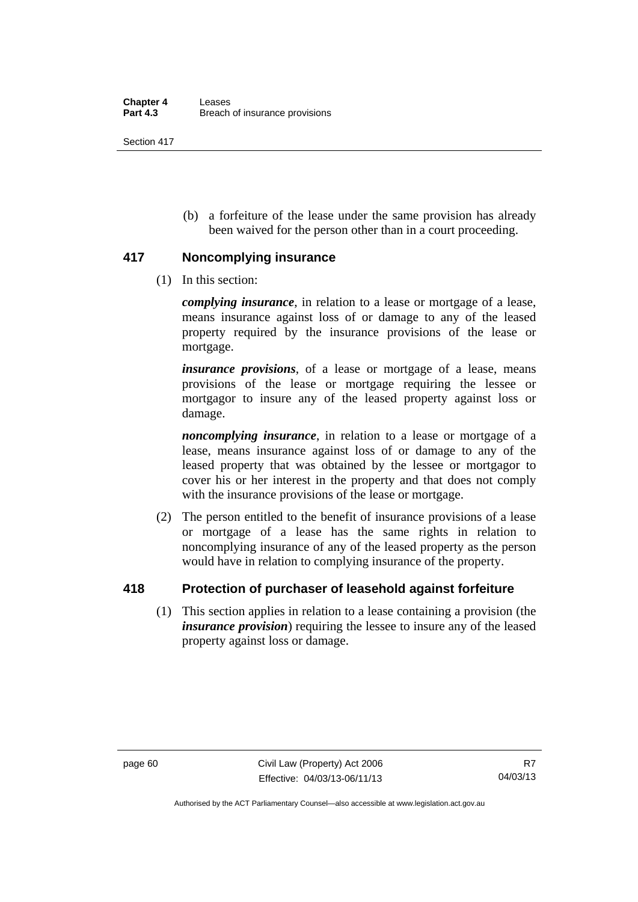(b) a forfeiture of the lease under the same provision has already been waived for the person other than in a court proceeding.

## 417 Noncomplying insurance

(1) In this section:

***complying insurance***, in relation to a lease or mortgage of a lease, means insurance against loss of or damage to any of the leased property required by the insurance provisions of the lease or mortgage.

***insurance provisions***, of a lease or mortgage of a lease, means provisions of the lease or mortgage requiring the lessee or mortgagor to insure any of the leased property against loss or damage.

***noncomplying insurance***, in relation to a lease or mortgage of a lease, means insurance against loss of or damage to any of the leased property that was obtained by the lessee or mortgagor to cover his or her interest in the property and that does not comply with the insurance provisions of the lease or mortgage.

(2) The person entitled to the benefit of insurance provisions of a lease or mortgage of a lease has the same rights in relation to noncomplying insurance of any of the leased property as the person would have in relation to complying insurance of the property.

## 418 Protection of purchaser of leasehold against forfeiture

(1) This section applies in relation to a lease containing a provision (the ***insurance provision***) requiring the lessee to insure any of the leased property against loss or damage.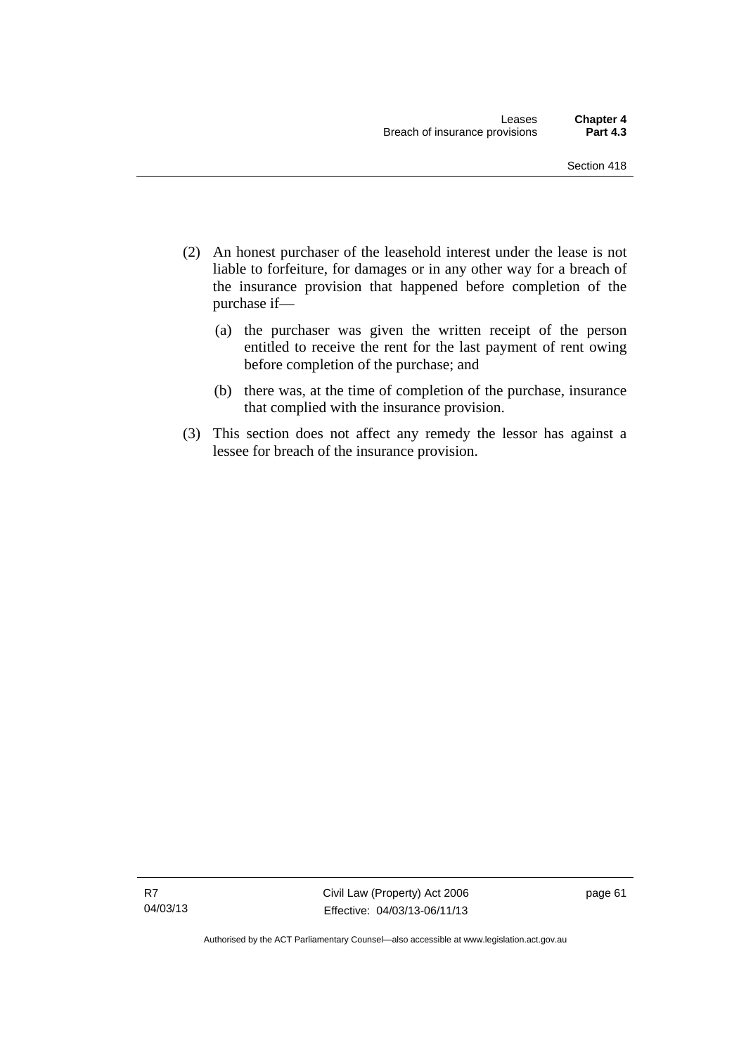(2) An honest purchaser of the leasehold interest under the lease is not liable to forfeiture, for damages or in any other way for a breach of the insurance provision that happened before completion of the purchase if—

(a) the purchaser was given the written receipt of the person entitled to receive the rent for the last payment of rent owing before completion of the purchase; and

(b) there was, at the time of completion of the purchase, insurance that complied with the insurance provision.

(3) This section does not affect any remedy the lessor has against a lessee for breach of the insurance provision.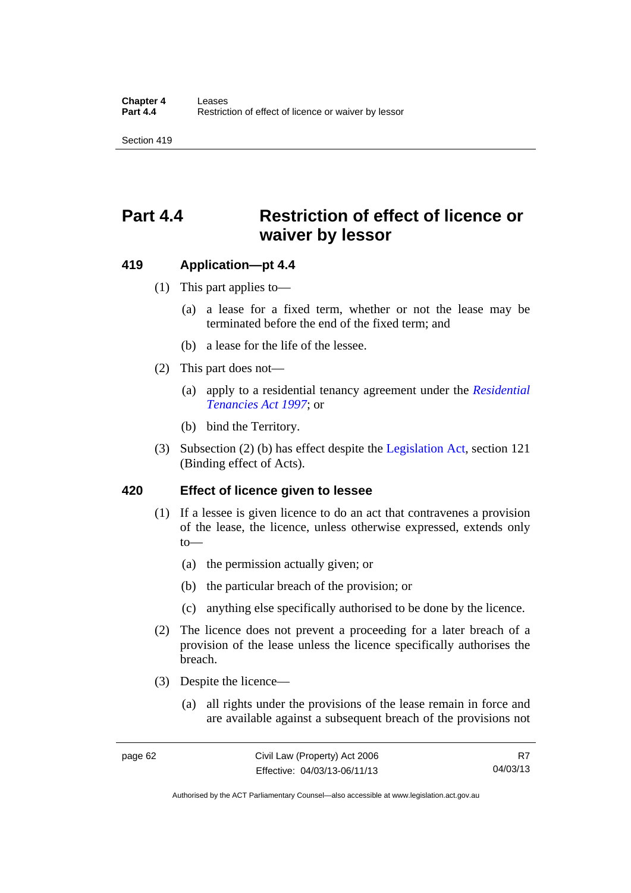# Part 4.4 Restriction of effect of licence or waiver by lessor

## 419 Application—pt 4.4

(1) This part applies to—

(a) a lease for a fixed term, whether or not the lease may be terminated before the end of the fixed term; and

(b) a lease for the life of the lessee.

(2) This part does not—

(a) apply to a residential tenancy agreement under the *Residential Tenancies Act 1997*; or

(b) bind the Territory.

(3) Subsection (2) (b) has effect despite the Legislation Act, section 121 (Binding effect of Acts).

## 420 Effect of licence given to lessee

(1) If a lessee is given licence to do an act that contravenes a provision of the lease, the licence, unless otherwise expressed, extends only to—

(a) the permission actually given; or

(b) the particular breach of the provision; or

(c) anything else specifically authorised to be done by the licence.

(2) The licence does not prevent a proceeding for a later breach of a provision of the lease unless the licence specifically authorises the breach.

(3) Despite the licence—

(a) all rights under the provisions of the lease remain in force and are available against a subsequent breach of the provisions not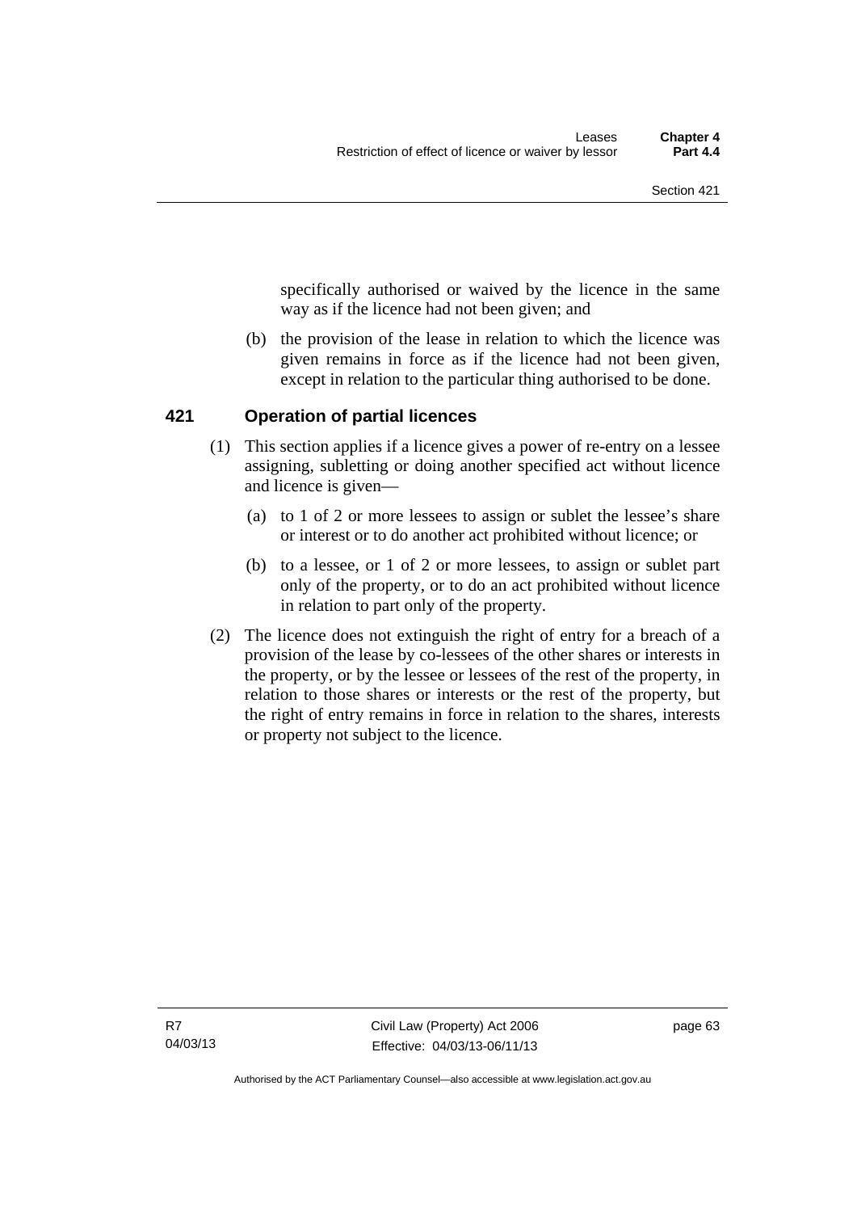specifically authorised or waived by the licence in the same way as if the licence had not been given; and

(b) the provision of the lease in relation to which the licence was given remains in force as if the licence had not been given, except in relation to the particular thing authorised to be done.

### 421 Operation of partial licences

(1) This section applies if a licence gives a power of re-entry on a lessee assigning, subletting or doing another specified act without licence and licence is given—

(a) to 1 of 2 or more lessees to assign or sublet the lessee's share or interest or to do another act prohibited without licence; or

(b) to a lessee, or 1 of 2 or more lessees, to assign or sublet part only of the property, or to do an act prohibited without licence in relation to part only of the property.

(2) The licence does not extinguish the right of entry for a breach of a provision of the lease by co-lessees of the other shares or interests in the property, or by the lessee or lessees of the rest of the property, in relation to those shares or interests or the rest of the property, but the right of entry remains in force in relation to the shares, interests or property not subject to the licence.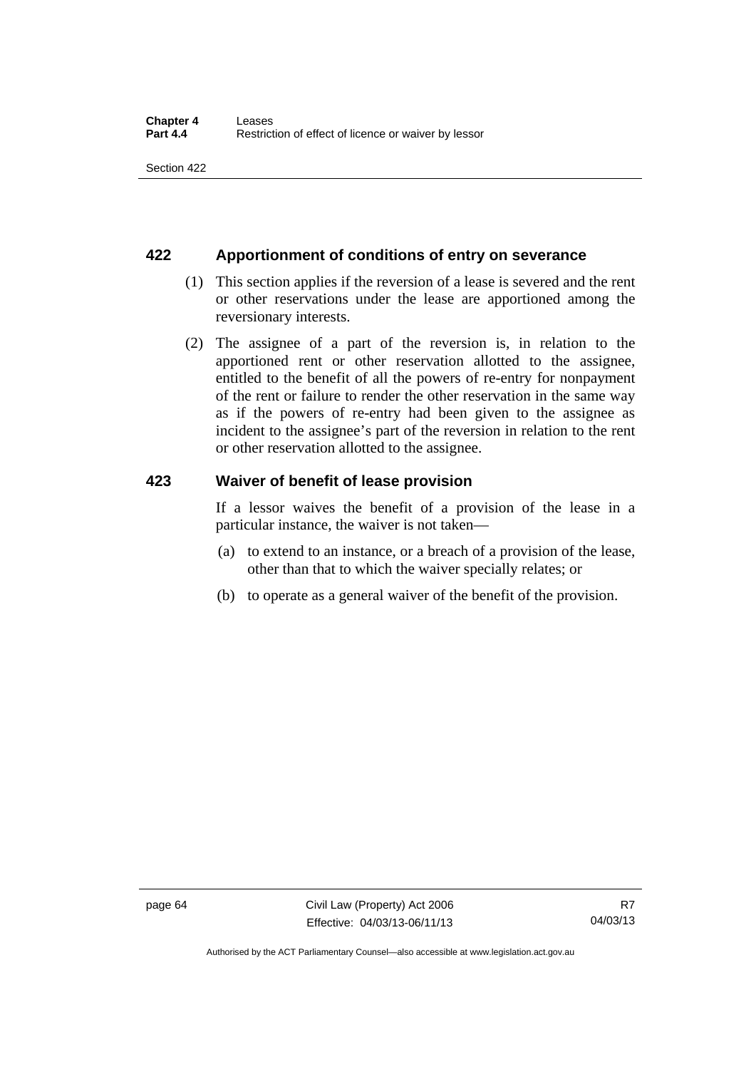## 422 Apportionment of conditions of entry on severance

(1) This section applies if the reversion of a lease is severed and the rent or other reservations under the lease are apportioned among the reversionary interests.

(2) The assignee of a part of the reversion is, in relation to the apportioned rent or other reservation allotted to the assignee, entitled to the benefit of all the powers of re-entry for nonpayment of the rent or failure to render the other reservation in the same way as if the powers of re-entry had been given to the assignee as incident to the assignee's part of the reversion in relation to the rent or other reservation allotted to the assignee.

## 423 Waiver of benefit of lease provision

If a lessor waives the benefit of a provision of the lease in a particular instance, the waiver is not taken—

(a) to extend to an instance, or a breach of a provision of the lease, other than that to which the waiver specially relates; or

(b) to operate as a general waiver of the benefit of the provision.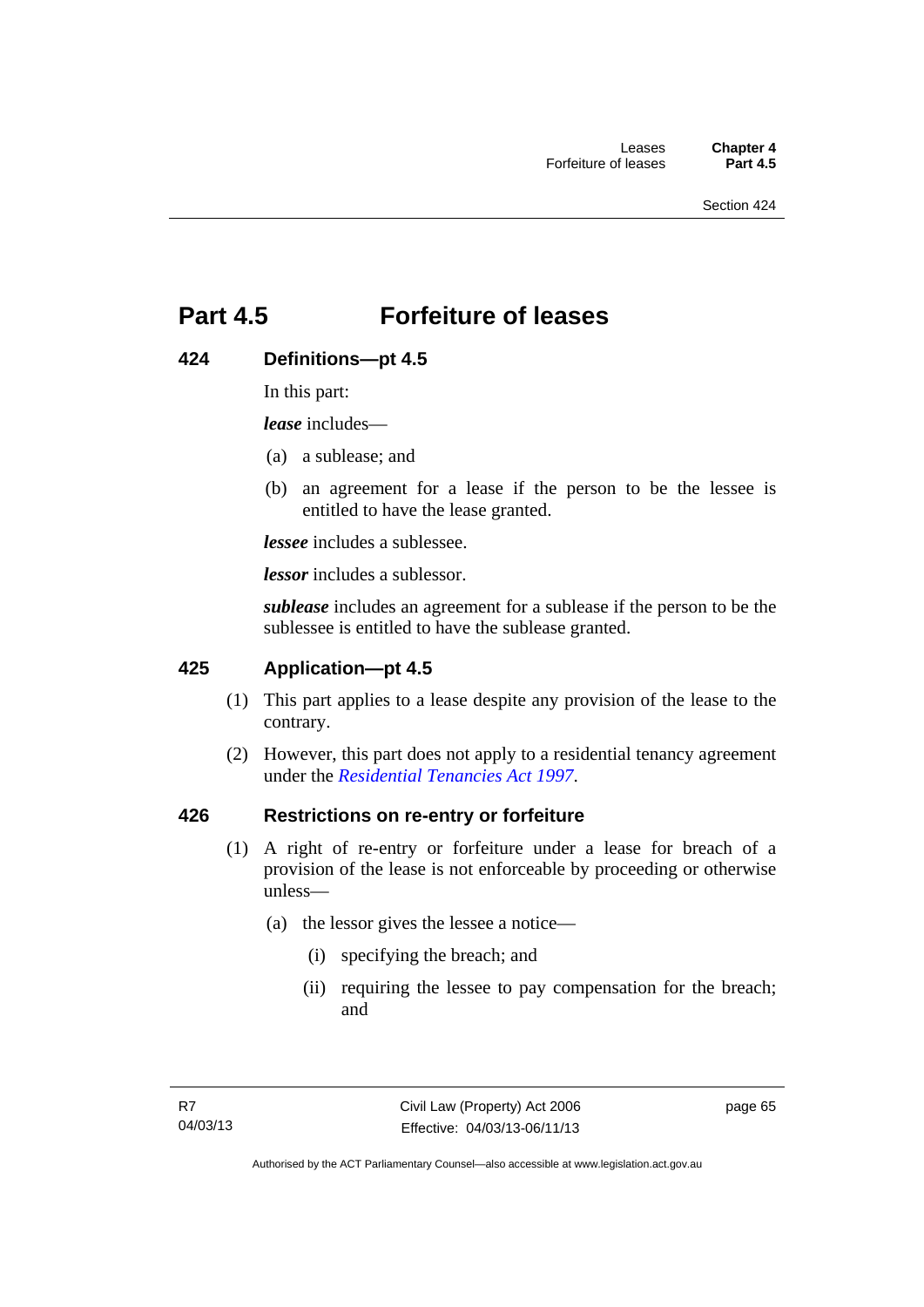# Part 4.5 Forfeiture of leases

## 424 Definitions—pt 4.5

In this part:

***lease*** includes—

(a) a sublease; and

(b) an agreement for a lease if the person to be the lessee is entitled to have the lease granted.

***lessee*** includes a sublessee.

***lessor*** includes a sublessor.

***sublease*** includes an agreement for a sublease if the person to be the sublessee is entitled to have the sublease granted.

## 425 Application—pt 4.5

(1) This part applies to a lease despite any provision of the lease to the contrary.

(2) However, this part does not apply to a residential tenancy agreement under the *Residential Tenancies Act 1997*.

## 426 Restrictions on re-entry or forfeiture

(1) A right of re-entry or forfeiture under a lease for breach of a provision of the lease is not enforceable by proceeding or otherwise unless—

(a) the lessor gives the lessee a notice—

(i) specifying the breach; and

(ii) requiring the lessee to pay compensation for the breach; and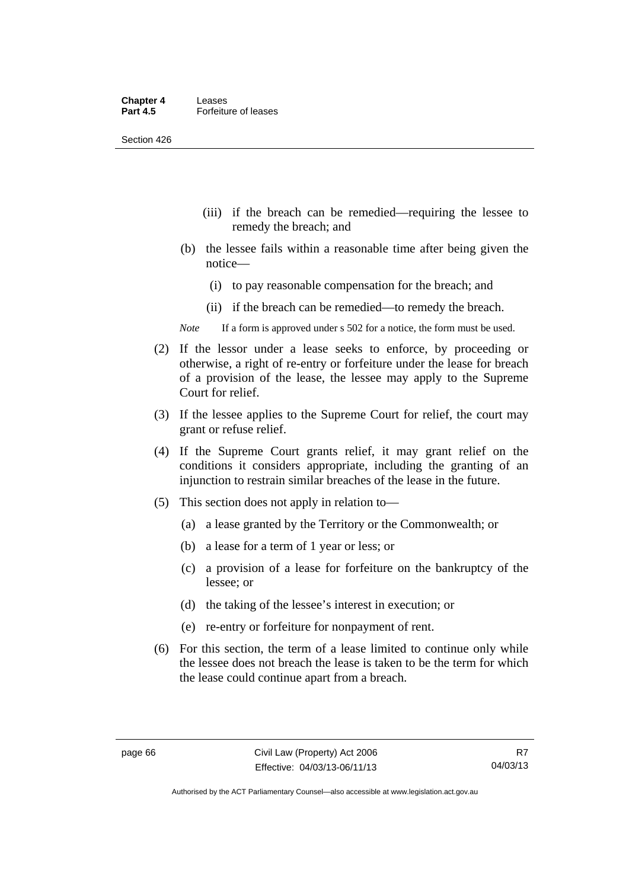(iii) if the breach can be remedied—requiring the lessee to remedy the breach; and

(b) the lessee fails within a reasonable time after being given the notice—

(i) to pay reasonable compensation for the breach; and

(ii) if the breach can be remedied—to remedy the breach.

*Note* If a form is approved under s 502 for a notice, the form must be used.

(2) If the lessor under a lease seeks to enforce, by proceeding or otherwise, a right of re-entry or forfeiture under the lease for breach of a provision of the lease, the lessee may apply to the Supreme Court for relief.

(3) If the lessee applies to the Supreme Court for relief, the court may grant or refuse relief.

(4) If the Supreme Court grants relief, it may grant relief on the conditions it considers appropriate, including the granting of an injunction to restrain similar breaches of the lease in the future.

(5) This section does not apply in relation to—

(a) a lease granted by the Territory or the Commonwealth; or

(b) a lease for a term of 1 year or less; or

(c) a provision of a lease for forfeiture on the bankruptcy of the lessee; or

(d) the taking of the lessee's interest in execution; or

(e) re-entry or forfeiture for nonpayment of rent.

(6) For this section, the term of a lease limited to continue only while the lessee does not breach the lease is taken to be the term for which the lease could continue apart from a breach.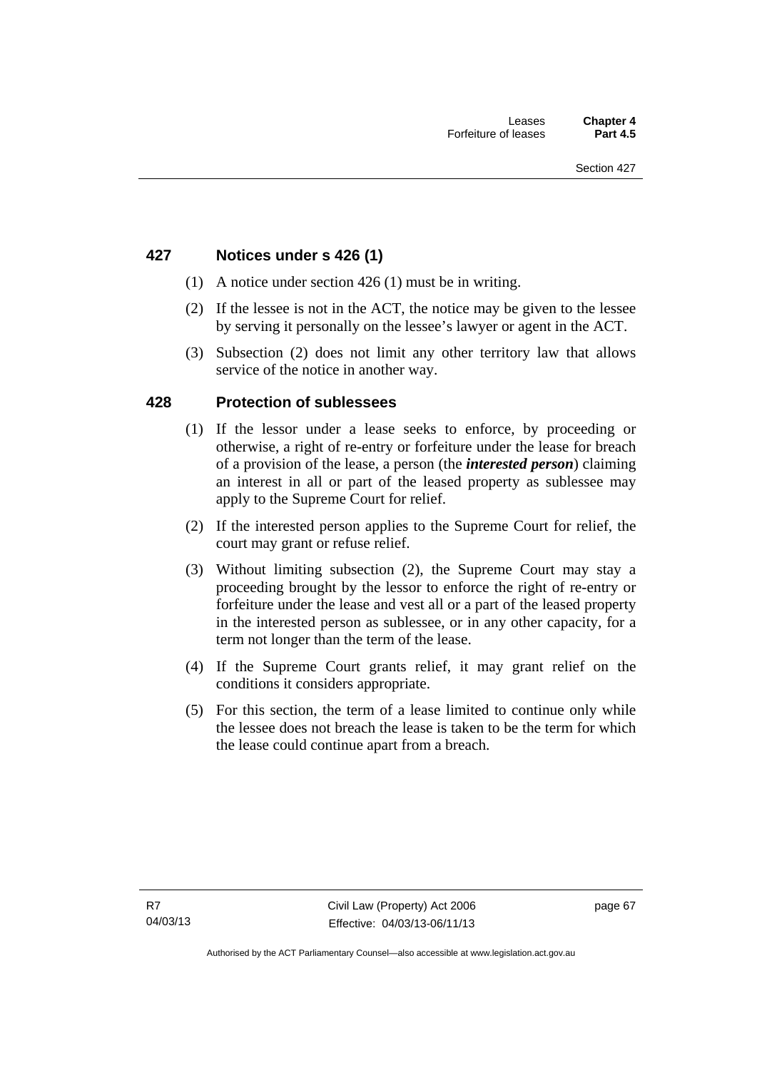## 427 Notices under s 426 (1)

(1) A notice under section 426 (1) must be in writing.

(2) If the lessee is not in the ACT, the notice may be given to the lessee by serving it personally on the lessee's lawyer or agent in the ACT.

(3) Subsection (2) does not limit any other territory law that allows service of the notice in another way.

## 428 Protection of sublessees

(1) If the lessor under a lease seeks to enforce, by proceeding or otherwise, a right of re-entry or forfeiture under the lease for breach of a provision of the lease, a person (the ***interested person***) claiming an interest in all or part of the leased property as sublessee may apply to the Supreme Court for relief.

(2) If the interested person applies to the Supreme Court for relief, the court may grant or refuse relief.

(3) Without limiting subsection (2), the Supreme Court may stay a proceeding brought by the lessor to enforce the right of re-entry or forfeiture under the lease and vest all or a part of the leased property in the interested person as sublessee, or in any other capacity, for a term not longer than the term of the lease.

(4) If the Supreme Court grants relief, it may grant relief on the conditions it considers appropriate.

(5) For this section, the term of a lease limited to continue only while the lessee does not breach the lease is taken to be the term for which the lease could continue apart from a breach.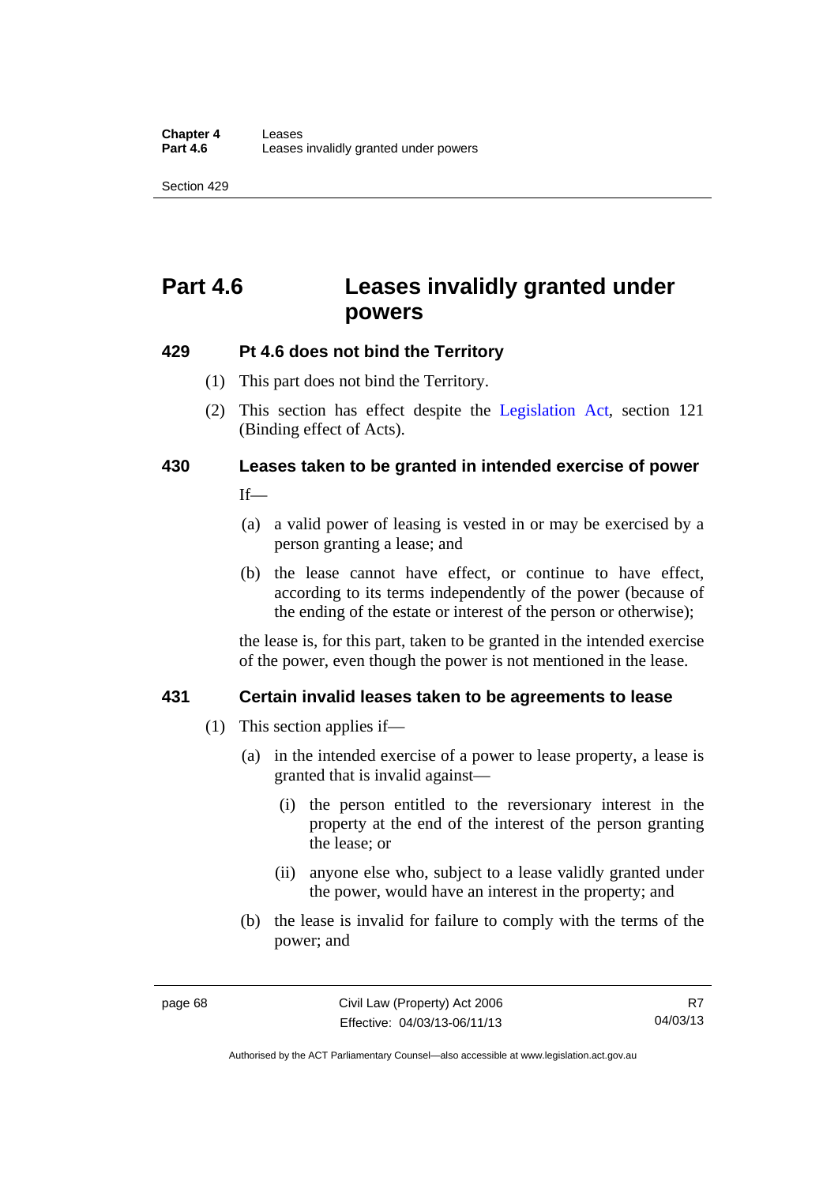# Part 4.6 Leases invalidly granted under powers

## 429 Pt 4.6 does not bind the Territory

(1) This part does not bind the Territory.

(2) This section has effect despite the Legislation Act, section 121 (Binding effect of Acts).

## 430 Leases taken to be granted in intended exercise of power

If—

(a) a valid power of leasing is vested in or may be exercised by a person granting a lease; and

(b) the lease cannot have effect, or continue to have effect, according to its terms independently of the power (because of the ending of the estate or interest of the person or otherwise);

the lease is, for this part, taken to be granted in the intended exercise of the power, even though the power is not mentioned in the lease.

## 431 Certain invalid leases taken to be agreements to lease

(1) This section applies if—

(a) in the intended exercise of a power to lease property, a lease is granted that is invalid against—

(i) the person entitled to the reversionary interest in the property at the end of the interest of the person granting the lease; or

(ii) anyone else who, subject to a lease validly granted under the power, would have an interest in the property; and

(b) the lease is invalid for failure to comply with the terms of the power; and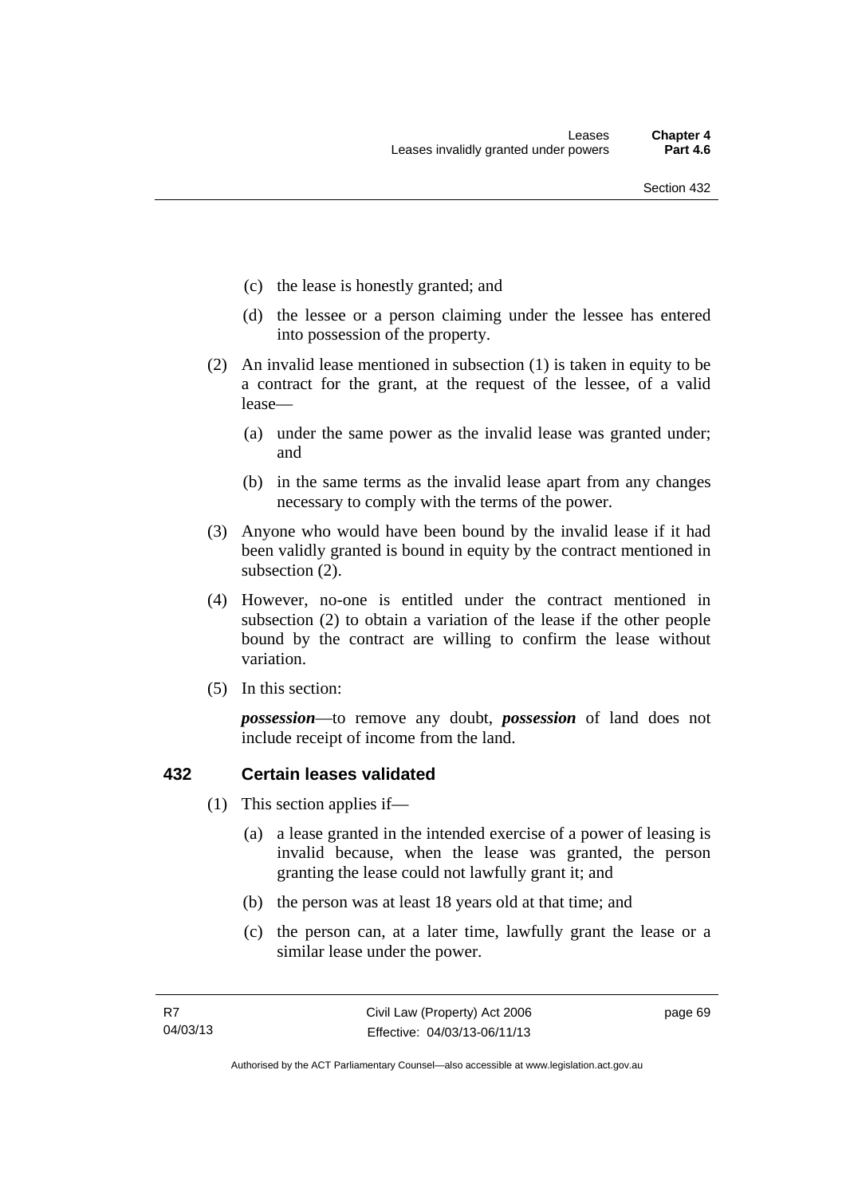(c) the lease is honestly granted; and

(d) the lessee or a person claiming under the lessee has entered into possession of the property.

(2) An invalid lease mentioned in subsection (1) is taken in equity to be a contract for the grant, at the request of the lessee, of a valid lease—

(a) under the same power as the invalid lease was granted under; and

(b) in the same terms as the invalid lease apart from any changes necessary to comply with the terms of the power.

(3) Anyone who would have been bound by the invalid lease if it had been validly granted is bound in equity by the contract mentioned in subsection (2).

(4) However, no-one is entitled under the contract mentioned in subsection (2) to obtain a variation of the lease if the other people bound by the contract are willing to confirm the lease without variation.

(5) In this section:

***possession***—to remove any doubt, ***possession*** of land does not include receipt of income from the land.

## 432 Certain leases validated

(1) This section applies if—

(a) a lease granted in the intended exercise of a power of leasing is invalid because, when the lease was granted, the person granting the lease could not lawfully grant it; and

(b) the person was at least 18 years old at that time; and

(c) the person can, at a later time, lawfully grant the lease or a similar lease under the power.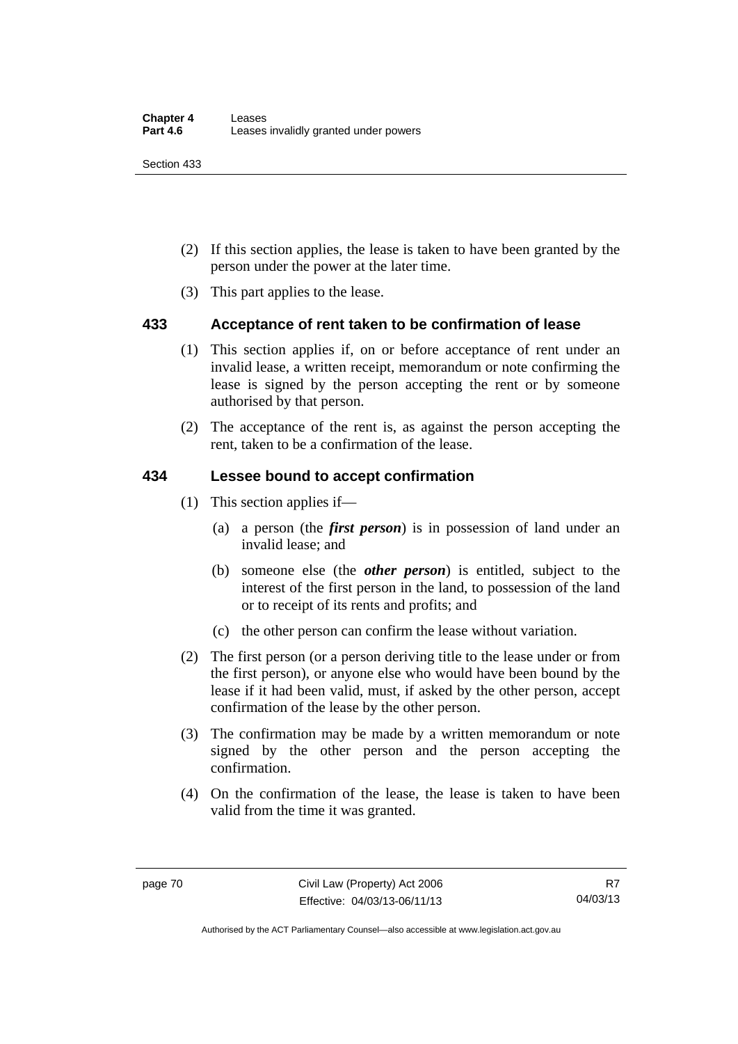(2) If this section applies, the lease is taken to have been granted by the person under the power at the later time.

(3) This part applies to the lease.

### 433 Acceptance of rent taken to be confirmation of lease

(1) This section applies if, on or before acceptance of rent under an invalid lease, a written receipt, memorandum or note confirming the lease is signed by the person accepting the rent or by someone authorised by that person.

(2) The acceptance of the rent is, as against the person accepting the rent, taken to be a confirmation of the lease.

### 434 Lessee bound to accept confirmation

(1) This section applies if—

(a) a person (the ***first person***) is in possession of land under an invalid lease; and

(b) someone else (the ***other person***) is entitled, subject to the interest of the first person in the land, to possession of the land or to receipt of its rents and profits; and

(c) the other person can confirm the lease without variation.

(2) The first person (or a person deriving title to the lease under or from the first person), or anyone else who would have been bound by the lease if it had been valid, must, if asked by the other person, accept confirmation of the lease by the other person.

(3) The confirmation may be made by a written memorandum or note signed by the other person and the person accepting the confirmation.

(4) On the confirmation of the lease, the lease is taken to have been valid from the time it was granted.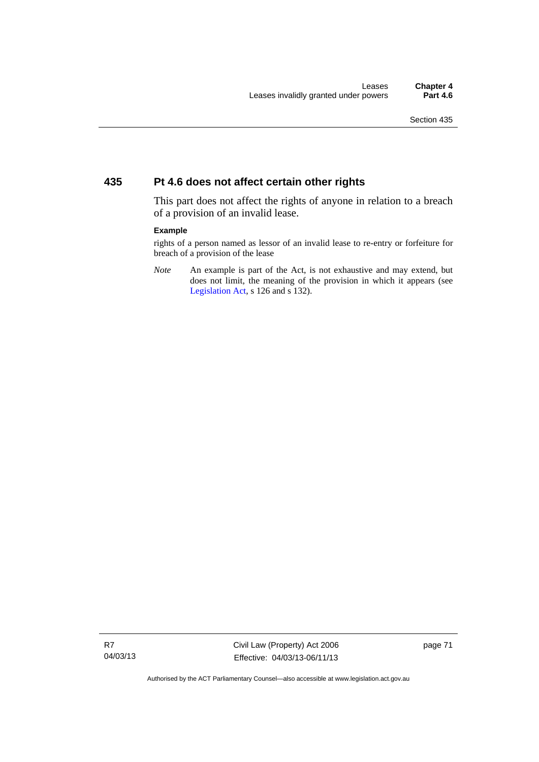## 435 Pt 4.6 does not affect certain other rights

This part does not affect the rights of anyone in relation to a breach of a provision of an invalid lease.

**Example**

rights of a person named as lessor of an invalid lease to re-entry or forfeiture for breach of a provision of the lease

*Note* An example is part of the Act, is not exhaustive and may extend, but does not limit, the meaning of the provision in which it appears (see Legislation Act, s 126 and s 132).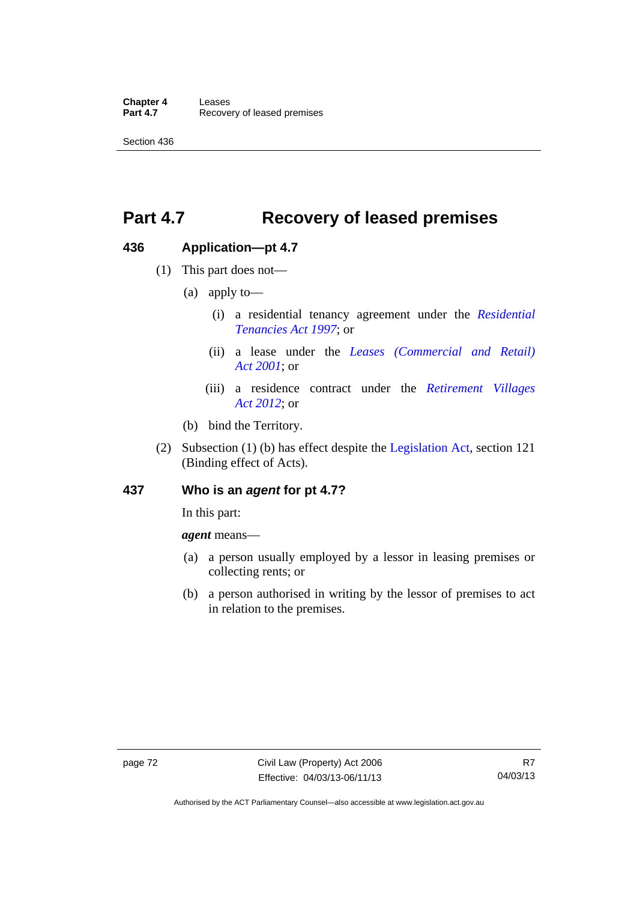# Part 4.7 Recovery of leased premises

## 436 Application—pt 4.7

(1) This part does not—

(a) apply to—

(i) a residential tenancy agreement under the *Residential Tenancies Act 1997*; or

(ii) a lease under the *Leases (Commercial and Retail) Act 2001*; or

(iii) a residence contract under the *Retirement Villages Act 2012*; or

(b) bind the Territory.

(2) Subsection (1) (b) has effect despite the Legislation Act, section 121 (Binding effect of Acts).

## 437 Who is an *agent* for pt 4.7?

In this part:

***agent*** means—

(a) a person usually employed by a lessor in leasing premises or collecting rents; or

(b) a person authorised in writing by the lessor of premises to act in relation to the premises.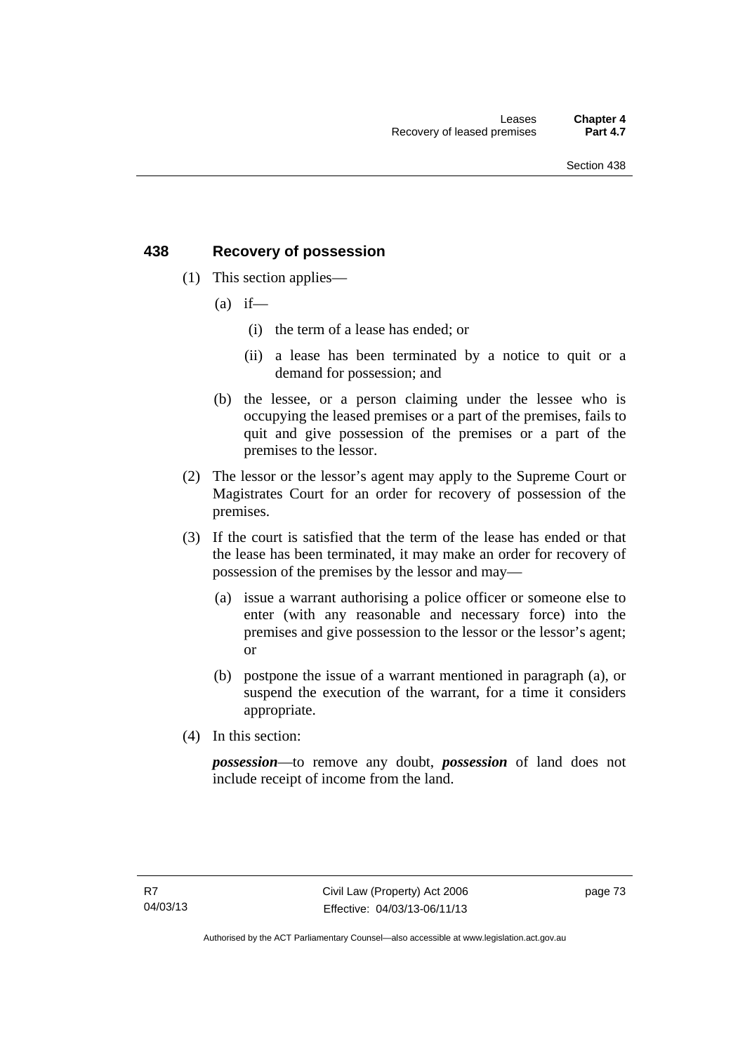## 438 Recovery of possession

(1) This section applies—

(a) if—

(i) the term of a lease has ended; or

(ii) a lease has been terminated by a notice to quit or a demand for possession; and

(b) the lessee, or a person claiming under the lessee who is occupying the leased premises or a part of the premises, fails to quit and give possession of the premises or a part of the premises to the lessor.

(2) The lessor or the lessor's agent may apply to the Supreme Court or Magistrates Court for an order for recovery of possession of the premises.

(3) If the court is satisfied that the term of the lease has ended or that the lease has been terminated, it may make an order for recovery of possession of the premises by the lessor and may—

(a) issue a warrant authorising a police officer or someone else to enter (with any reasonable and necessary force) into the premises and give possession to the lessor or the lessor's agent; or

(b) postpone the issue of a warrant mentioned in paragraph (a), or suspend the execution of the warrant, for a time it considers appropriate.

(4) In this section:

***possession***—to remove any doubt, ***possession*** of land does not include receipt of income from the land.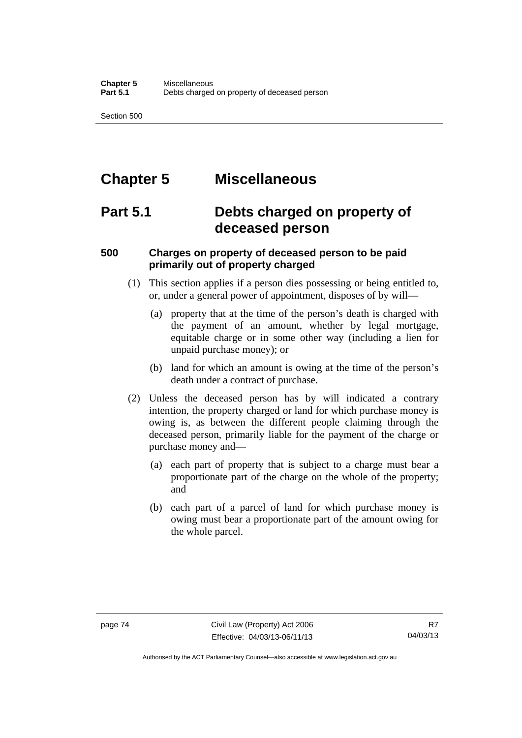# Chapter 5 Miscellaneous

## Part 5.1 Debts charged on property of deceased person

### 500 Charges on property of deceased person to be paid primarily out of property charged

(1) This section applies if a person dies possessing or being entitled to, or, under a general power of appointment, disposes of by will—

(a) property that at the time of the person's death is charged with the payment of an amount, whether by legal mortgage, equitable charge or in some other way (including a lien for unpaid purchase money); or

(b) land for which an amount is owing at the time of the person's death under a contract of purchase.

(2) Unless the deceased person has by will indicated a contrary intention, the property charged or land for which purchase money is owing is, as between the different people claiming through the deceased person, primarily liable for the payment of the charge or purchase money and—

(a) each part of property that is subject to a charge must bear a proportionate part of the charge on the whole of the property; and

(b) each part of a parcel of land for which purchase money is owing must bear a proportionate part of the amount owing for the whole parcel.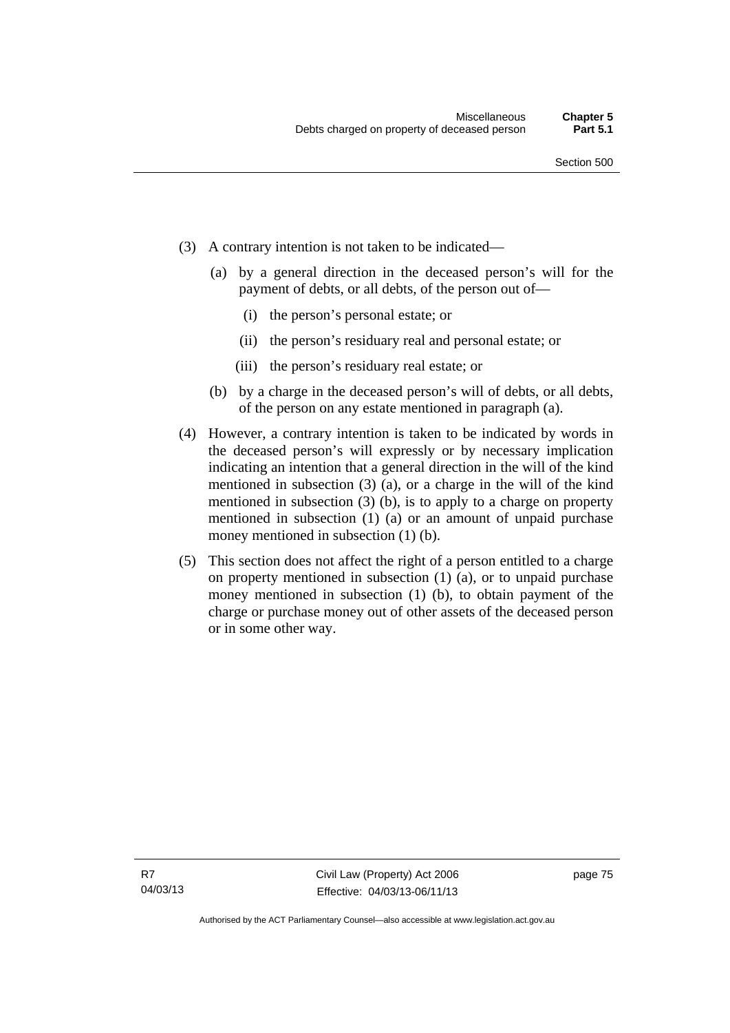(3) A contrary intention is not taken to be indicated—

  (a) by a general direction in the deceased person's will for the payment of debts, or all debts, of the person out of—

    (i) the person's personal estate; or

    (ii) the person's residuary real and personal estate; or

    (iii) the person's residuary real estate; or

  (b) by a charge in the deceased person's will of debts, or all debts, of the person on any estate mentioned in paragraph (a).

(4) However, a contrary intention is taken to be indicated by words in the deceased person's will expressly or by necessary implication indicating an intention that a general direction in the will of the kind mentioned in subsection (3) (a), or a charge in the will of the kind mentioned in subsection (3) (b), is to apply to a charge on property mentioned in subsection (1) (a) or an amount of unpaid purchase money mentioned in subsection (1) (b).

(5) This section does not affect the right of a person entitled to a charge on property mentioned in subsection (1) (a), or to unpaid purchase money mentioned in subsection (1) (b), to obtain payment of the charge or purchase money out of other assets of the deceased person or in some other way.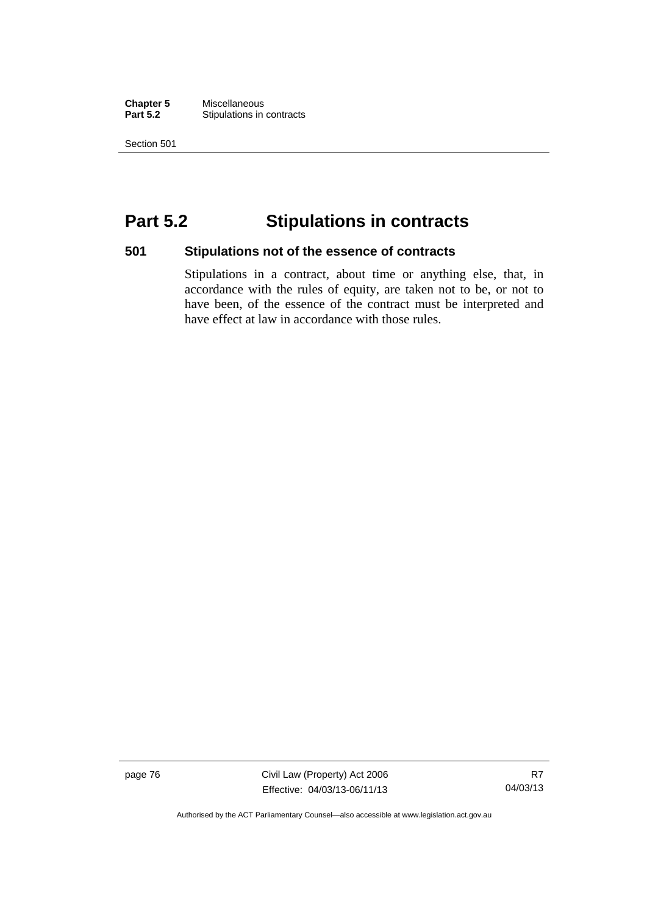# Part 5.2 Stipulations in contracts

## 501 Stipulations not of the essence of contracts

Stipulations in a contract, about time or anything else, that, in accordance with the rules of equity, are taken not to be, or not to have been, of the essence of the contract must be interpreted and have effect at law in accordance with those rules.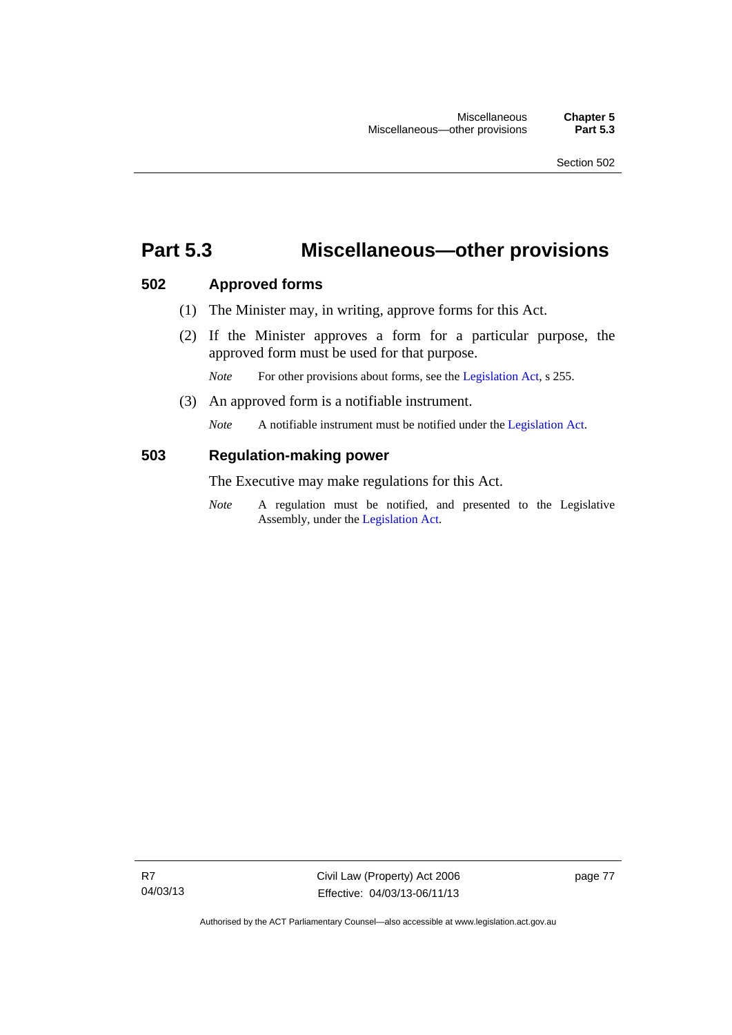# Part 5.3 Miscellaneous—other provisions

## 502 Approved forms

(1) The Minister may, in writing, approve forms for this Act.

(2) If the Minister approves a form for a particular purpose, the approved form must be used for that purpose.

*Note* For other provisions about forms, see the Legislation Act, s 255.

(3) An approved form is a notifiable instrument.

*Note* A notifiable instrument must be notified under the Legislation Act.

## 503 Regulation-making power

The Executive may make regulations for this Act.

*Note* A regulation must be notified, and presented to the Legislative Assembly, under the Legislation Act.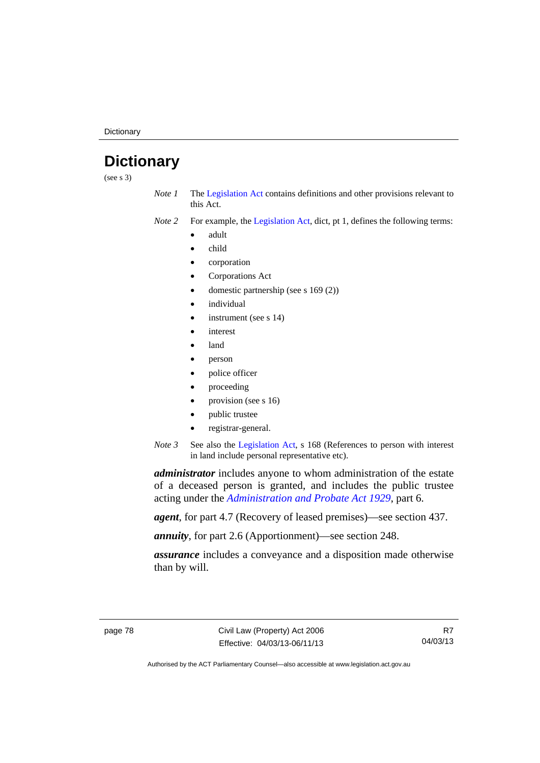# Dictionary

(see s 3)

*Note 1* The Legislation Act contains definitions and other provisions relevant to this Act.

*Note 2* For example, the Legislation Act, dict, pt 1, defines the following terms:

- adult
- child
- corporation
- Corporations Act
- domestic partnership (see s 169 (2))
- individual
- instrument (see s 14)
- interest
- land
- person
- police officer
- proceeding
- provision (see s 16)
- public trustee
- registrar-general.

*Note 3* See also the Legislation Act, s 168 (References to person with interest in land include personal representative etc).

***administrator*** includes anyone to whom administration of the estate of a deceased person is granted, and includes the public trustee acting under the *Administration and Probate Act 1929*, part 6.

***agent***, for part 4.7 (Recovery of leased premises)—see section 437.

***annuity***, for part 2.6 (Apportionment)—see section 248.

***assurance*** includes a conveyance and a disposition made otherwise than by will.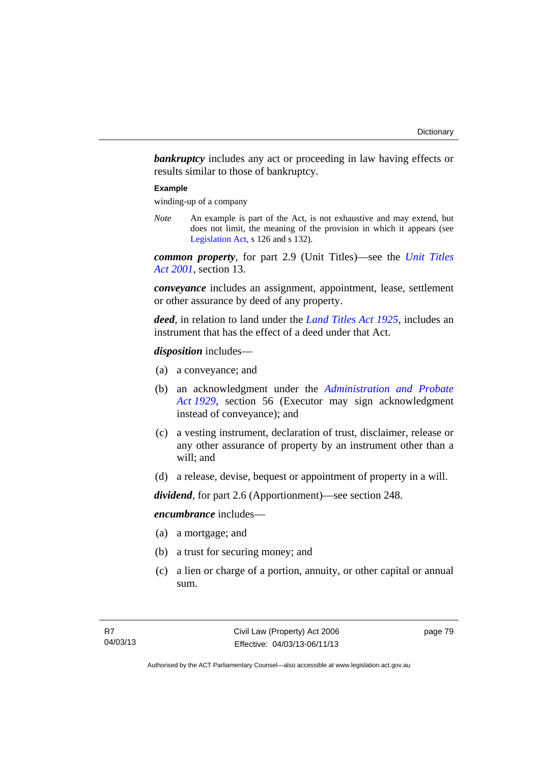***bankruptcy*** includes any act or proceeding in law having effects or results similar to those of bankruptcy.

**Example**

winding-up of a company

*Note* An example is part of the Act, is not exhaustive and may extend, but does not limit, the meaning of the provision in which it appears (see Legislation Act, s 126 and s 132).

***common property***, for part 2.9 (Unit Titles)—see the *Unit Titles Act 2001*, section 13.

***conveyance*** includes an assignment, appointment, lease, settlement or other assurance by deed of any property.

***deed***, in relation to land under the *Land Titles Act 1925*, includes an instrument that has the effect of a deed under that Act.

***disposition*** includes—

(a) a conveyance; and

(b) an acknowledgment under the *Administration and Probate Act 1929*, section 56 (Executor may sign acknowledgment instead of conveyance); and

(c) a vesting instrument, declaration of trust, disclaimer, release or any other assurance of property by an instrument other than a will; and

(d) a release, devise, bequest or appointment of property in a will.

***dividend***, for part 2.6 (Apportionment)—see section 248.

***encumbrance*** includes—

(a) a mortgage; and

(b) a trust for securing money; and

(c) a lien or charge of a portion, annuity, or other capital or annual sum.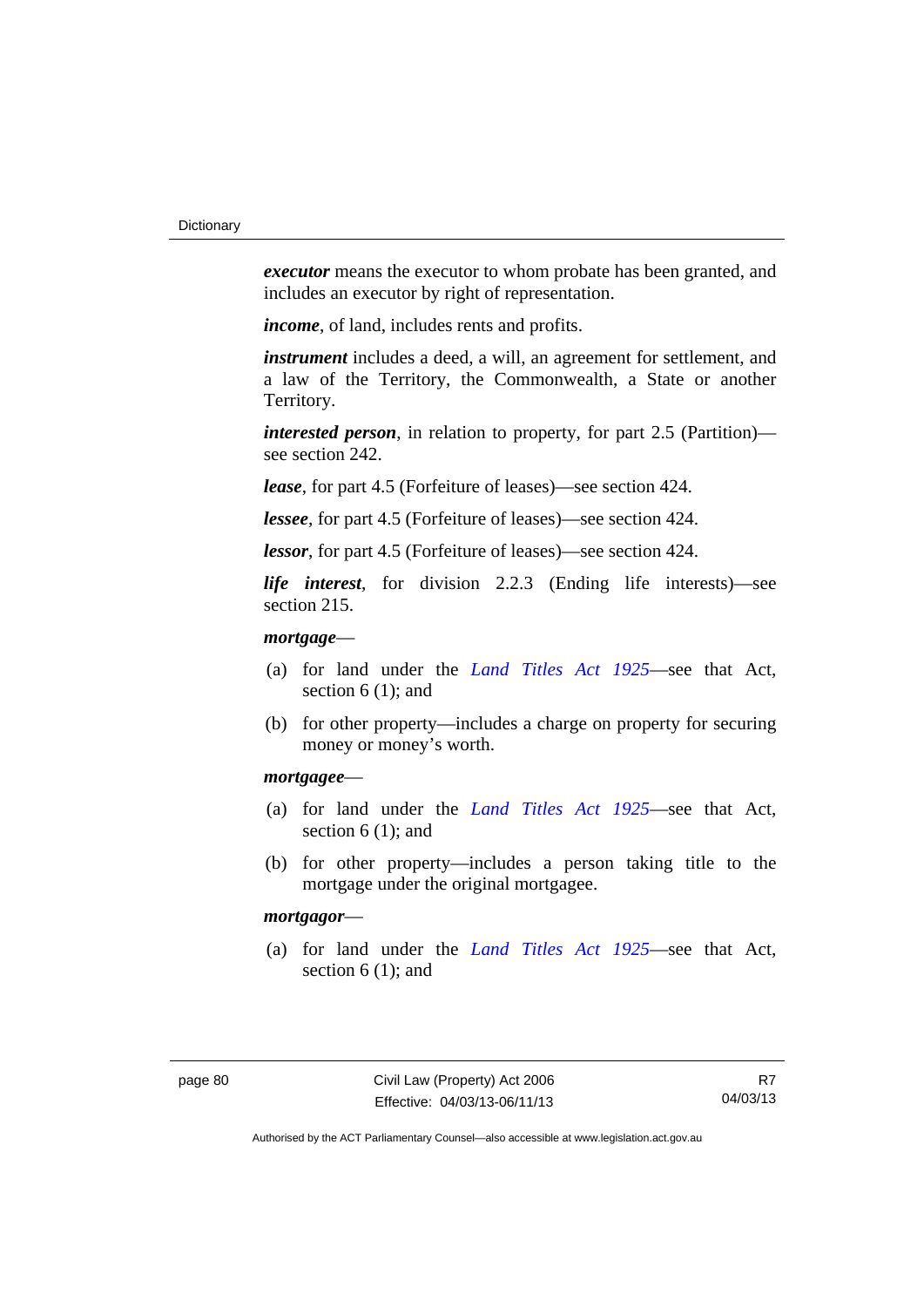***executor*** means the executor to whom probate has been granted, and includes an executor by right of representation.

***income***, of land, includes rents and profits.

***instrument*** includes a deed, a will, an agreement for settlement, and a law of the Territory, the Commonwealth, a State or another Territory.

***interested person***, in relation to property, for part 2.5 (Partition)—see section 242.

***lease***, for part 4.5 (Forfeiture of leases)—see section 424.

***lessee***, for part 4.5 (Forfeiture of leases)—see section 424.

***lessor***, for part 4.5 (Forfeiture of leases)—see section 424.

***life interest***, for division 2.2.3 (Ending life interests)—see section 215.

***mortgage***—

(a) for land under the *Land Titles Act 1925*—see that Act, section 6 (1); and

(b) for other property—includes a charge on property for securing money or money's worth.

***mortgagee***—

(a) for land under the *Land Titles Act 1925*—see that Act, section 6 (1); and

(b) for other property—includes a person taking title to the mortgage under the original mortgagee.

***mortgagor***—

(a) for land under the *Land Titles Act 1925*—see that Act, section 6 (1); and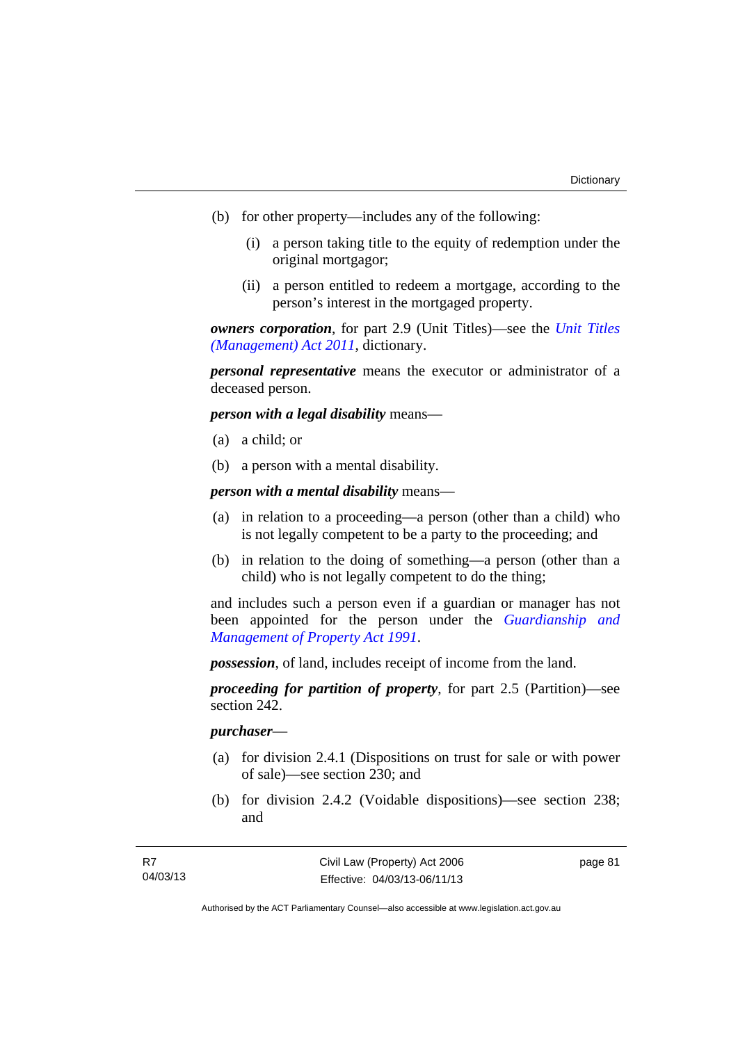(b) for other property—includes any of the following:

(i) a person taking title to the equity of redemption under the original mortgagor;

(ii) a person entitled to redeem a mortgage, according to the person's interest in the mortgaged property.

***owners corporation***, for part 2.9 (Unit Titles)—see the *Unit Titles (Management) Act 2011*, dictionary.

***personal representative*** means the executor or administrator of a deceased person.

***person with a legal disability*** means—

(a) a child; or

(b) a person with a mental disability.

***person with a mental disability*** means—

(a) in relation to a proceeding—a person (other than a child) who is not legally competent to be a party to the proceeding; and

(b) in relation to the doing of something—a person (other than a child) who is not legally competent to do the thing;

and includes such a person even if a guardian or manager has not been appointed for the person under the *Guardianship and Management of Property Act 1991*.

***possession***, of land, includes receipt of income from the land.

***proceeding for partition of property***, for part 2.5 (Partition)—see section 242.

***purchaser***—

(a) for division 2.4.1 (Dispositions on trust for sale or with power of sale)—see section 230; and

(b) for division 2.4.2 (Voidable dispositions)—see section 238; and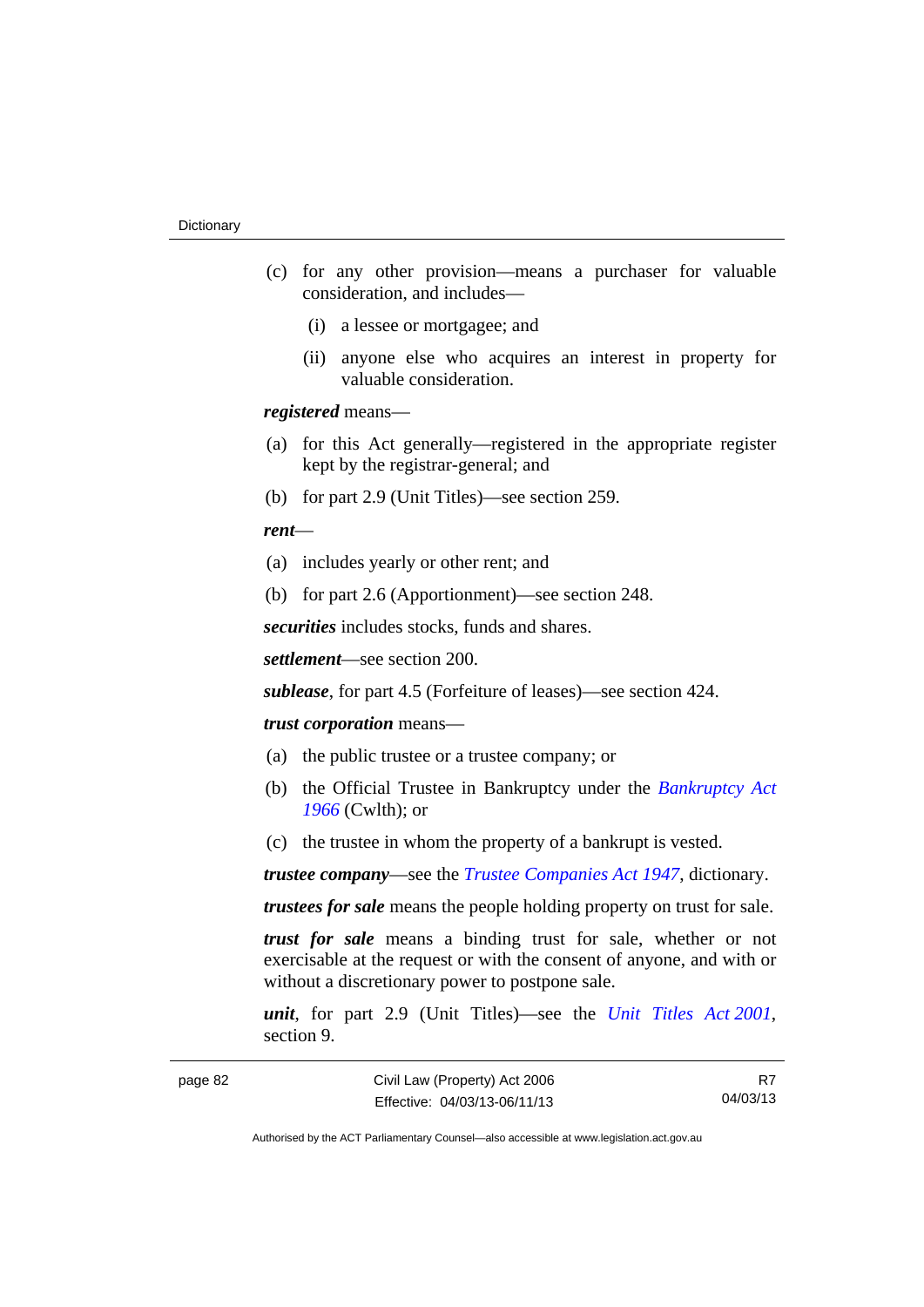(c) for any other provision—means a purchaser for valuable consideration, and includes—

(i) a lessee or mortgagee; and

(ii) anyone else who acquires an interest in property for valuable consideration.

***registered*** means—

(a) for this Act generally—registered in the appropriate register kept by the registrar-general; and

(b) for part 2.9 (Unit Titles)—see section 259.

***rent***—

(a) includes yearly or other rent; and

(b) for part 2.6 (Apportionment)—see section 248.

***securities*** includes stocks, funds and shares.

***settlement***—see section 200.

***sublease***, for part 4.5 (Forfeiture of leases)—see section 424.

***trust corporation*** means—

(a) the public trustee or a trustee company; or

(b) the Official Trustee in Bankruptcy under the *Bankruptcy Act 1966* (Cwlth); or

(c) the trustee in whom the property of a bankrupt is vested.

***trustee company***—see the *Trustee Companies Act 1947*, dictionary.

***trustees for sale*** means the people holding property on trust for sale.

***trust for sale*** means a binding trust for sale, whether or not exercisable at the request or with the consent of anyone, and with or without a discretionary power to postpone sale.

***unit***, for part 2.9 (Unit Titles)—see the *Unit Titles Act 2001*, section 9.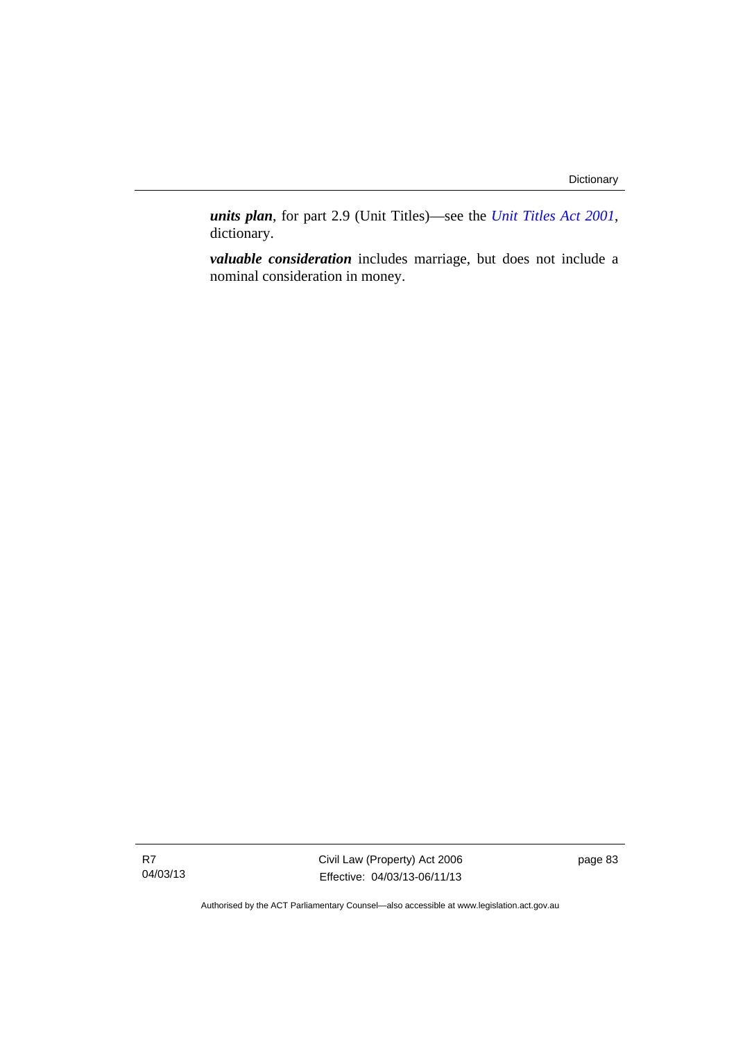***units plan***, for part 2.9 (Unit Titles)—see the *Unit Titles Act 2001*, dictionary.

***valuable consideration*** includes marriage, but does not include a nominal consideration in money.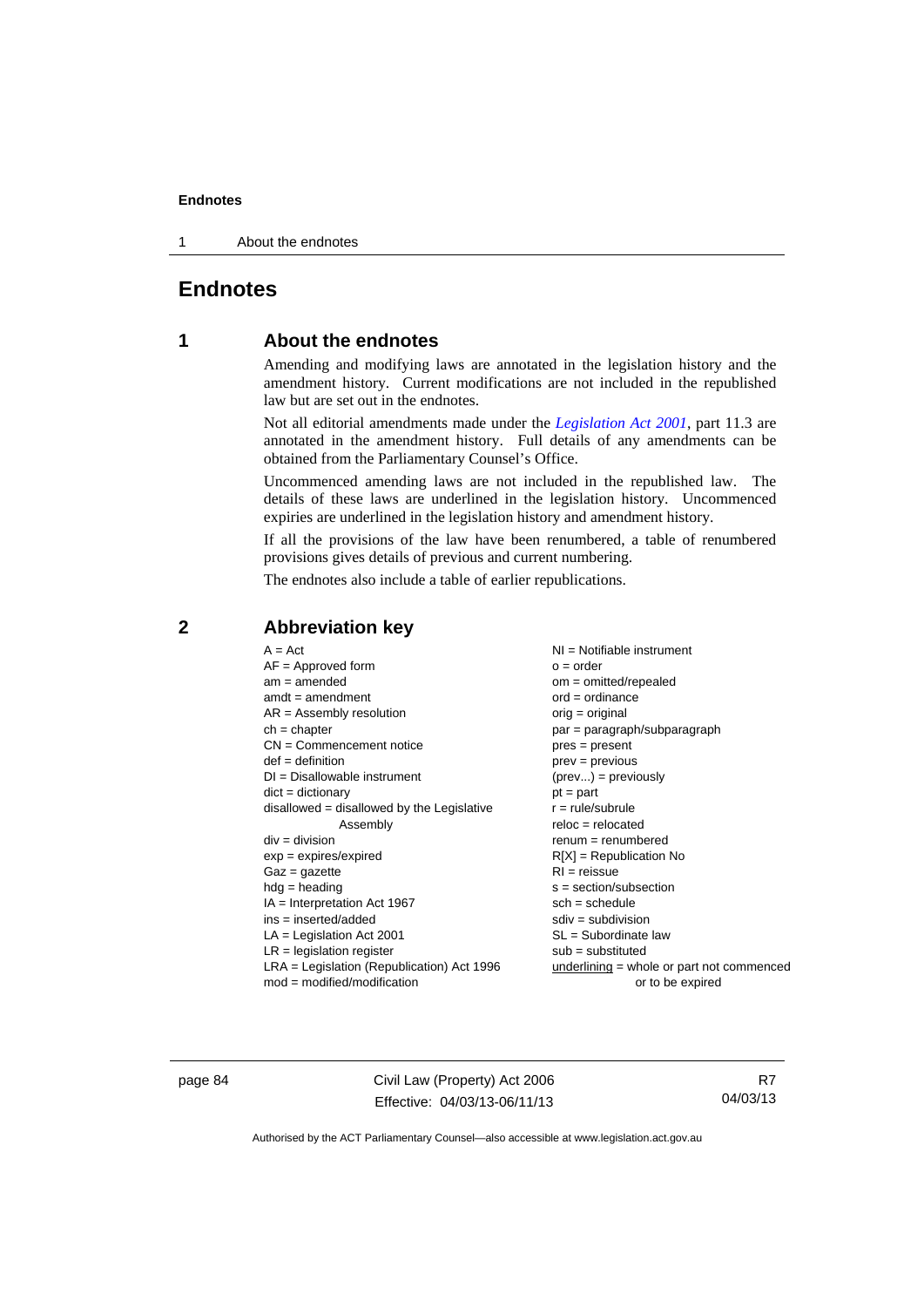# Endnotes

## 1 About the endnotes

Amending and modifying laws are annotated in the legislation history and the amendment history. Current modifications are not included in the republished law but are set out in the endnotes.

Not all editorial amendments made under the *Legislation Act 2001*, part 11.3 are annotated in the amendment history. Full details of any amendments can be obtained from the Parliamentary Counsel's Office.

Uncommenced amending laws are not included in the republished law. The details of these laws are underlined in the legislation history. Uncommenced expiries are underlined in the legislation history and amendment history.

If all the provisions of the law have been renumbered, a table of renumbered provisions gives details of previous and current numbering.

The endnotes also include a table of earlier republications.

## 2 Abbreviation key

A = Act
AF = Approved form
am = amended
amdt = amendment
AR = Assembly resolution
ch = chapter
CN = Commencement notice
def = definition
DI = Disallowable instrument
dict = dictionary
disallowed = disallowed by the Legislative Assembly
div = division
exp = expires/expired
Gaz = gazette
hdg = heading
IA = Interpretation Act 1967
ins = inserted/added
LA = Legislation Act 2001
LR = legislation register
LRA = Legislation (Republication) Act 1996
mod = modified/modification
NI = Notifiable instrument
o = order
om = omitted/repealed
ord = ordinance
orig = original
par = paragraph/subparagraph
pres = present
prev = previous
(prev...) = previously
pt = part
r = rule/subrule
reloc = relocated
renum = renumbered
R[X] = Republication No
RI = reissue
s = section/subsection
sch = schedule
sdiv = subdivision
SL = Subordinate law
sub = substituted
underlining = whole or part not commenced or to be expired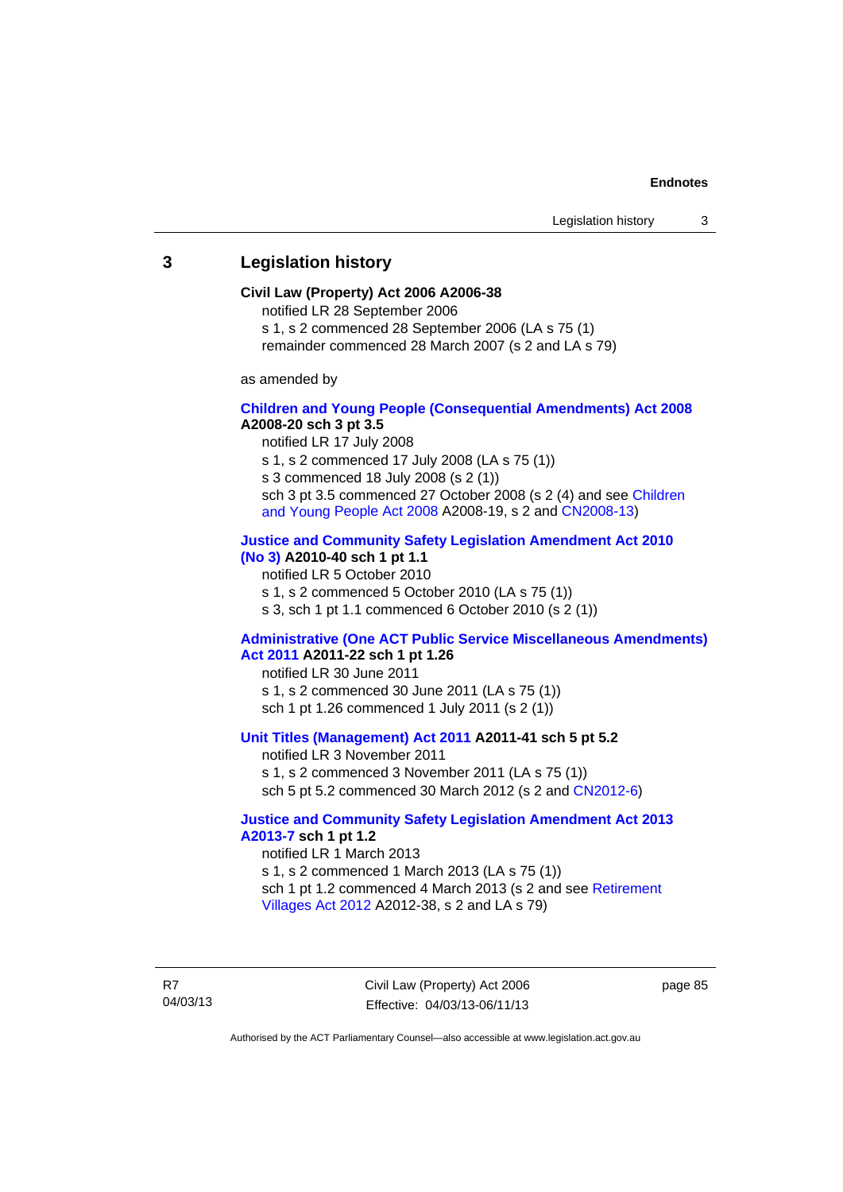## 3 Legislation history

**Civil Law (Property) Act 2006 A2006-38**

notified LR 28 September 2006

s 1, s 2 commenced 28 September 2006 (LA s 75 (1)

remainder commenced 28 March 2007 (s 2 and LA s 79)

as amended by

**Children and Young People (Consequential Amendments) Act 2008 A2008-20 sch 3 pt 3.5**

notified LR 17 July 2008

s 1, s 2 commenced 17 July 2008 (LA s 75 (1))

s 3 commenced 18 July 2008 (s 2 (1))

sch 3 pt 3.5 commenced 27 October 2008 (s 2 (4) and see Children and Young People Act 2008 A2008-19, s 2 and CN2008-13)

**Justice and Community Safety Legislation Amendment Act 2010 (No 3) A2010-40 sch 1 pt 1.1**

notified LR 5 October 2010

s 1, s 2 commenced 5 October 2010 (LA s 75 (1))

s 3, sch 1 pt 1.1 commenced 6 October 2010 (s 2 (1))

**Administrative (One ACT Public Service Miscellaneous Amendments) Act 2011 A2011-22 sch 1 pt 1.26**

notified LR 30 June 2011

s 1, s 2 commenced 30 June 2011 (LA s 75 (1))

sch 1 pt 1.26 commenced 1 July 2011 (s 2 (1))

**Unit Titles (Management) Act 2011 A2011-41 sch 5 pt 5.2**

notified LR 3 November 2011

s 1, s 2 commenced 3 November 2011 (LA s 75 (1))

sch 5 pt 5.2 commenced 30 March 2012 (s 2 and CN2012-6)

**Justice and Community Safety Legislation Amendment Act 2013 A2013-7 sch 1 pt 1.2**

notified LR 1 March 2013

s 1, s 2 commenced 1 March 2013 (LA s 75 (1))

sch 1 pt 1.2 commenced 4 March 2013 (s 2 and see Retirement Villages Act 2012 A2012-38, s 2 and LA s 79)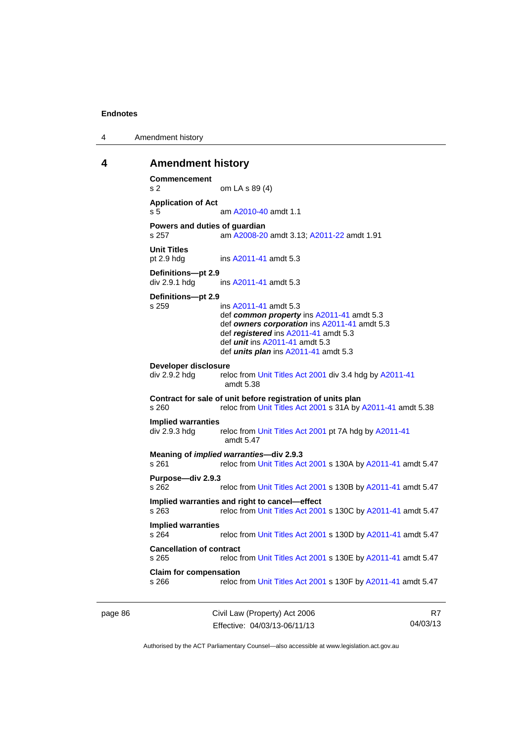## 4 Amendment history

**Commencement**
s 2 — om LA s 89 (4)

**Application of Act**
s 5 — am A2010-40 amdt 1.1

**Powers and duties of guardian**
s 257 — am A2008-20 amdt 3.13; A2011-22 amdt 1.91

**Unit Titles**
pt 2.9 hdg — ins A2011-41 amdt 5.3

**Definitions—pt 2.9**
div 2.9.1 hdg — ins A2011-41 amdt 5.3

**Definitions—pt 2.9**
s 259 — ins A2011-41 amdt 5.3
def ***common property*** ins A2011-41 amdt 5.3
def ***owners corporation*** ins A2011-41 amdt 5.3
def ***registered*** ins A2011-41 amdt 5.3
def ***unit*** ins A2011-41 amdt 5.3
def ***units plan*** ins A2011-41 amdt 5.3

**Developer disclosure**
div 2.9.2 hdg — reloc from Unit Titles Act 2001 div 3.4 hdg by A2011-41 amdt 5.38

**Contract for sale of unit before registration of units plan**
s 260 — reloc from Unit Titles Act 2001 s 31A by A2011-41 amdt 5.38

**Implied warranties**
div 2.9.3 hdg — reloc from Unit Titles Act 2001 pt 7A hdg by A2011-41 amdt 5.47

**Meaning of *implied warranties*—div 2.9.3**
s 261 — reloc from Unit Titles Act 2001 s 130A by A2011-41 amdt 5.47

**Purpose—div 2.9.3**
s 262 — reloc from Unit Titles Act 2001 s 130B by A2011-41 amdt 5.47

**Implied warranties and right to cancel—effect**
s 263 — reloc from Unit Titles Act 2001 s 130C by A2011-41 amdt 5.47

**Implied warranties**
s 264 — reloc from Unit Titles Act 2001 s 130D by A2011-41 amdt 5.47

**Cancellation of contract**
s 265 — reloc from Unit Titles Act 2001 s 130E by A2011-41 amdt 5.47

**Claim for compensation**
s 266 — reloc from Unit Titles Act 2001 s 130F by A2011-41 amdt 5.47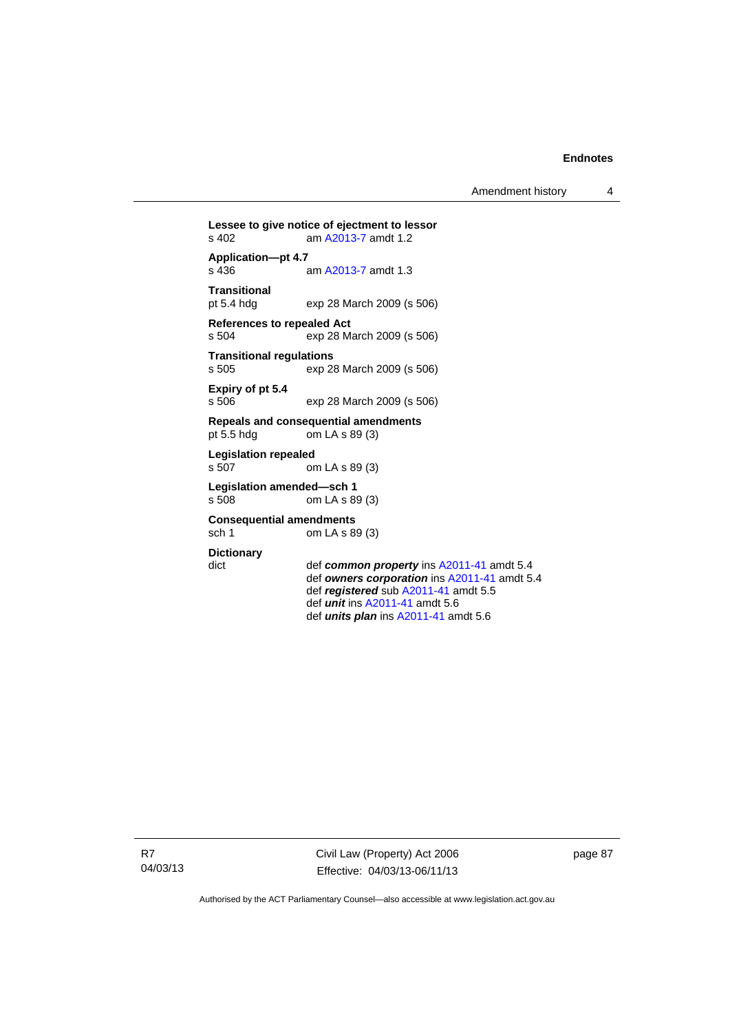**Lessee to give notice of ejectment to lessor**
s 402 am A2013-7 amdt 1.2

**Application—pt 4.7**
s 436 am A2013-7 amdt 1.3

**Transitional**
pt 5.4 hdg exp 28 March 2009 (s 506)

**References to repealed Act**
s 504 exp 28 March 2009 (s 506)

**Transitional regulations**
s 505 exp 28 March 2009 (s 506)

**Expiry of pt 5.4**
s 506 exp 28 March 2009 (s 506)

**Repeals and consequential amendments**
pt 5.5 hdg om LA s 89 (3)

**Legislation repealed**
s 507 om LA s 89 (3)

**Legislation amended—sch 1**
s 508 om LA s 89 (3)

**Consequential amendments**
sch 1 om LA s 89 (3)

**Dictionary**
dict def ***common property*** ins A2011-41 amdt 5.4
def ***owners corporation*** ins A2011-41 amdt 5.4
def ***registered*** sub A2011-41 amdt 5.5
def ***unit*** ins A2011-41 amdt 5.6
def ***units plan*** ins A2011-41 amdt 5.6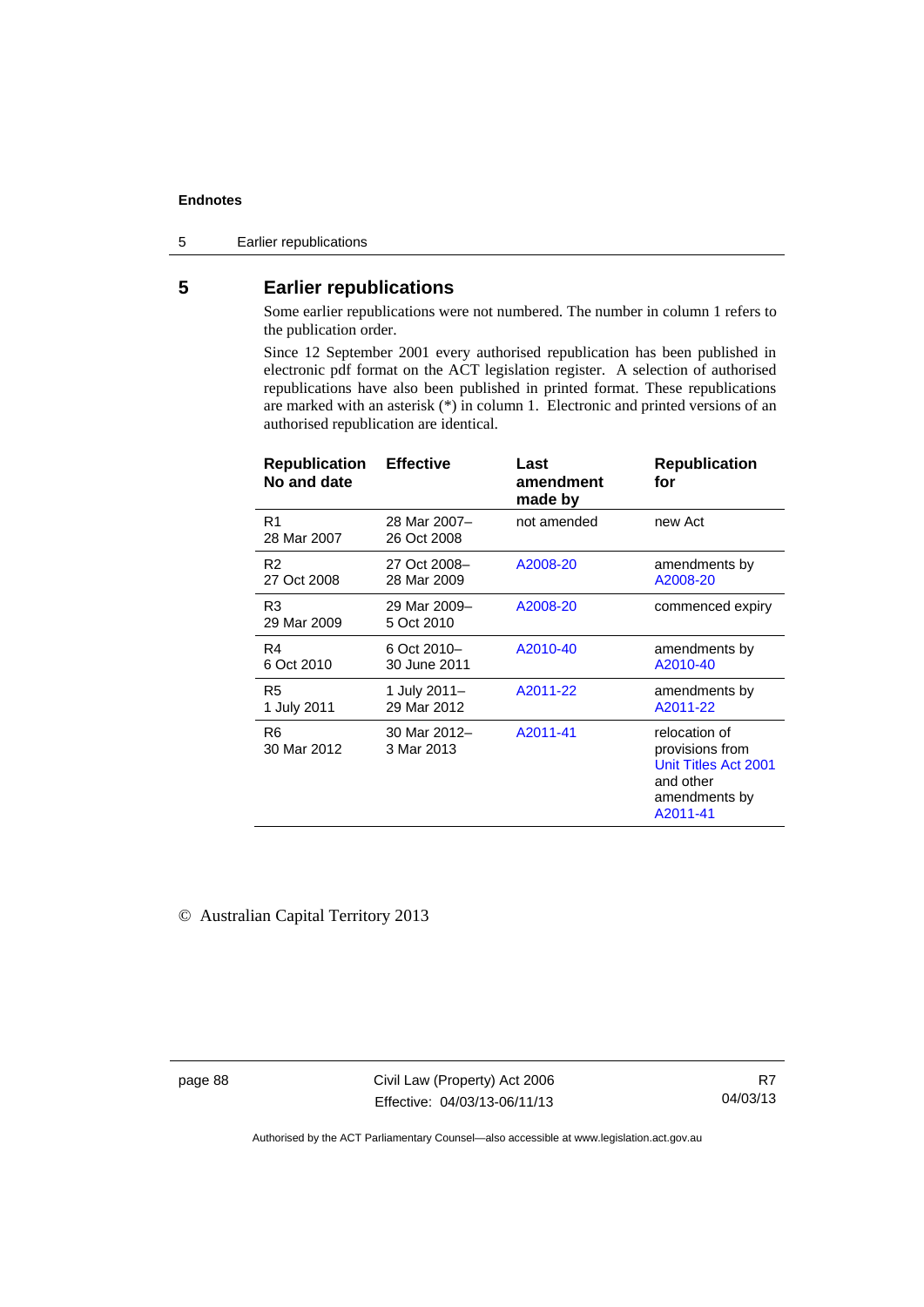## 5 Earlier republications

Some earlier republications were not numbered. The number in column 1 refers to the publication order.

Since 12 September 2001 every authorised republication has been published in electronic pdf format on the ACT legislation register. A selection of authorised republications have also been published in printed format. These republications are marked with an asterisk (*) in column 1. Electronic and printed versions of an authorised republication are identical.

| Republication No and date | Effective | Last amendment made by | Republication for |
|---|---|---|---|
| R1 28 Mar 2007 | 28 Mar 2007–26 Oct 2008 | not amended | new Act |
| R2 27 Oct 2008 | 27 Oct 2008–28 Mar 2009 | A2008-20 | amendments by A2008-20 |
| R3 29 Mar 2009 | 29 Mar 2009–5 Oct 2010 | A2008-20 | commenced expiry |
| R4 6 Oct 2010 | 6 Oct 2010–30 June 2011 | A2010-40 | amendments by A2010-40 |
| R5 1 July 2011 | 1 July 2011–29 Mar 2012 | A2011-22 | amendments by A2011-22 |
| R6 30 Mar 2012 | 30 Mar 2012–3 Mar 2013 | A2011-41 | relocation of provisions from Unit Titles Act 2001 and other amendments by A2011-41 |

© Australian Capital Territory 2013